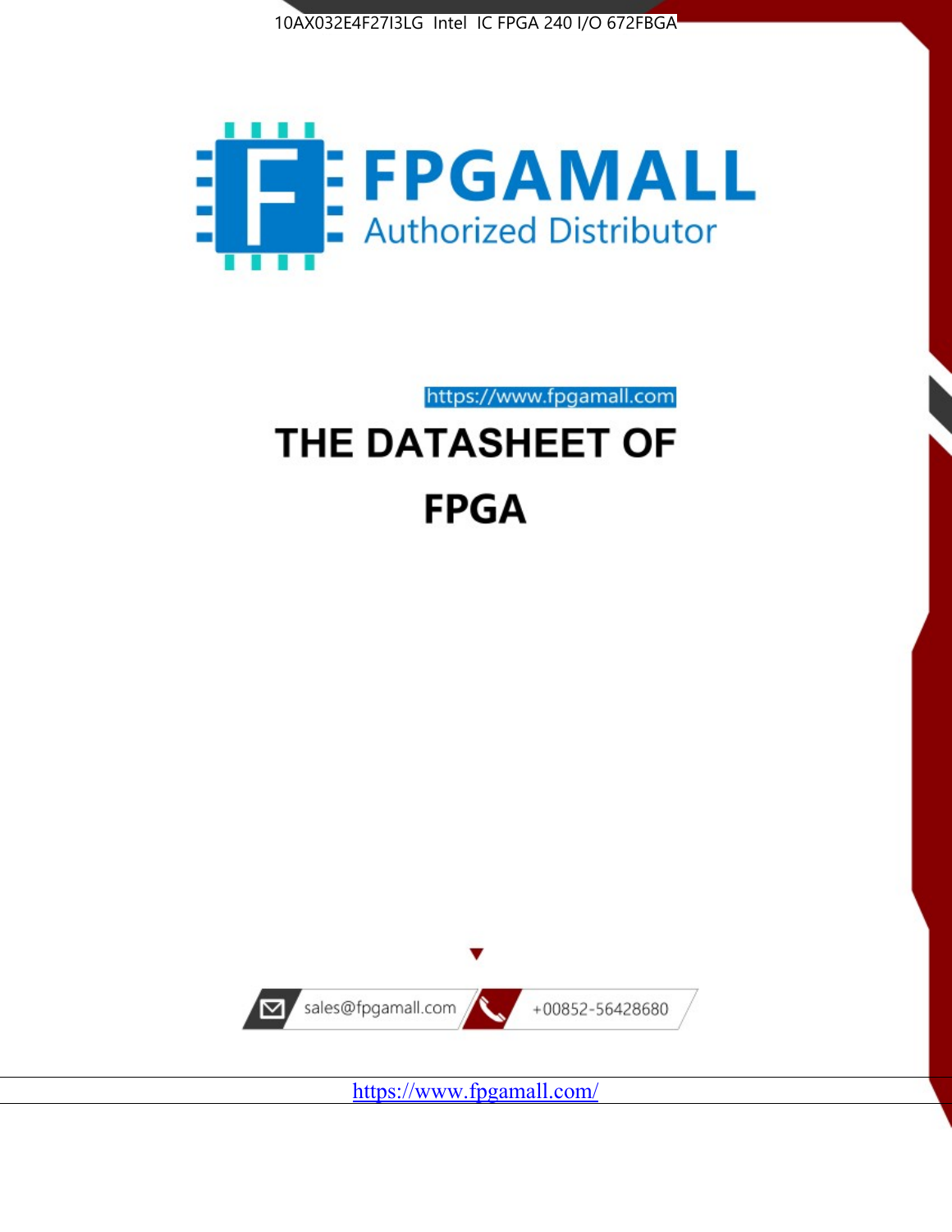10AX032E4F27I3LG Intel IC FPGA 240 I/O 672FBGA

FPGAMALL

Authorized Distributor

https://www.fpgamall.com

# THE DATASHEET OF

# FPGA

sales@fpgamall.com

+00852-56428680

https://www.fpgamall.com/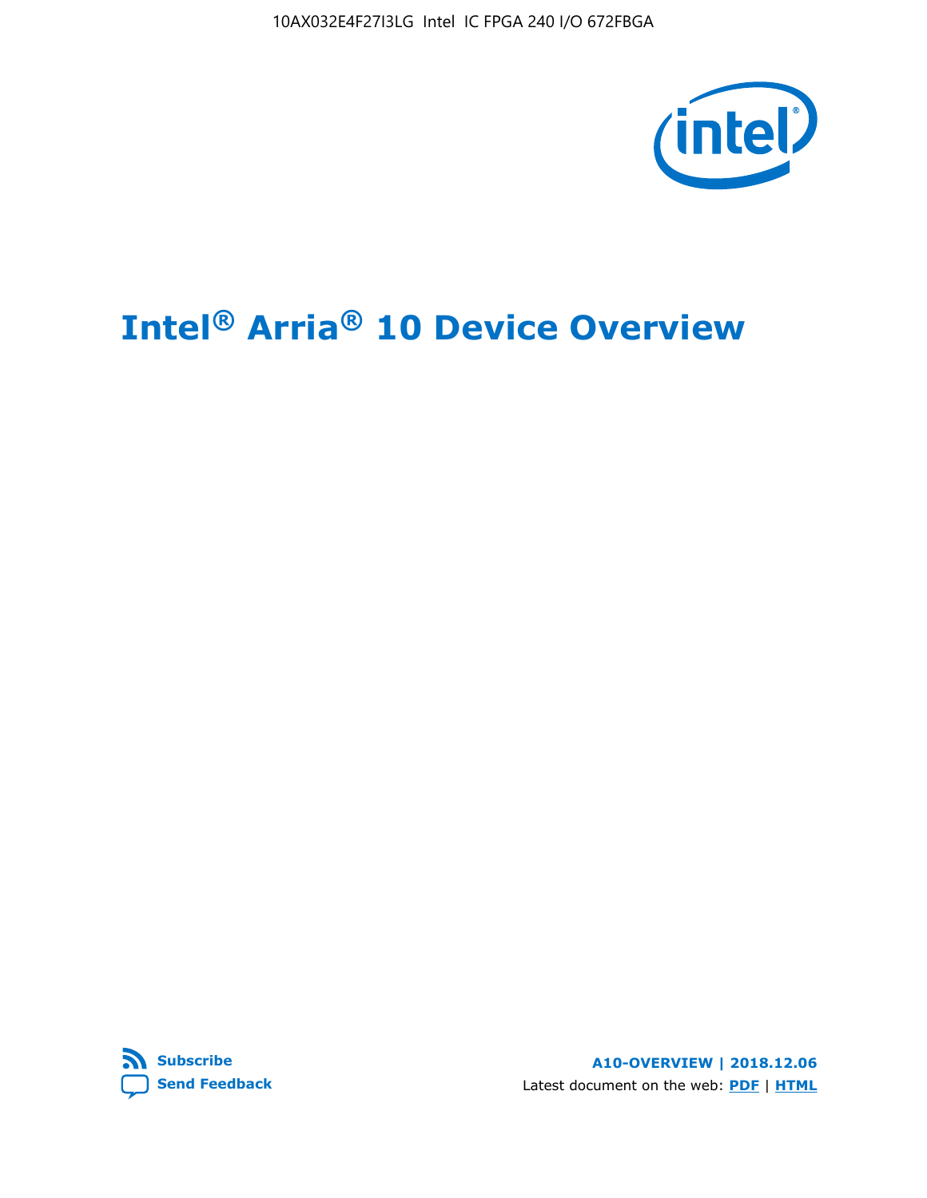# Intel® Arria® 10 Device Overview

Subscribe

Send Feedback

A10-OVERVIEW | 2018.12.06

Latest document on the web: PDF | HTML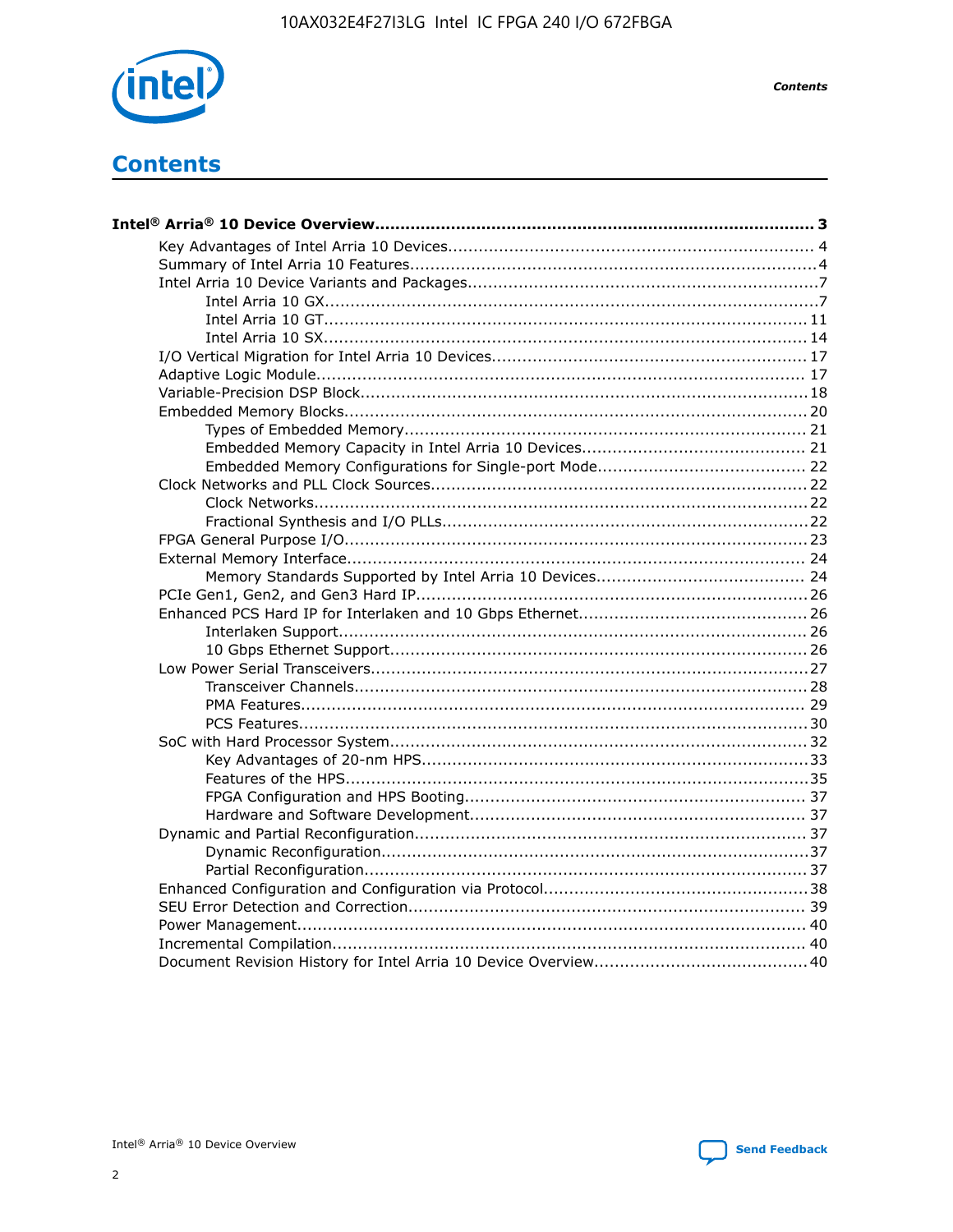# Contents

**Intel® Arria® 10 Device Overview.................................................................................... 3**

- Key Advantages of Intel Arria 10 Devices........................................................................ 4
- Summary of Intel Arria 10 Features................................................................................4
- Intel Arria 10 Device Variants and Packages.....................................................................7
  - Intel Arria 10 GX.................................................................................................7
  - Intel Arria 10 GT............................................................................................... 11
  - Intel Arria 10 SX............................................................................................... 14
- I/O Vertical Migration for Intel Arria 10 Devices.............................................................. 17
- Adaptive Logic Module................................................................................................ 17
- Variable-Precision DSP Block........................................................................................18
- Embedded Memory Blocks...........................................................................................20
  - Types of Embedded Memory............................................................................... 21
  - Embedded Memory Capacity in Intel Arria 10 Devices............................................ 21
  - Embedded Memory Configurations for Single-port Mode......................................... 22
- Clock Networks and PLL Clock Sources..........................................................................22
  - Clock Networks.................................................................................................22
  - Fractional Synthesis and I/O PLLs........................................................................22
- FPGA General Purpose I/O...........................................................................................23
- External Memory Interface.......................................................................................... 24
  - Memory Standards Supported by Intel Arria 10 Devices......................................... 24
- PCIe Gen1, Gen2, and Gen3 Hard IP.............................................................................26
- Enhanced PCS Hard IP for Interlaken and 10 Gbps Ethernet.............................................26
  - Interlaken Support............................................................................................ 26
  - 10 Gbps Ethernet Support.................................................................................. 26
- Low Power Serial Transceivers......................................................................................27
  - Transceiver Channels.........................................................................................28
  - PMA Features................................................................................................... 29
  - PCS Features....................................................................................................30
- SoC with Hard Processor System..................................................................................32
  - Key Advantages of 20-nm HPS............................................................................33
  - Features of the HPS...........................................................................................35
  - FPGA Configuration and HPS Booting................................................................... 37
  - Hardware and Software Development.................................................................. 37
- Dynamic and Partial Reconfiguration.............................................................................37
  - Dynamic Reconfiguration....................................................................................37
  - Partial Reconfiguration.......................................................................................37
- Enhanced Configuration and Configuration via Protocol....................................................38
- SEU Error Detection and Correction.............................................................................. 39
- Power Management.................................................................................................... 40
- Incremental Compilation............................................................................................. 40
- Document Revision History for Intel Arria 10 Device Overview..........................................40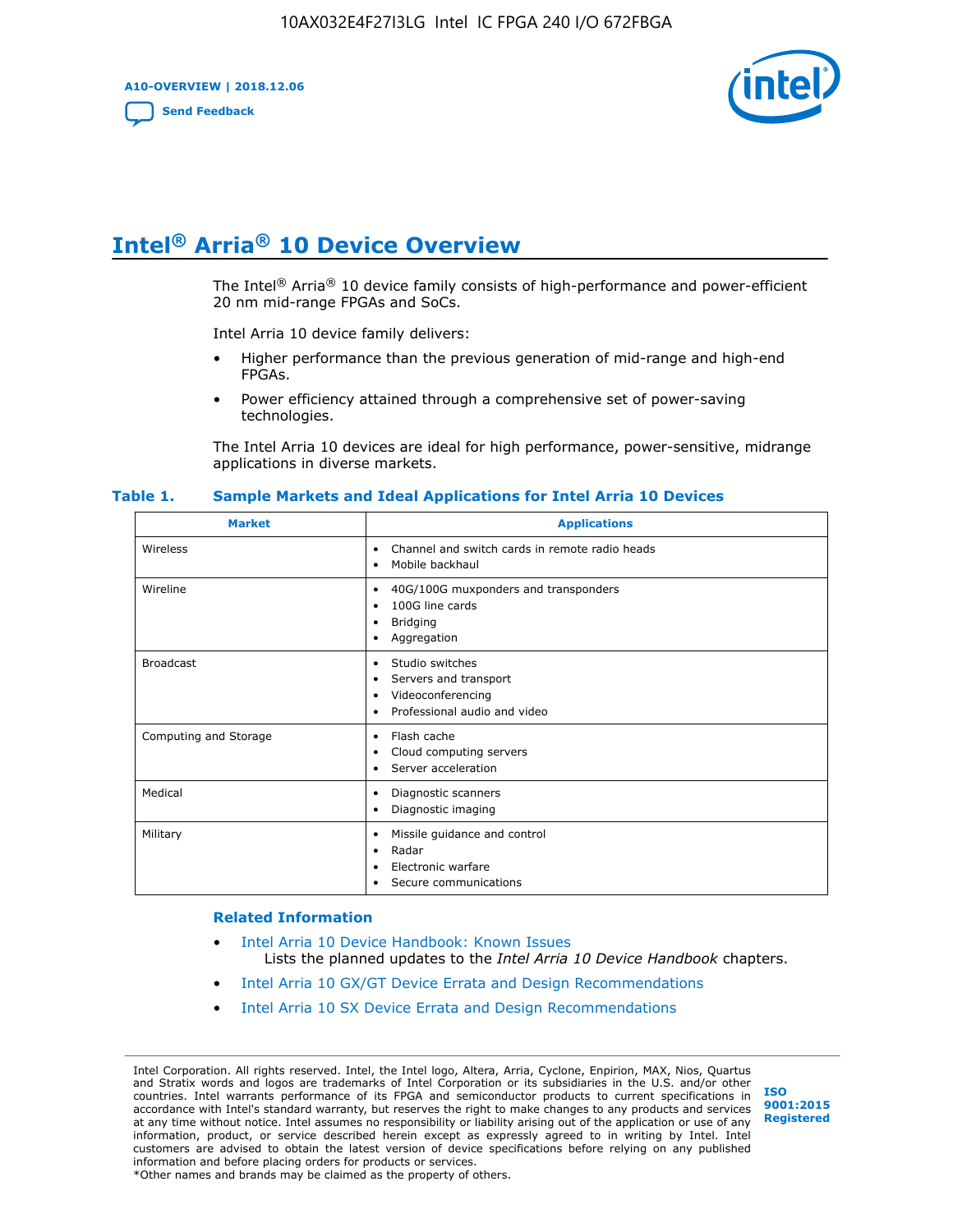# Intel® Arria® 10 Device Overview

The Intel® Arria® 10 device family consists of high-performance and power-efficient 20 nm mid-range FPGAs and SoCs.

Intel Arria 10 device family delivers:

- Higher performance than the previous generation of mid-range and high-end FPGAs.
- Power efficiency attained through a comprehensive set of power-saving technologies.

The Intel Arria 10 devices are ideal for high performance, power-sensitive, midrange applications in diverse markets.

**Table 1. Sample Markets and Ideal Applications for Intel Arria 10 Devices**

| Market | Applications |
|---|---|
| Wireless | • Channel and switch cards in remote radio heads<br>• Mobile backhaul |
| Wireline | • 40G/100G muxponders and transponders<br>• 100G line cards<br>• Bridging<br>• Aggregation |
| Broadcast | • Studio switches<br>• Servers and transport<br>• Videoconferencing<br>• Professional audio and video |
| Computing and Storage | • Flash cache<br>• Cloud computing servers<br>• Server acceleration |
| Medical | • Diagnostic scanners<br>• Diagnostic imaging |
| Military | • Missile guidance and control<br>• Radar<br>• Electronic warfare<br>• Secure communications |

## Related Information

- Intel Arria 10 Device Handbook: Known Issues
  Lists the planned updates to the *Intel Arria 10 Device Handbook* chapters.
- Intel Arria 10 GX/GT Device Errata and Design Recommendations
- Intel Arria 10 SX Device Errata and Design Recommendations

Intel Corporation. All rights reserved. Intel, the Intel logo, Altera, Arria, Cyclone, Enpirion, MAX, Nios, Quartus and Stratix words and logos are trademarks of Intel Corporation or its subsidiaries in the U.S. and/or other countries. Intel warrants performance of its FPGA and semiconductor products to current specifications in accordance with Intel's standard warranty, but reserves the right to make changes to any products and services at any time without notice. Intel assumes no responsibility or liability arising out of the application or use of any information, product, or service described herein except as expressly agreed to in writing by Intel. Intel customers are advised to obtain the latest version of device specifications before relying on any published information and before placing orders for products or services.
*Other names and brands may be claimed as the property of others.

ISO 9001:2015 Registered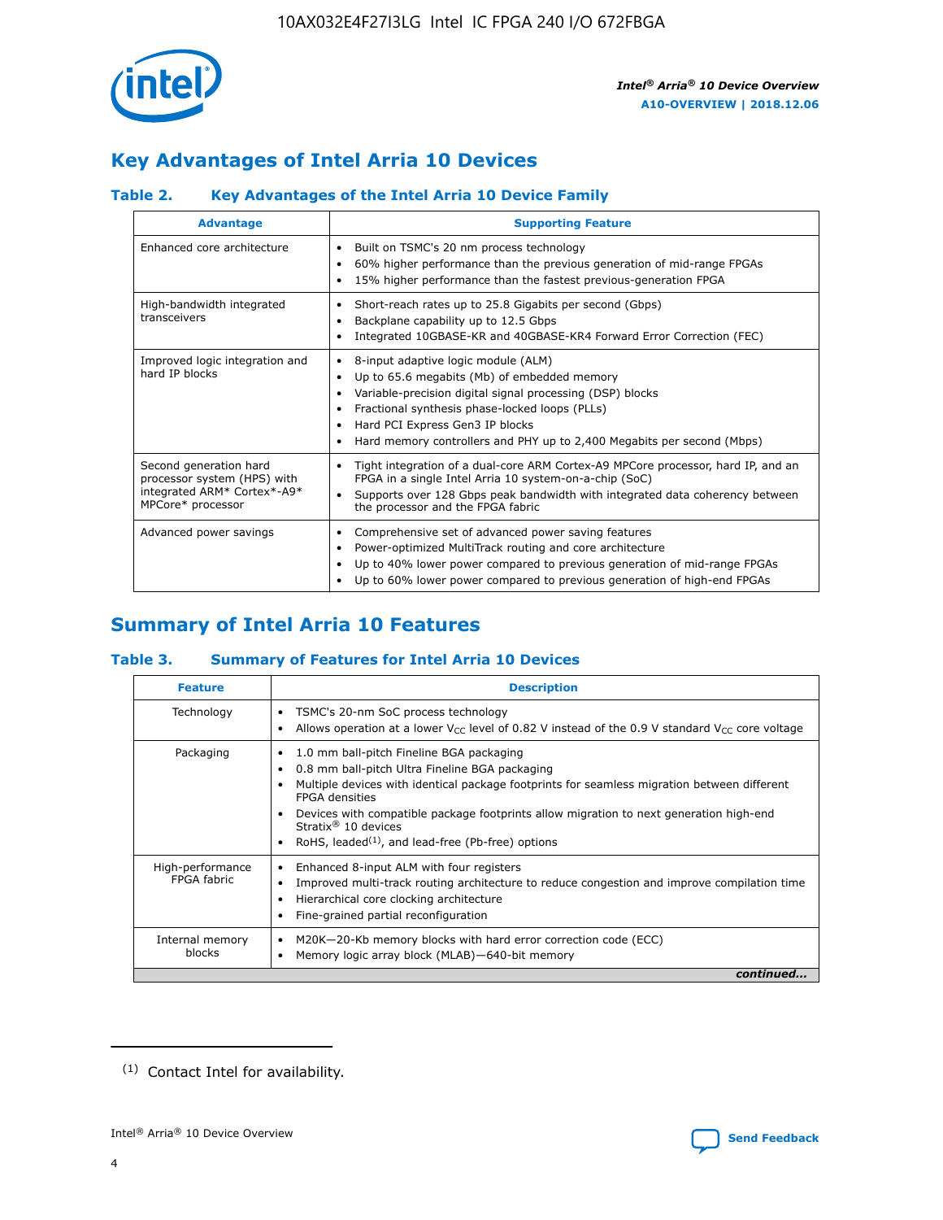## Key Advantages of Intel Arria 10 Devices

### Table 2. Key Advantages of the Intel Arria 10 Device Family

| Advantage | Supporting Feature |
|---|---|
| Enhanced core architecture | • Built on TSMC's 20 nm process technology<br>• 60% higher performance than the previous generation of mid-range FPGAs<br>• 15% higher performance than the fastest previous-generation FPGA |
| High-bandwidth integrated transceivers | • Short-reach rates up to 25.8 Gigabits per second (Gbps)<br>• Backplane capability up to 12.5 Gbps<br>• Integrated 10GBASE-KR and 40GBASE-KR4 Forward Error Correction (FEC) |
| Improved logic integration and hard IP blocks | • 8-input adaptive logic module (ALM)<br>• Up to 65.6 megabits (Mb) of embedded memory<br>• Variable-precision digital signal processing (DSP) blocks<br>• Fractional synthesis phase-locked loops (PLLs)<br>• Hard PCI Express Gen3 IP blocks<br>• Hard memory controllers and PHY up to 2,400 Megabits per second (Mbps) |
| Second generation hard processor system (HPS) with integrated ARM* Cortex*-A9* MPCore* processor | • Tight integration of a dual-core ARM Cortex-A9 MPCore processor, hard IP, and an FPGA in a single Intel Arria 10 system-on-a-chip (SoC)<br>• Supports over 128 Gbps peak bandwidth with integrated data coherency between the processor and the FPGA fabric |
| Advanced power savings | • Comprehensive set of advanced power saving features<br>• Power-optimized MultiTrack routing and core architecture<br>• Up to 40% lower power compared to previous generation of mid-range FPGAs<br>• Up to 60% lower power compared to previous generation of high-end FPGAs |

## Summary of Intel Arria 10 Features

### Table 3. Summary of Features for Intel Arria 10 Devices

| Feature | Description |
|---|---|
| Technology | • TSMC's 20-nm SoC process technology<br>• Allows operation at a lower $V_{CC}$ level of 0.82 V instead of the 0.9 V standard $V_{CC}$ core voltage |
| Packaging | • 1.0 mm ball-pitch Fineline BGA packaging<br>• 0.8 mm ball-pitch Ultra Fineline BGA packaging<br>• Multiple devices with identical package footprints for seamless migration between different FPGA densities<br>• Devices with compatible package footprints allow migration to next generation high-end Stratix® 10 devices<br>• RoHS, leaded[(1)], and lead-free (Pb-free) options |
| High-performance FPGA fabric | • Enhanced 8-input ALM with four registers<br>• Improved multi-track routing architecture to reduce congestion and improve compilation time<br>• Hierarchical core clocking architecture<br>• Fine-grained partial reconfiguration |
| Internal memory blocks | • M20K—20-Kb memory blocks with hard error correction code (ECC)<br>• Memory logic array block (MLAB)—640-bit memory |

*continued...*

(1) Contact Intel for availability.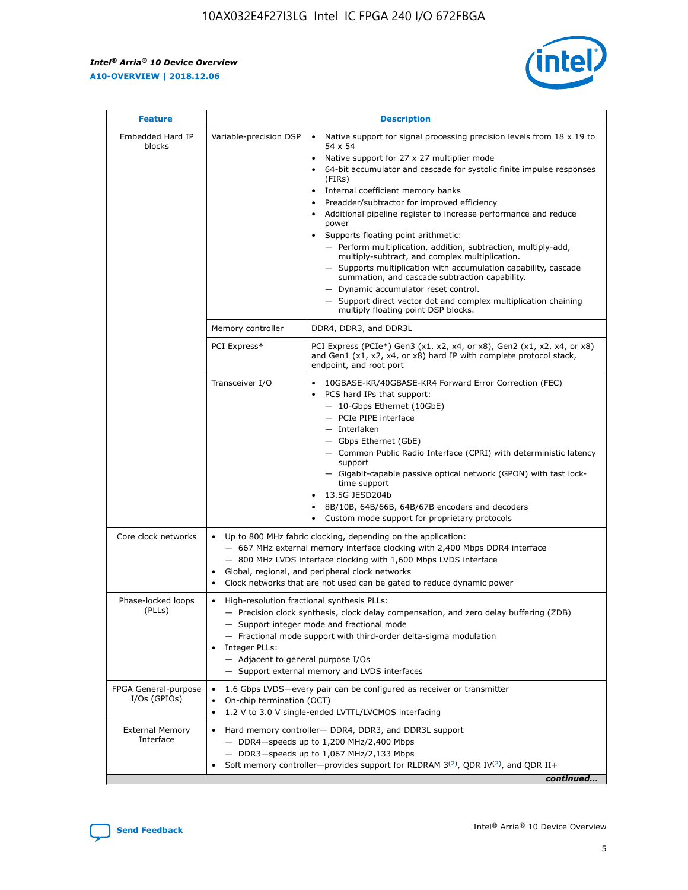| Feature | Description | |
|---|---|---|
| Embedded Hard IP blocks | Variable-precision DSP | • Native support for signal processing precision levels from 18 x 19 to 54 x 54<br>• Native support for 27 x 27 multiplier mode<br>• 64-bit accumulator and cascade for systolic finite impulse responses (FIRs)<br>• Internal coefficient memory banks<br>• Preadder/subtractor for improved efficiency<br>• Additional pipeline register to increase performance and reduce power<br>• Supports floating point arithmetic:<br>— Perform multiplication, addition, subtraction, multiply-add, multiply-subtract, and complex multiplication.<br>— Supports multiplication with accumulation capability, cascade summation, and cascade subtraction capability.<br>— Dynamic accumulator reset control.<br>— Support direct vector dot and complex multiplication chaining multiply floating point DSP blocks. |
| | Memory controller | DDR4, DDR3, and DDR3L |
| | PCI Express* | PCI Express (PCIe*) Gen3 (x1, x2, x4, or x8), Gen2 (x1, x2, x4, or x8) and Gen1 (x1, x2, x4, or x8) hard IP with complete protocol stack, endpoint, and root port |
| | Transceiver I/O | • 10GBASE-KR/40GBASE-KR4 Forward Error Correction (FEC)<br>• PCS hard IPs that support:<br>— 10-Gbps Ethernet (10GbE)<br>— PCIe PIPE interface<br>— Interlaken<br>— Gbps Ethernet (GbE)<br>— Common Public Radio Interface (CPRI) with deterministic latency support<br>— Gigabit-capable passive optical network (GPON) with fast lock-time support<br>• 13.5G JESD204b<br>• 8B/10B, 64B/66B, 64B/67B encoders and decoders<br>• Custom mode support for proprietary protocols |
| Core clock networks | • Up to 800 MHz fabric clocking, depending on the application:<br>— 667 MHz external memory interface clocking with 2,400 Mbps DDR4 interface<br>— 800 MHz LVDS interface clocking with 1,600 Mbps LVDS interface<br>• Global, regional, and peripheral clock networks<br>• Clock networks that are not used can be gated to reduce dynamic power | |
| Phase-locked loops (PLLs) | • High-resolution fractional synthesis PLLs:<br>— Precision clock synthesis, clock delay compensation, and zero delay buffering (ZDB)<br>— Support integer mode and fractional mode<br>— Fractional mode support with third-order delta-sigma modulation<br>• Integer PLLs:<br>— Adjacent to general purpose I/Os<br>— Support external memory and LVDS interfaces | |
| FPGA General-purpose I/Os (GPIOs) | • 1.6 Gbps LVDS—every pair can be configured as receiver or transmitter<br>• On-chip termination (OCT)<br>• 1.2 V to 3.0 V single-ended LVTTL/LVCMOS interfacing | |
| External Memory Interface | • Hard memory controller— DDR4, DDR3, and DDR3L support<br>— DDR4—speeds up to 1,200 MHz/2,400 Mbps<br>— DDR3—speeds up to 1,067 MHz/2,133 Mbps<br>• Soft memory controller—provides support for RLDRAM 3[(2)], QDR IV[(2)], and QDR II+ | |

*continued...*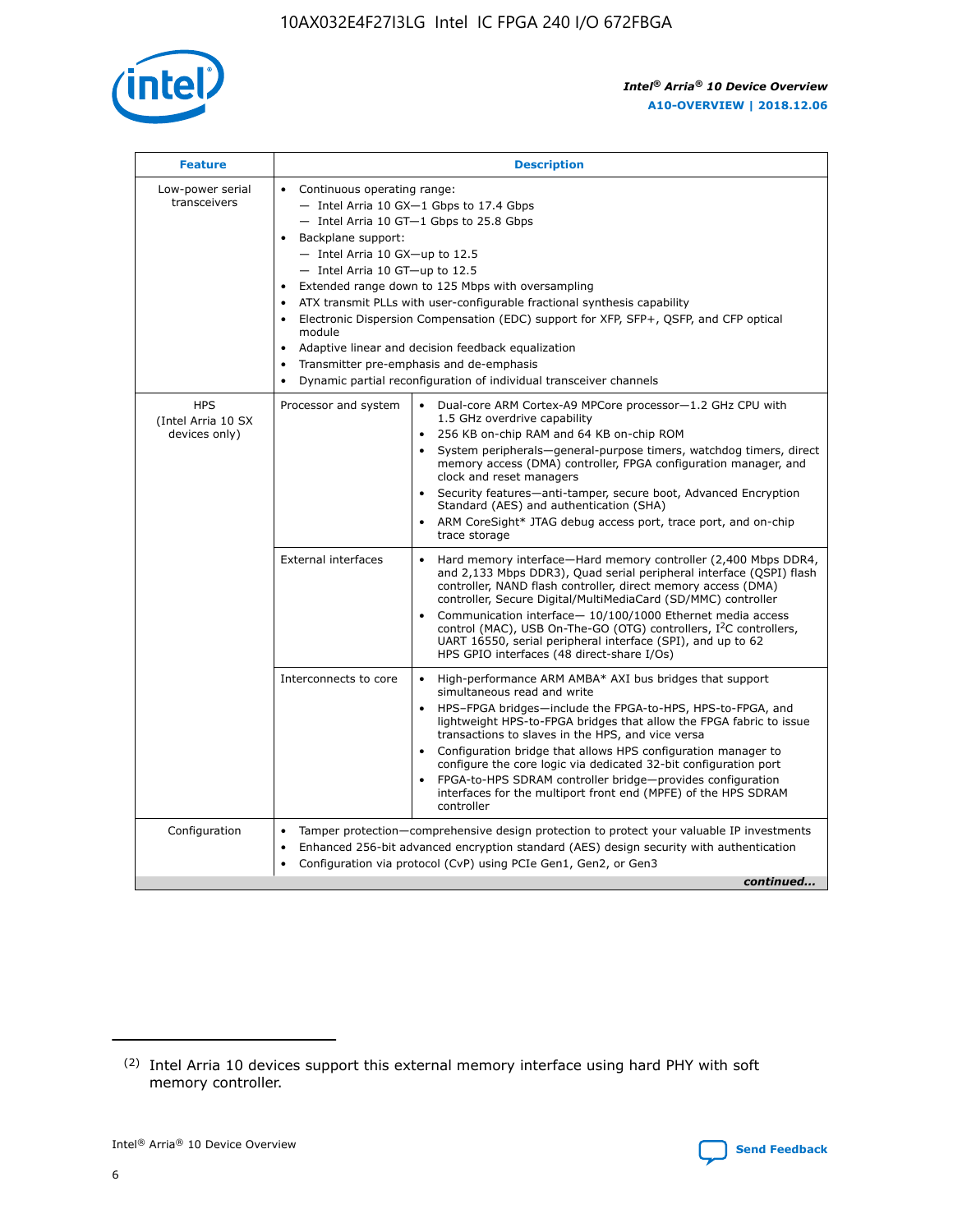| Feature | Description | |
|---|---|---|
| Low-power serial transceivers | • Continuous operating range:<br>— Intel Arria 10 GX—1 Gbps to 17.4 Gbps<br>— Intel Arria 10 GT—1 Gbps to 25.8 Gbps<br>• Backplane support:<br>— Intel Arria 10 GX—up to 12.5<br>— Intel Arria 10 GT—up to 12.5<br>• Extended range down to 125 Mbps with oversampling<br>• ATX transmit PLLs with user-configurable fractional synthesis capability<br>• Electronic Dispersion Compensation (EDC) support for XFP, SFP+, QSFP, and CFP optical module<br>• Adaptive linear and decision feedback equalization<br>• Transmitter pre-emphasis and de-emphasis<br>• Dynamic partial reconfiguration of individual transceiver channels | |
| HPS (Intel Arria 10 SX devices only) | Processor and system | • Dual-core ARM Cortex-A9 MPCore processor—1.2 GHz CPU with 1.5 GHz overdrive capability<br>• 256 KB on-chip RAM and 64 KB on-chip ROM<br>• System peripherals—general-purpose timers, watchdog timers, direct memory access (DMA) controller, FPGA configuration manager, and clock and reset managers<br>• Security features—anti-tamper, secure boot, Advanced Encryption Standard (AES) and authentication (SHA)<br>• ARM CoreSight* JTAG debug access port, trace port, and on-chip trace storage |
| | External interfaces | • Hard memory interface—Hard memory controller (2,400 Mbps DDR4, and 2,133 Mbps DDR3), Quad serial peripheral interface (QSPI) flash controller, NAND flash controller, direct memory access (DMA) controller, Secure Digital/MultiMediaCard (SD/MMC) controller<br>• Communication interface— 10/100/1000 Ethernet media access control (MAC), USB On-The-GO (OTG) controllers, I²C controllers, UART 16550, serial peripheral interface (SPI), and up to 62 HPS GPIO interfaces (48 direct-share I/Os) |
| | Interconnects to core | • High-performance ARM AMBA* AXI bus bridges that support simultaneous read and write<br>• HPS–FPGA bridges—include the FPGA-to-HPS, HPS-to-FPGA, and lightweight HPS-to-FPGA bridges that allow the FPGA fabric to issue transactions to slaves in the HPS, and vice versa<br>• Configuration bridge that allows HPS configuration manager to configure the core logic via dedicated 32-bit configuration port<br>• FPGA-to-HPS SDRAM controller bridge—provides configuration interfaces for the multiport front end (MPFE) of the HPS SDRAM controller |
| Configuration | • Tamper protection—comprehensive design protection to protect your valuable IP investments<br>• Enhanced 256-bit advanced encryption standard (AES) design security with authentication<br>• Configuration via protocol (CvP) using PCIe Gen1, Gen2, or Gen3 | |

*continued...*

(2) Intel Arria 10 devices support this external memory interface using hard PHY with soft memory controller.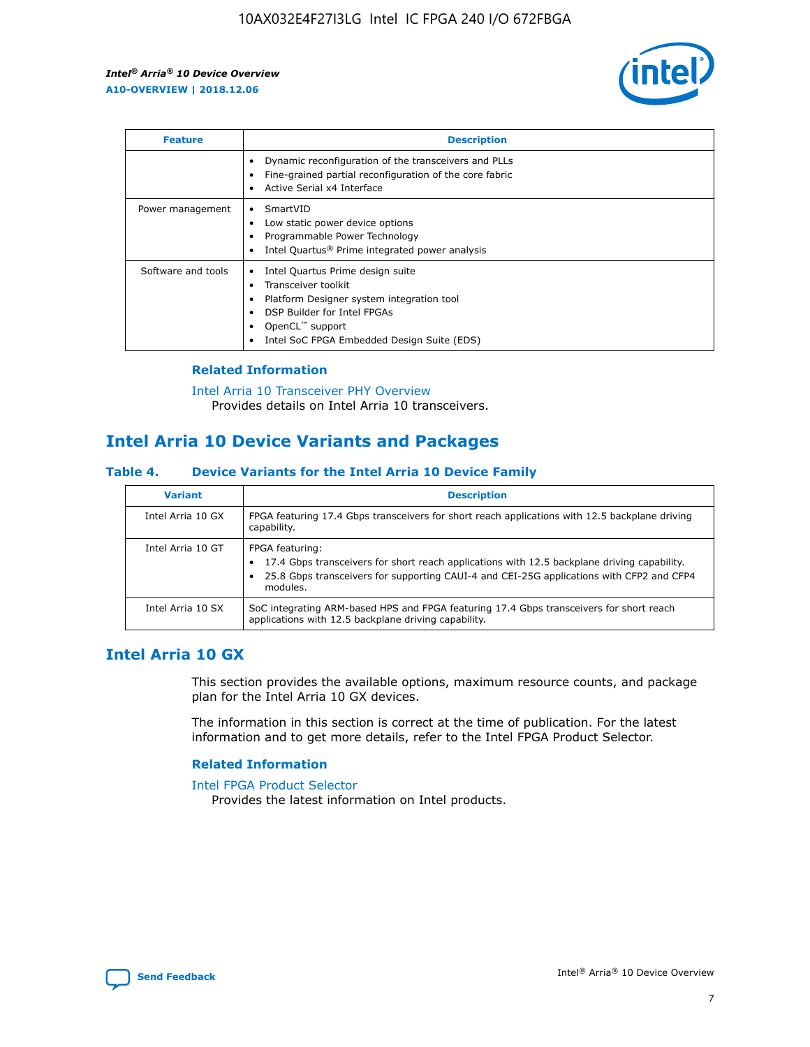| Feature | Description |
| --- | --- |
| | • Dynamic reconfiguration of the transceivers and PLLs<br>• Fine-grained partial reconfiguration of the core fabric<br>• Active Serial x4 Interface |
| Power management | • SmartVID<br>• Low static power device options<br>• Programmable Power Technology<br>• Intel Quartus® Prime integrated power analysis |
| Software and tools | • Intel Quartus Prime design suite<br>• Transceiver toolkit<br>• Platform Designer system integration tool<br>• DSP Builder for Intel FPGAs<br>• OpenCL™ support<br>• Intel SoC FPGA Embedded Design Suite (EDS) |

### Related Information

Intel Arria 10 Transceiver PHY Overview
Provides details on Intel Arria 10 transceivers.

## Intel Arria 10 Device Variants and Packages

### Table 4. Device Variants for the Intel Arria 10 Device Family

| Variant | Description |
| --- | --- |
| Intel Arria 10 GX | FPGA featuring 17.4 Gbps transceivers for short reach applications with 12.5 backplane driving capability. |
| Intel Arria 10 GT | FPGA featuring:<br>• 17.4 Gbps transceivers for short reach applications with 12.5 backplane driving capability.<br>• 25.8 Gbps transceivers for supporting CAUI-4 and CEI-25G applications with CFP2 and CFP4 modules. |
| Intel Arria 10 SX | SoC integrating ARM-based HPS and FPGA featuring 17.4 Gbps transceivers for short reach applications with 12.5 backplane driving capability. |

## Intel Arria 10 GX

This section provides the available options, maximum resource counts, and package plan for the Intel Arria 10 GX devices.

The information in this section is correct at the time of publication. For the latest information and to get more details, refer to the Intel FPGA Product Selector.

### Related Information

Intel FPGA Product Selector
Provides the latest information on Intel products.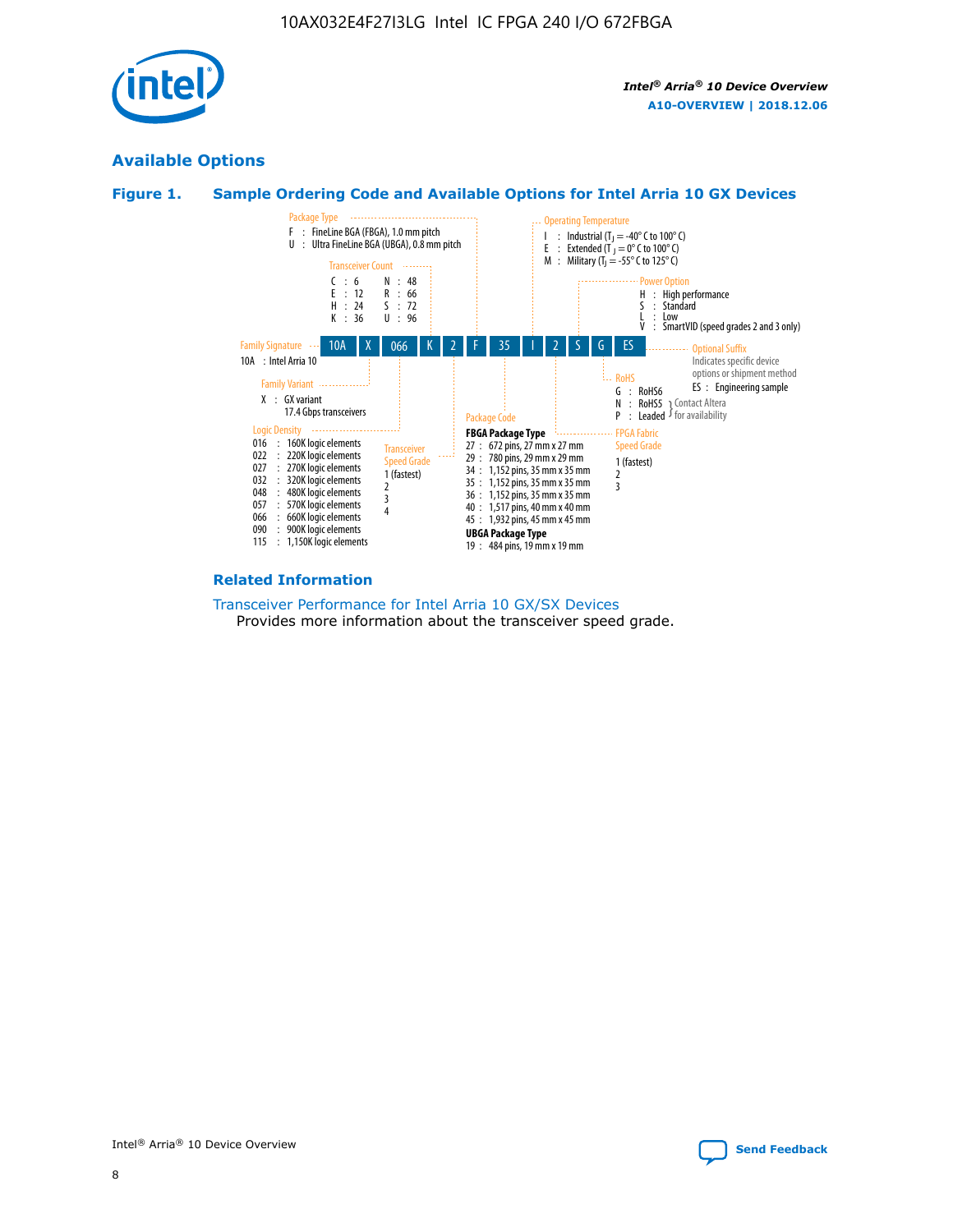## Available Options

### Figure 1. Sample Ordering Code and Available Options for Intel Arria 10 GX Devices

Sample ordering code: 10A X 066 K 2 F 35 I 2 S G ES

**Family Signature**
10A : Intel Arria 10

**Family Variant**
X : GX variant
17.4 Gbps transceivers

**Logic Density**
016 : 160K logic elements
022 : 220K logic elements
027 : 270K logic elements
032 : 320K logic elements
048 : 480K logic elements
057 : 570K logic elements
066 : 660K logic elements
090 : 900K logic elements
115 : 1,150K logic elements

**Transceiver Count**
C : 6
E : 12
H : 24
K : 36
N : 48
R : 66
S : 72
U : 96

**Transceiver Speed Grade**
1 (fastest)
2
3
4

**Package Type**
F : FineLine BGA (FBGA), 1.0 mm pitch
U : Ultra FineLine BGA (UBGA), 0.8 mm pitch

**Package Code**
**FBGA Package Type**
27 : 672 pins, 27 mm x 27 mm
29 : 780 pins, 29 mm x 29 mm
34 : 1,152 pins, 35 mm x 35 mm
35 : 1,152 pins, 35 mm x 35 mm
36 : 1,152 pins, 35 mm x 35 mm
40 : 1,517 pins, 40 mm x 40 mm
45 : 1,932 pins, 45 mm x 45 mm
**UBGA Package Type**
19 : 484 pins, 19 mm x 19 mm

**Operating Temperature**
I : Industrial ($T_J$ = -40° C to 100° C)
E : Extended ($T_J$ = 0° C to 100° C)
M : Military ($T_J$ = -55° C to 125° C)

**FPGA Fabric Speed Grade**
1 (fastest)
2
3

**Power Option**
H : High performance
S : Standard
L : Low
V : SmartVID (speed grades 2 and 3 only)

**RoHS**
G : RoHS6
N : RoHS5 (Contact Altera for availability)
P : Leaded (Contact Altera for availability)

**Optional Suffix**
Indicates specific device options or shipment method
ES : Engineering sample

### Related Information

Transceiver Performance for Intel Arria 10 GX/SX Devices
Provides more information about the transceiver speed grade.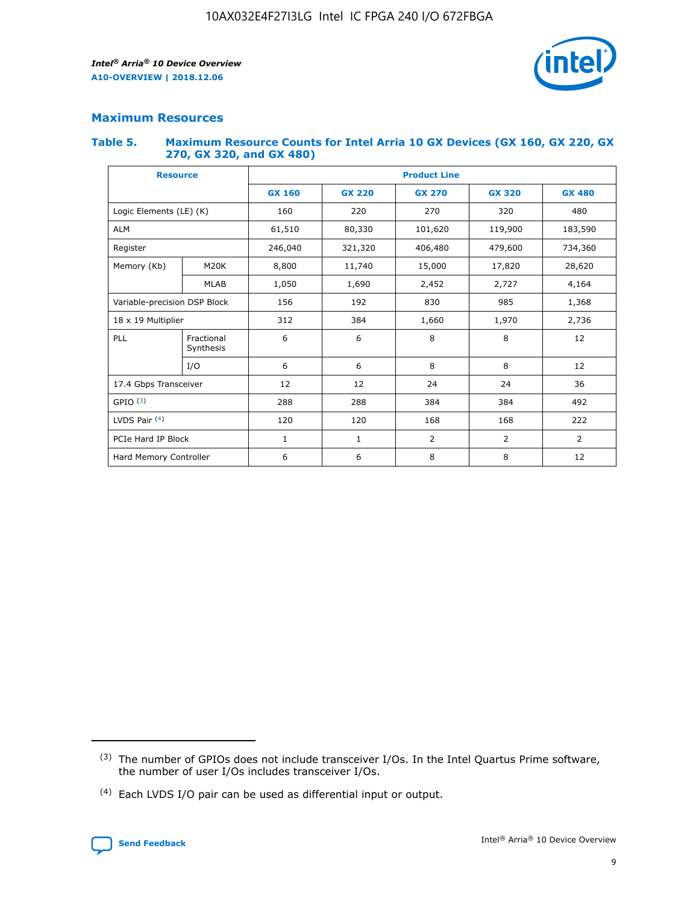## Maximum Resources

### Table 5. Maximum Resource Counts for Intel Arria 10 GX Devices (GX 160, GX 220, GX 270, GX 320, and GX 480)

| Resource | | Product Line | | | | |
|---|---|---|---|---|---|---|
| | | GX 160 | GX 220 | GX 270 | GX 320 | GX 480 |
| Logic Elements (LE) (K) | | 160 | 220 | 270 | 320 | 480 |
| ALM | | 61,510 | 80,330 | 101,620 | 119,900 | 183,590 |
| Register | | 246,040 | 321,320 | 406,480 | 479,600 | 734,360 |
| Memory (Kb) | M20K | 8,800 | 11,740 | 15,000 | 17,820 | 28,620 |
| | MLAB | 1,050 | 1,690 | 2,452 | 2,727 | 4,164 |
| Variable-precision DSP Block | | 156 | 192 | 830 | 985 | 1,368 |
| 18 x 19 Multiplier | | 312 | 384 | 1,660 | 1,970 | 2,736 |
| PLL | Fractional Synthesis | 6 | 6 | 8 | 8 | 12 |
| | I/O | 6 | 6 | 8 | 8 | 12 |
| 17.4 Gbps Transceiver | | 12 | 12 | 24 | 24 | 36 |
| GPIO [3] | | 288 | 288 | 384 | 384 | 492 |
| LVDS Pair [4] | | 120 | 120 | 168 | 168 | 222 |
| PCIe Hard IP Block | | 1 | 1 | 2 | 2 | 2 |
| Hard Memory Controller | | 6 | 6 | 8 | 8 | 12 |

(3) The number of GPIOs does not include transceiver I/Os. In the Intel Quartus Prime software, the number of user I/Os includes transceiver I/Os.

(4) Each LVDS I/O pair can be used as differential input or output.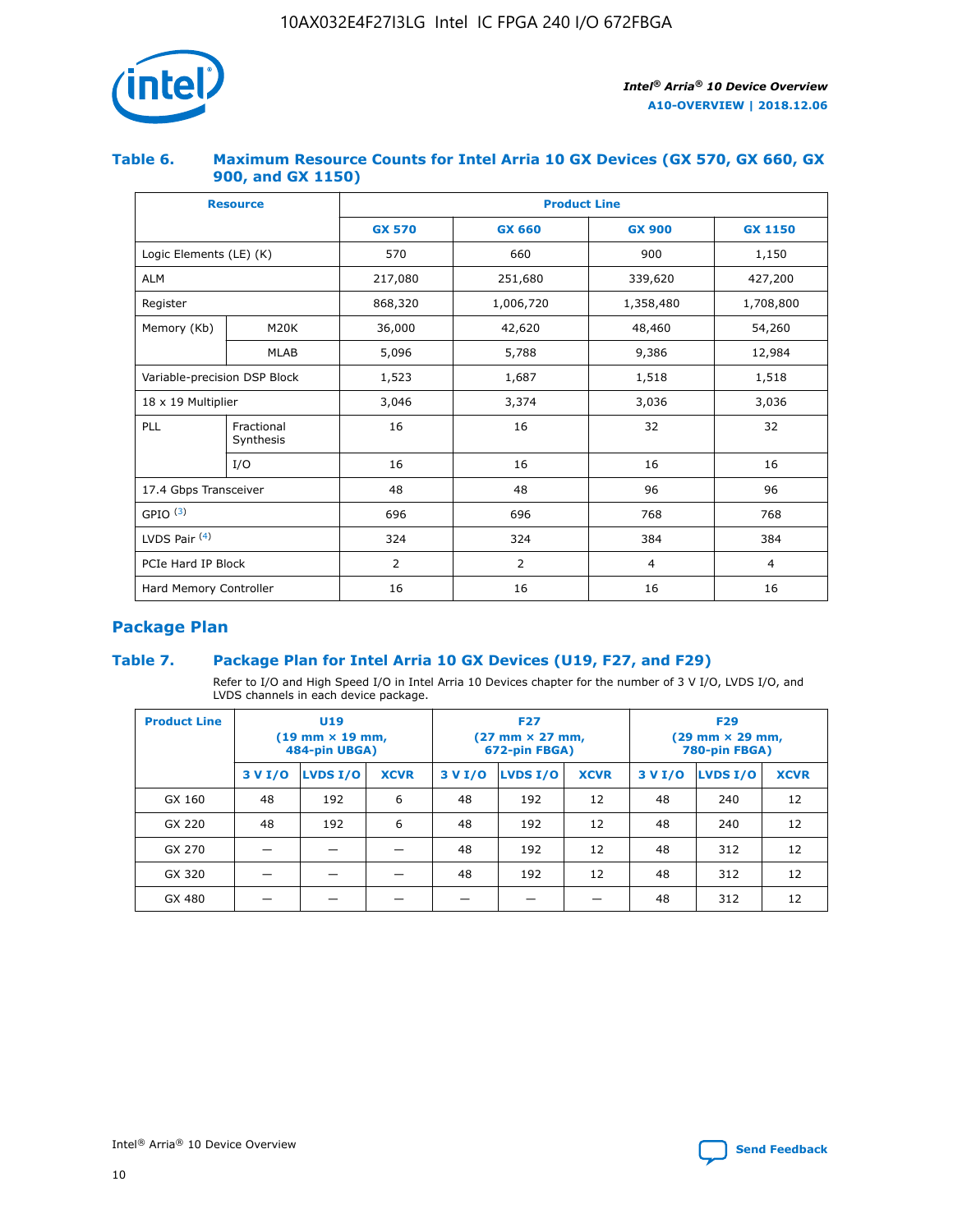### Table 6. Maximum Resource Counts for Intel Arria 10 GX Devices (GX 570, GX 660, GX 900, and GX 1150)

| Resource | | Product Line | | | |
|---|---|---|---|---|---|
| | | GX 570 | GX 660 | GX 900 | GX 1150 |
| Logic Elements (LE) (K) | | 570 | 660 | 900 | 1,150 |
| ALM | | 217,080 | 251,680 | 339,620 | 427,200 |
| Register | | 868,320 | 1,006,720 | 1,358,480 | 1,708,800 |
| Memory (Kb) | M20K | 36,000 | 42,620 | 48,460 | 54,260 |
| | MLAB | 5,096 | 5,788 | 9,386 | 12,984 |
| Variable-precision DSP Block | | 1,523 | 1,687 | 1,518 | 1,518 |
| 18 x 19 Multiplier | | 3,046 | 3,374 | 3,036 | 3,036 |
| PLL | Fractional Synthesis | 16 | 16 | 32 | 32 |
| | I/O | 16 | 16 | 16 | 16 |
| 17.4 Gbps Transceiver | | 48 | 48 | 96 | 96 |
| GPIO [3] | | 696 | 696 | 768 | 768 |
| LVDS Pair [4] | | 324 | 324 | 384 | 384 |
| PCIe Hard IP Block | | 2 | 2 | 4 | 4 |
| Hard Memory Controller | | 16 | 16 | 16 | 16 |

## Package Plan

### Table 7. Package Plan for Intel Arria 10 GX Devices (U19, F27, and F29)

Refer to I/O and High Speed I/O in Intel Arria 10 Devices chapter for the number of 3 V I/O, LVDS I/O, and LVDS channels in each device package.

| Product Line | U19 (19 mm × 19 mm, 484-pin UBGA) | | | F27 (27 mm × 27 mm, 672-pin FBGA) | | | F29 (29 mm × 29 mm, 780-pin FBGA) | | |
|---|---|---|---|---|---|---|---|---|---|
| | 3 V I/O | LVDS I/O | XCVR | 3 V I/O | LVDS I/O | XCVR | 3 V I/O | LVDS I/O | XCVR |
| GX 160 | 48 | 192 | 6 | 48 | 192 | 12 | 48 | 240 | 12 |
| GX 220 | 48 | 192 | 6 | 48 | 192 | 12 | 48 | 240 | 12 |
| GX 270 | — | — | — | 48 | 192 | 12 | 48 | 312 | 12 |
| GX 320 | — | — | — | 48 | 192 | 12 | 48 | 312 | 12 |
| GX 480 | — | — | — | — | — | — | 48 | 312 | 12 |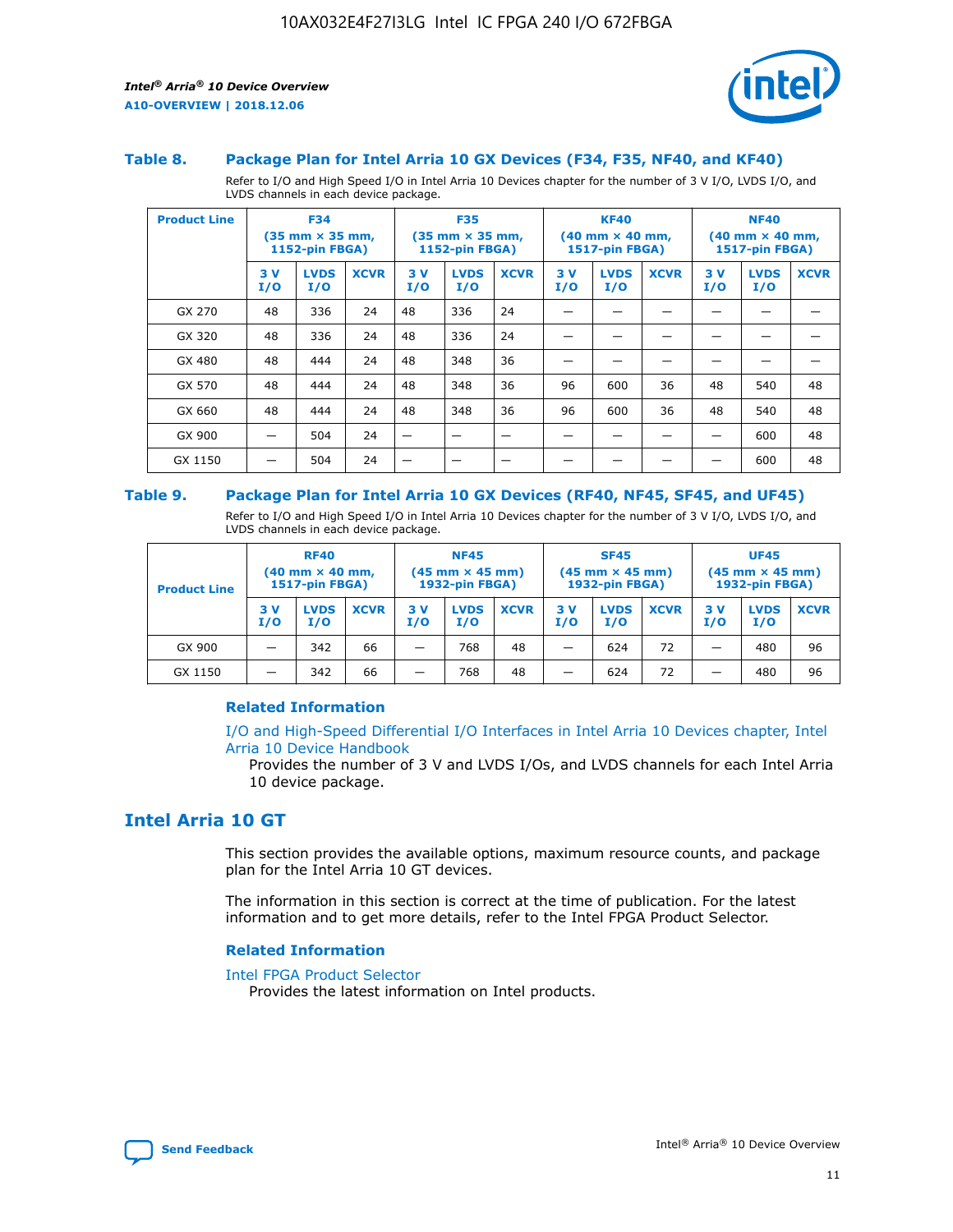### Table 8. Package Plan for Intel Arria 10 GX Devices (F34, F35, NF40, and KF40)

Refer to I/O and High Speed I/O in Intel Arria 10 Devices chapter for the number of 3 V I/O, LVDS I/O, and LVDS channels in each device package.

| Product Line | F34 (35 mm × 35 mm, 1152-pin FBGA) | | | F35 (35 mm × 35 mm, 1152-pin FBGA) | | | KF40 (40 mm × 40 mm, 1517-pin FBGA) | | | NF40 (40 mm × 40 mm, 1517-pin FBGA) | | |
|---|---|---|---|---|---|---|---|---|---|---|---|---|
| | 3 V I/O | LVDS I/O | XCVR | 3 V I/O | LVDS I/O | XCVR | 3 V I/O | LVDS I/O | XCVR | 3 V I/O | LVDS I/O | XCVR |
| GX 270 | 48 | 336 | 24 | 48 | 336 | 24 | — | — | — | — | — | — |
| GX 320 | 48 | 336 | 24 | 48 | 336 | 24 | — | — | — | — | — | — |
| GX 480 | 48 | 444 | 24 | 48 | 348 | 36 | — | — | — | — | — | — |
| GX 570 | 48 | 444 | 24 | 48 | 348 | 36 | 96 | 600 | 36 | 48 | 540 | 48 |
| GX 660 | 48 | 444 | 24 | 48 | 348 | 36 | 96 | 600 | 36 | 48 | 540 | 48 |
| GX 900 | — | 504 | 24 | — | — | — | — | — | — | — | 600 | 48 |
| GX 1150 | — | 504 | 24 | — | — | — | — | — | — | — | 600 | 48 |

### Table 9. Package Plan for Intel Arria 10 GX Devices (RF40, NF45, SF45, and UF45)

Refer to I/O and High Speed I/O in Intel Arria 10 Devices chapter for the number of 3 V I/O, LVDS I/O, and LVDS channels in each device package.

| Product Line | RF40 (40 mm × 40 mm, 1517-pin FBGA) | | | NF45 (45 mm × 45 mm) 1932-pin FBGA) | | | SF45 (45 mm × 45 mm) 1932-pin FBGA) | | | UF45 (45 mm × 45 mm) 1932-pin FBGA) | | |
|---|---|---|---|---|---|---|---|---|---|---|---|---|
| | 3 V I/O | LVDS I/O | XCVR | 3 V I/O | LVDS I/O | XCVR | 3 V I/O | LVDS I/O | XCVR | 3 V I/O | LVDS I/O | XCVR |
| GX 900 | — | 342 | 66 | — | 768 | 48 | — | 624 | 72 | — | 480 | 96 |
| GX 1150 | — | 342 | 66 | — | 768 | 48 | — | 624 | 72 | — | 480 | 96 |

#### Related Information

I/O and High-Speed Differential I/O Interfaces in Intel Arria 10 Devices chapter, Intel Arria 10 Device Handbook

Provides the number of 3 V and LVDS I/Os, and LVDS channels for each Intel Arria 10 device package.

## Intel Arria 10 GT

This section provides the available options, maximum resource counts, and package plan for the Intel Arria 10 GT devices.

The information in this section is correct at the time of publication. For the latest information and to get more details, refer to the Intel FPGA Product Selector.

#### Related Information

Intel FPGA Product Selector

Provides the latest information on Intel products.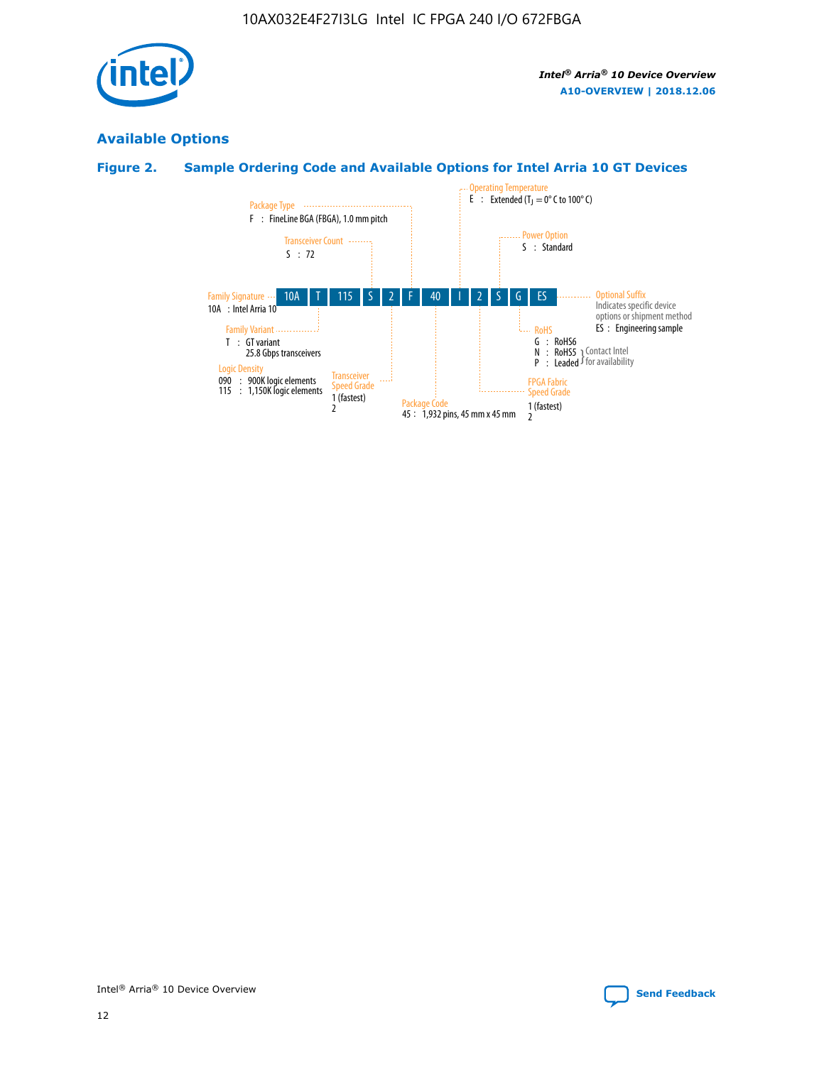## Available Options

### Figure 2. Sample Ordering Code and Available Options for Intel Arria 10 GT Devices

Sample ordering code: 10A T 115 S 2 F 40 I 2 S G ES

- **Family Signature**
  - 10A : Intel Arria 10
- **Family Variant**
  - T : GT variant
    25.8 Gbps transceivers
- **Logic Density**
  - 090 : 900K logic elements
  - 115 : 1,150K logic elements
- **Transceiver Count**
  - S : 72
- **Transceiver Speed Grade**
  - 1 (fastest)
  - 2
- **Package Type**
  - F : FineLine BGA (FBGA), 1.0 mm pitch
- **Package Code**
  - 45 : 1,932 pins, 45 mm x 45 mm
- **Operating Temperature**
  - E : Extended ($T_J$ = 0° C to 100° C)
- **FPGA Fabric Speed Grade**
  - 1 (fastest)
  - 2
- **Power Option**
  - S : Standard
- **RoHS**
  - G : RoHS6
  - N : RoHS5 (Contact Intel for availability)
  - P : Leaded (Contact Intel for availability)
- **Optional Suffix**
  - Indicates specific device options or shipment method
  - ES : Engineering sample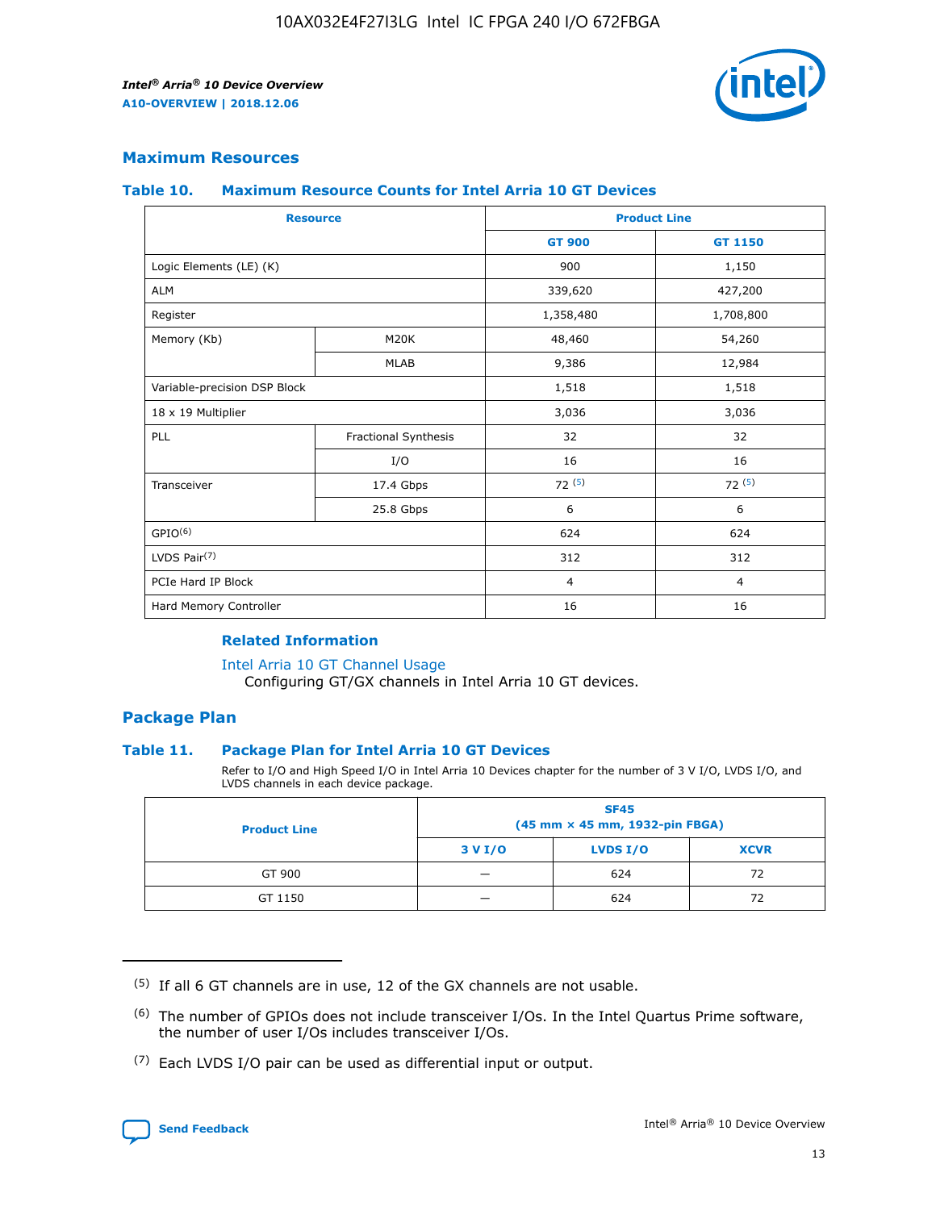## Maximum Resources

### Table 10. Maximum Resource Counts for Intel Arria 10 GT Devices

| Resource | | Product Line | |
|---|---|---|---|
| | | GT 900 | GT 1150 |
| Logic Elements (LE) (K) | | 900 | 1,150 |
| ALM | | 339,620 | 427,200 |
| Register | | 1,358,480 | 1,708,800 |
| Memory (Kb) | M20K | 48,460 | 54,260 |
| | MLAB | 9,386 | 12,984 |
| Variable-precision DSP Block | | 1,518 | 1,518 |
| 18 x 19 Multiplier | | 3,036 | 3,036 |
| PLL | Fractional Synthesis | 32 | 32 |
| | I/O | 16 | 16 |
| Transceiver | 17.4 Gbps | 72 [5] | 72 [5] |
| | 25.8 Gbps | 6 | 6 |
| GPIO[6] | | 624 | 624 |
| LVDS Pair[7] | | 312 | 312 |
| PCIe Hard IP Block | | 4 | 4 |
| Hard Memory Controller | | 16 | 16 |

### Related Information

Intel Arria 10 GT Channel Usage
Configuring GT/GX channels in Intel Arria 10 GT devices.

## Package Plan

### Table 11. Package Plan for Intel Arria 10 GT Devices

Refer to I/O and High Speed I/O in Intel Arria 10 Devices chapter for the number of 3 V I/O, LVDS I/O, and LVDS channels in each device package.

| Product Line | SF45 (45 mm × 45 mm, 1932-pin FBGA) | | |
|---|---|---|---|
| | 3 V I/O | LVDS I/O | XCVR |
| GT 900 | — | 624 | 72 |
| GT 1150 | — | 624 | 72 |

(5) If all 6 GT channels are in use, 12 of the GX channels are not usable.

(6) The number of GPIOs does not include transceiver I/Os. In the Intel Quartus Prime software, the number of user I/Os includes transceiver I/Os.

(7) Each LVDS I/O pair can be used as differential input or output.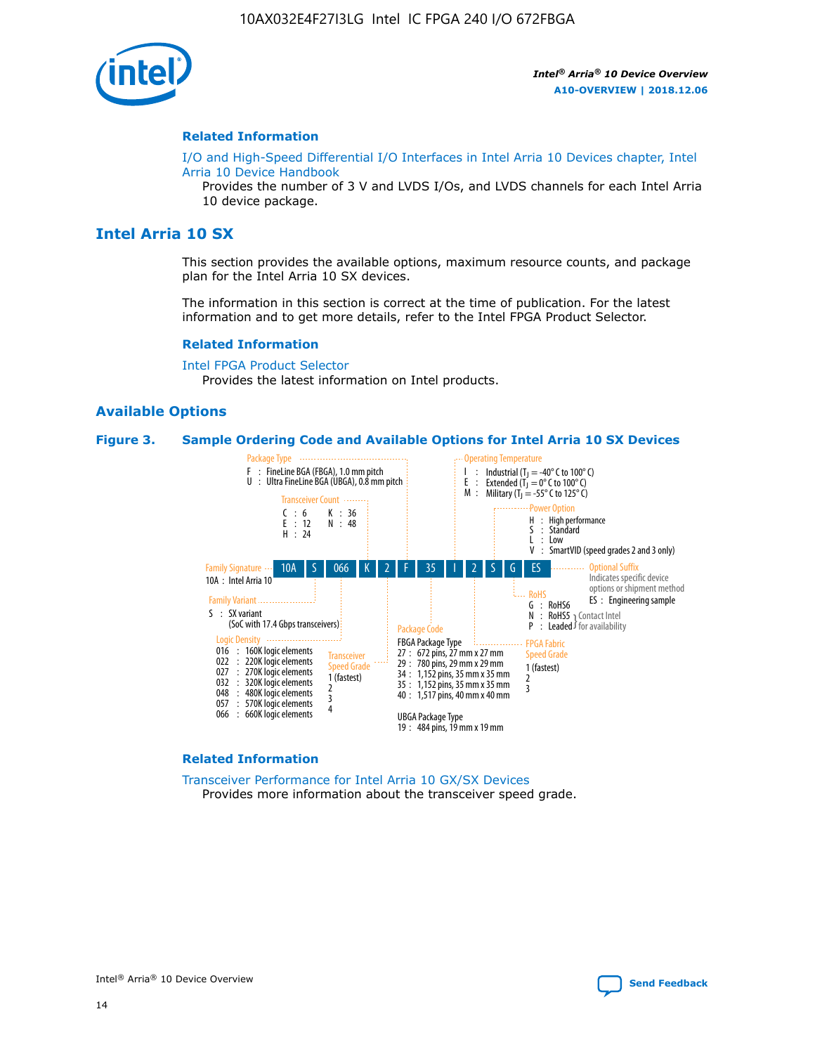## Related Information

I/O and High-Speed Differential I/O Interfaces in Intel Arria 10 Devices chapter, Intel Arria 10 Device Handbook

Provides the number of 3 V and LVDS I/Os, and LVDS channels for each Intel Arria 10 device package.

# Intel Arria 10 SX

This section provides the available options, maximum resource counts, and package plan for the Intel Arria 10 SX devices.

The information in this section is correct at the time of publication. For the latest information and to get more details, refer to the Intel FPGA Product Selector.

## Related Information

Intel FPGA Product Selector

Provides the latest information on Intel products.

## Available Options

**Figure 3. Sample Ordering Code and Available Options for Intel Arria 10 SX Devices**

Sample ordering code: 10A | S | 066 | K | 2 | F | 35 | I | 2 | S | G | ES

Family Signature
- 10A : Intel Arria 10

Family Variant
- S : SX variant (SoC with 17.4 Gbps transceivers)

Logic Density
- 016 : 160K logic elements
- 022 : 220K logic elements
- 027 : 270K logic elements
- 032 : 320K logic elements
- 048 : 480K logic elements
- 057 : 570K logic elements
- 066 : 660K logic elements

Transceiver Count
- C : 6
- E : 12
- H : 24
- K : 36
- N : 48

Transceiver Speed Grade
- 1 (fastest)
- 2
- 3
- 4

Package Type
- F : FineLine BGA (FBGA), 1.0 mm pitch
- U : Ultra FineLine BGA (UBGA), 0.8 mm pitch

Package Code

FBGA Package Type
- 27 : 672 pins, 27 mm x 27 mm
- 29 : 780 pins, 29 mm x 29 mm
- 34 : 1,152 pins, 35 mm x 35 mm
- 35 : 1,152 pins, 35 mm x 35 mm
- 40 : 1,517 pins, 40 mm x 40 mm

UBGA Package Type
- 19 : 484 pins, 19 mm x 19 mm

Operating Temperature
- I : Industrial ($T_J$ = -40° C to 100° C)
- E : Extended ($T_J$ = 0° C to 100° C)
- M : Military ($T_J$ = -55° C to 125° C)

FPGA Fabric Speed Grade
- 1 (fastest)
- 2
- 3

Power Option
- H : High performance
- S : Standard
- L : Low
- V : SmartVID (speed grades 2 and 3 only)

RoHS
- G : RoHS6
- N : RoHS5 (Contact Intel for availability)
- P : Leaded (Contact Intel for availability)

Optional Suffix

Indicates specific device options or shipment method
- ES : Engineering sample

## Related Information

Transceiver Performance for Intel Arria 10 GX/SX Devices

Provides more information about the transceiver speed grade.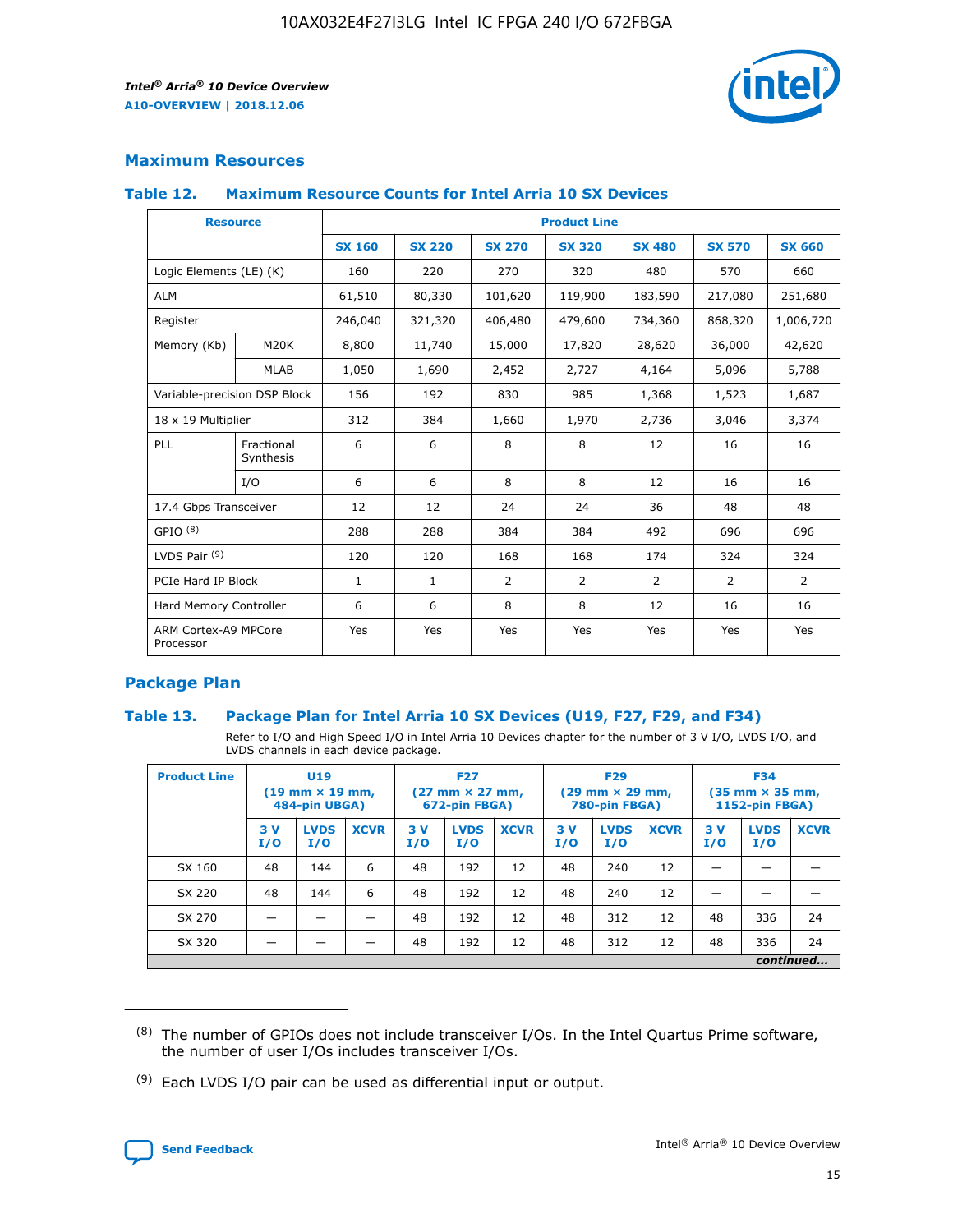## Maximum Resources

### Table 12. Maximum Resource Counts for Intel Arria 10 SX Devices

| Resource | | Product Line | | | | | | |
|---|---|---|---|---|---|---|---|---|
| | | SX 160 | SX 220 | SX 270 | SX 320 | SX 480 | SX 570 | SX 660 |
| Logic Elements (LE) (K) | | 160 | 220 | 270 | 320 | 480 | 570 | 660 |
| ALM | | 61,510 | 80,330 | 101,620 | 119,900 | 183,590 | 217,080 | 251,680 |
| Register | | 246,040 | 321,320 | 406,480 | 479,600 | 734,360 | 868,320 | 1,006,720 |
| Memory (Kb) | M20K | 8,800 | 11,740 | 15,000 | 17,820 | 28,620 | 36,000 | 42,620 |
| | MLAB | 1,050 | 1,690 | 2,452 | 2,727 | 4,164 | 5,096 | 5,788 |
| Variable-precision DSP Block | | 156 | 192 | 830 | 985 | 1,368 | 1,523 | 1,687 |
| 18 x 19 Multiplier | | 312 | 384 | 1,660 | 1,970 | 2,736 | 3,046 | 3,374 |
| PLL | Fractional Synthesis | 6 | 6 | 8 | 8 | 12 | 16 | 16 |
| | I/O | 6 | 6 | 8 | 8 | 12 | 16 | 16 |
| 17.4 Gbps Transceiver | | 12 | 12 | 24 | 24 | 36 | 48 | 48 |
| GPIO [8] | | 288 | 288 | 384 | 384 | 492 | 696 | 696 |
| LVDS Pair [9] | | 120 | 120 | 168 | 168 | 174 | 324 | 324 |
| PCIe Hard IP Block | | 1 | 1 | 2 | 2 | 2 | 2 | 2 |
| Hard Memory Controller | | 6 | 6 | 8 | 8 | 12 | 16 | 16 |
| ARM Cortex-A9 MPCore Processor | | Yes | Yes | Yes | Yes | Yes | Yes | Yes |

## Package Plan

### Table 13. Package Plan for Intel Arria 10 SX Devices (U19, F27, F29, and F34)

Refer to I/O and High Speed I/O in Intel Arria 10 Devices chapter for the number of 3 V I/O, LVDS I/O, and LVDS channels in each device package.

| Product Line | U19 (19 mm × 19 mm, 484-pin UBGA) | | | F27 (27 mm × 27 mm, 672-pin FBGA) | | | F29 (29 mm × 29 mm, 780-pin FBGA) | | | F34 (35 mm × 35 mm, 1152-pin FBGA) | | |
|---|---|---|---|---|---|---|---|---|---|---|---|---|
| | 3 V I/O | LVDS I/O | XCVR | 3 V I/O | LVDS I/O | XCVR | 3 V I/O | LVDS I/O | XCVR | 3 V I/O | LVDS I/O | XCVR |
| SX 160 | 48 | 144 | 6 | 48 | 192 | 12 | 48 | 240 | 12 | — | — | — |
| SX 220 | 48 | 144 | 6 | 48 | 192 | 12 | 48 | 240 | 12 | — | — | — |
| SX 270 | — | — | — | 48 | 192 | 12 | 48 | 312 | 12 | 48 | 336 | 24 |
| SX 320 | — | — | — | 48 | 192 | 12 | 48 | 312 | 12 | 48 | 336 | 24 |

*continued...*

(8) The number of GPIOs does not include transceiver I/Os. In the Intel Quartus Prime software, the number of user I/Os includes transceiver I/Os.

(9) Each LVDS I/O pair can be used as differential input or output.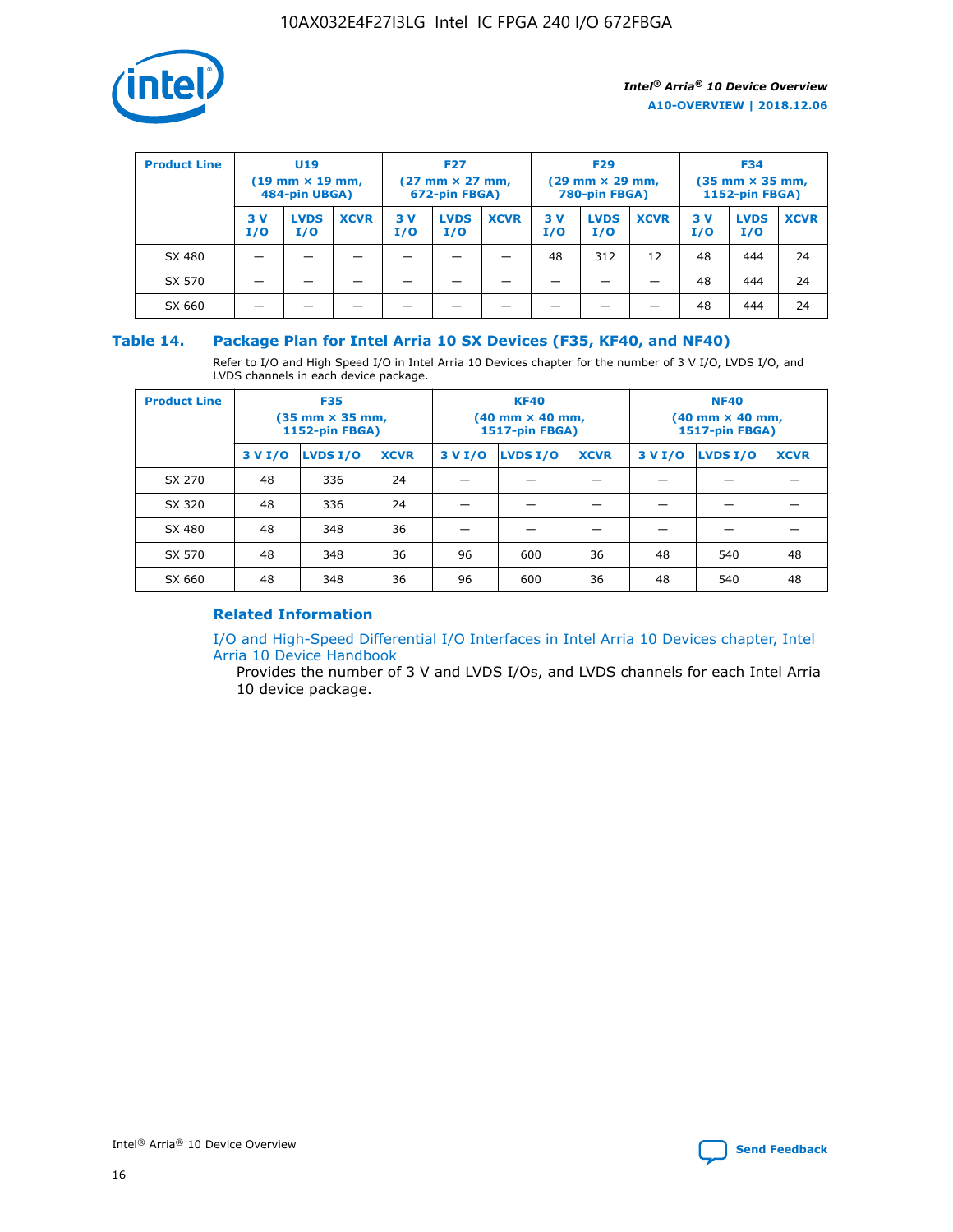| Product Line | U19 (19 mm × 19 mm, 484-pin UBGA) | | | F27 (27 mm × 27 mm, 672-pin FBGA) | | | F29 (29 mm × 29 mm, 780-pin FBGA) | | | F34 (35 mm × 35 mm, 1152-pin FBGA) | | |
|---|---|---|---|---|---|---|---|---|---|---|---|---|
| | 3 V I/O | LVDS I/O | XCVR | 3 V I/O | LVDS I/O | XCVR | 3 V I/O | LVDS I/O | XCVR | 3 V I/O | LVDS I/O | XCVR |
| SX 480 | — | — | — | — | — | — | 48 | 312 | 12 | 48 | 444 | 24 |
| SX 570 | — | — | — | — | — | — | — | — | — | 48 | 444 | 24 |
| SX 660 | — | — | — | — | — | — | — | — | — | 48 | 444 | 24 |

## Table 14. Package Plan for Intel Arria 10 SX Devices (F35, KF40, and NF40)

Refer to I/O and High Speed I/O in Intel Arria 10 Devices chapter for the number of 3 V I/O, LVDS I/O, and LVDS channels in each device package.

| Product Line | F35 (35 mm × 35 mm, 1152-pin FBGA) | | | KF40 (40 mm × 40 mm, 1517-pin FBGA) | | | NF40 (40 mm × 40 mm, 1517-pin FBGA) | | |
|---|---|---|---|---|---|---|---|---|---|
| | 3 V I/O | LVDS I/O | XCVR | 3 V I/O | LVDS I/O | XCVR | 3 V I/O | LVDS I/O | XCVR |
| SX 270 | 48 | 336 | 24 | — | — | — | — | — | — |
| SX 320 | 48 | 336 | 24 | — | — | — | — | — | — |
| SX 480 | 48 | 348 | 36 | — | — | — | — | — | — |
| SX 570 | 48 | 348 | 36 | 96 | 600 | 36 | 48 | 540 | 48 |
| SX 660 | 48 | 348 | 36 | 96 | 600 | 36 | 48 | 540 | 48 |

### Related Information

I/O and High-Speed Differential I/O Interfaces in Intel Arria 10 Devices chapter, Intel Arria 10 Device Handbook

Provides the number of 3 V and LVDS I/Os, and LVDS channels for each Intel Arria 10 device package.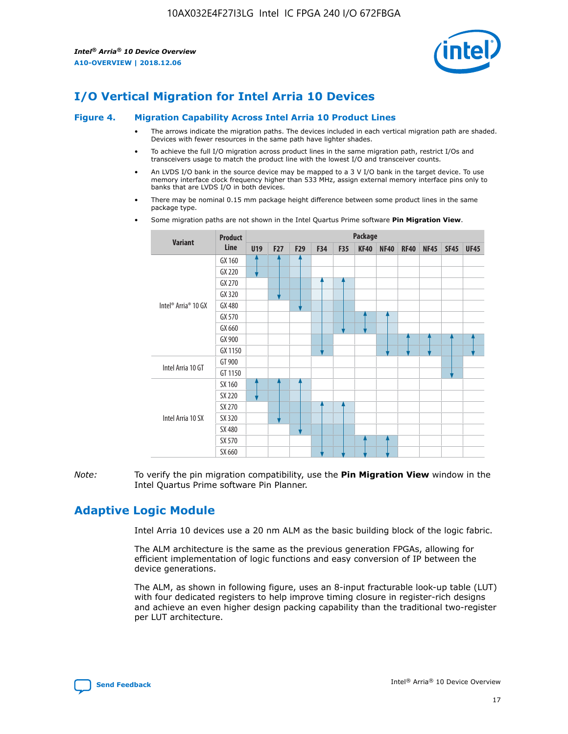## I/O Vertical Migration for Intel Arria 10 Devices

### Figure 4. Migration Capability Across Intel Arria 10 Product Lines

- The arrows indicate the migration paths. The devices included in each vertical migration path are shaded. Devices with fewer resources in the same path have lighter shades.
- To achieve the full I/O migration across product lines in the same migration path, restrict I/Os and transceivers usage to match the product line with the lowest I/O and transceiver counts.
- An LVDS I/O bank in the source device may be mapped to a 3 V I/O bank in the target device. To use memory interface clock frequency higher than 533 MHz, assign external memory interface pins only to banks that are LVDS I/O in both devices.
- There may be nominal 0.15 mm package height difference between some product lines in the same package type.
- Some migration paths are not shown in the Intel Quartus Prime software **Pin Migration View**.

| Variant | Product Line | U19 | F27 | F29 | F34 | F35 | KF40 | NF40 | RF40 | NF45 | SF45 | UF45 |
|---|---|---|---|---|---|---|---|---|---|---|---|---|
| Intel® Arria® 10 GX | GX 160 | | | | | | | | | | | |
| | GX 220 | | | | | | | | | | | |
| | GX 270 | | | | | | | | | | | |
| | GX 320 | | | | | | | | | | | |
| | GX 480 | | | | | | | | | | | |
| | GX 570 | | | | | | | | | | | |
| | GX 660 | | | | | | | | | | | |
| | GX 900 | | | | | | | | | | | |
| | GX 1150 | | | | | | | | | | | |
| Intel Arria 10 GT | GT 900 | | | | | | | | | | | |
| | GT 1150 | | | | | | | | | | | |
| Intel Arria 10 SX | SX 160 | | | | | | | | | | | |
| | SX 220 | | | | | | | | | | | |
| | SX 270 | | | | | | | | | | | |
| | SX 320 | | | | | | | | | | | |
| | SX 480 | | | | | | | | | | | |
| | SX 570 | | | | | | | | | | | |
| | SX 660 | | | | | | | | | | | |

*Note:* To verify the pin migration compatibility, use the **Pin Migration View** window in the Intel Quartus Prime software Pin Planner.

## Adaptive Logic Module

Intel Arria 10 devices use a 20 nm ALM as the basic building block of the logic fabric.

The ALM architecture is the same as the previous generation FPGAs, allowing for efficient implementation of logic functions and easy conversion of IP between the device generations.

The ALM, as shown in following figure, uses an 8-input fracturable look-up table (LUT) with four dedicated registers to help improve timing closure in register-rich designs and achieve an even higher design packing capability than the traditional two-register per LUT architecture.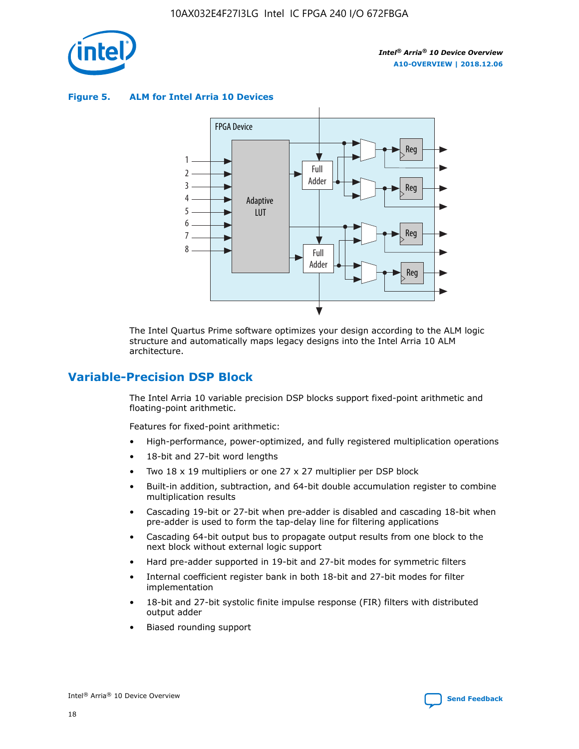**Figure 5. ALM for Intel Arria 10 Devices**

The Intel Quartus Prime software optimizes your design according to the ALM logic structure and automatically maps legacy designs into the Intel Arria 10 ALM architecture.

## Variable-Precision DSP Block

The Intel Arria 10 variable precision DSP blocks support fixed-point arithmetic and floating-point arithmetic.

Features for fixed-point arithmetic:

- High-performance, power-optimized, and fully registered multiplication operations
- 18-bit and 27-bit word lengths
- Two 18 x 19 multipliers or one 27 x 27 multiplier per DSP block
- Built-in addition, subtraction, and 64-bit double accumulation register to combine multiplication results
- Cascading 19-bit or 27-bit when pre-adder is disabled and cascading 18-bit when pre-adder is used to form the tap-delay line for filtering applications
- Cascading 64-bit output bus to propagate output results from one block to the next block without external logic support
- Hard pre-adder supported in 19-bit and 27-bit modes for symmetric filters
- Internal coefficient register bank in both 18-bit and 27-bit modes for filter implementation
- 18-bit and 27-bit systolic finite impulse response (FIR) filters with distributed output adder
- Biased rounding support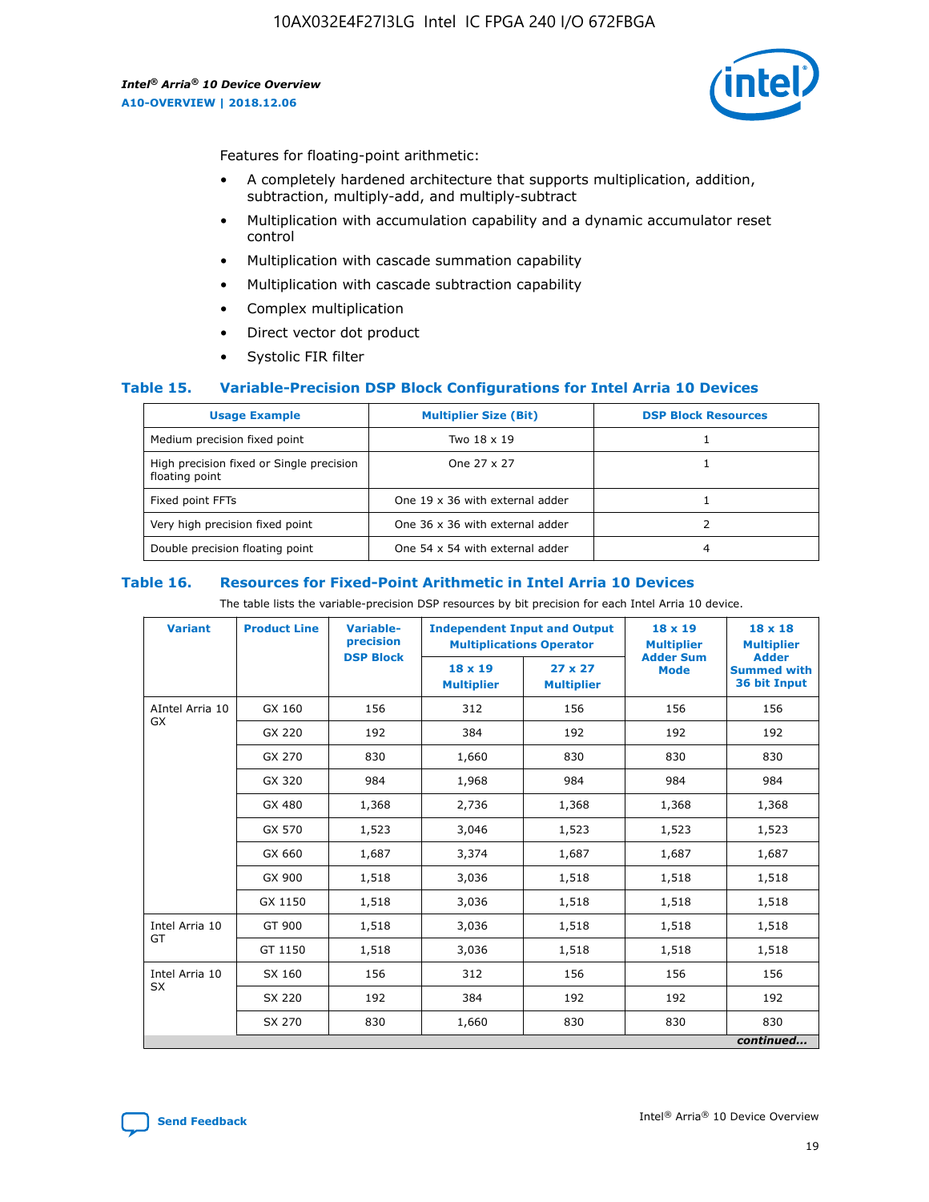Features for floating-point arithmetic:

- A completely hardened architecture that supports multiplication, addition, subtraction, multiply-add, and multiply-subtract
- Multiplication with accumulation capability and a dynamic accumulator reset control
- Multiplication with cascade summation capability
- Multiplication with cascade subtraction capability
- Complex multiplication
- Direct vector dot product
- Systolic FIR filter

### Table 15. Variable-Precision DSP Block Configurations for Intel Arria 10 Devices

| Usage Example | Multiplier Size (Bit) | DSP Block Resources |
|---|---|---|
| Medium precision fixed point | Two 18 x 19 | 1 |
| High precision fixed or Single precision floating point | One 27 x 27 | 1 |
| Fixed point FFTs | One 19 x 36 with external adder | 1 |
| Very high precision fixed point | One 36 x 36 with external adder | 2 |
| Double precision floating point | One 54 x 54 with external adder | 4 |

### Table 16. Resources for Fixed-Point Arithmetic in Intel Arria 10 Devices

The table lists the variable-precision DSP resources by bit precision for each Intel Arria 10 device.

| Variant | Product Line | Variable-precision DSP Block | Independent Input and Output Multiplications Operator | | 18 x 19 Multiplier Adder Sum Mode | 18 x 18 Multiplier Adder Summed with 36 bit Input |
|---|---|---|---|---|---|---|
| | | | 18 x 19 Multiplier | 27 x 27 Multiplier | | |
| AIntel Arria 10 GX | GX 160 | 156 | 312 | 156 | 156 | 156 |
| | GX 220 | 192 | 384 | 192 | 192 | 192 |
| | GX 270 | 830 | 1,660 | 830 | 830 | 830 |
| | GX 320 | 984 | 1,968 | 984 | 984 | 984 |
| | GX 480 | 1,368 | 2,736 | 1,368 | 1,368 | 1,368 |
| | GX 570 | 1,523 | 3,046 | 1,523 | 1,523 | 1,523 |
| | GX 660 | 1,687 | 3,374 | 1,687 | 1,687 | 1,687 |
| | GX 900 | 1,518 | 3,036 | 1,518 | 1,518 | 1,518 |
| | GX 1150 | 1,518 | 3,036 | 1,518 | 1,518 | 1,518 |
| Intel Arria 10 GT | GT 900 | 1,518 | 3,036 | 1,518 | 1,518 | 1,518 |
| | GT 1150 | 1,518 | 3,036 | 1,518 | 1,518 | 1,518 |
| Intel Arria 10 SX | SX 160 | 156 | 312 | 156 | 156 | 156 |
| | SX 220 | 192 | 384 | 192 | 192 | 192 |
| | SX 270 | 830 | 1,660 | 830 | 830 | 830 |

*continued...*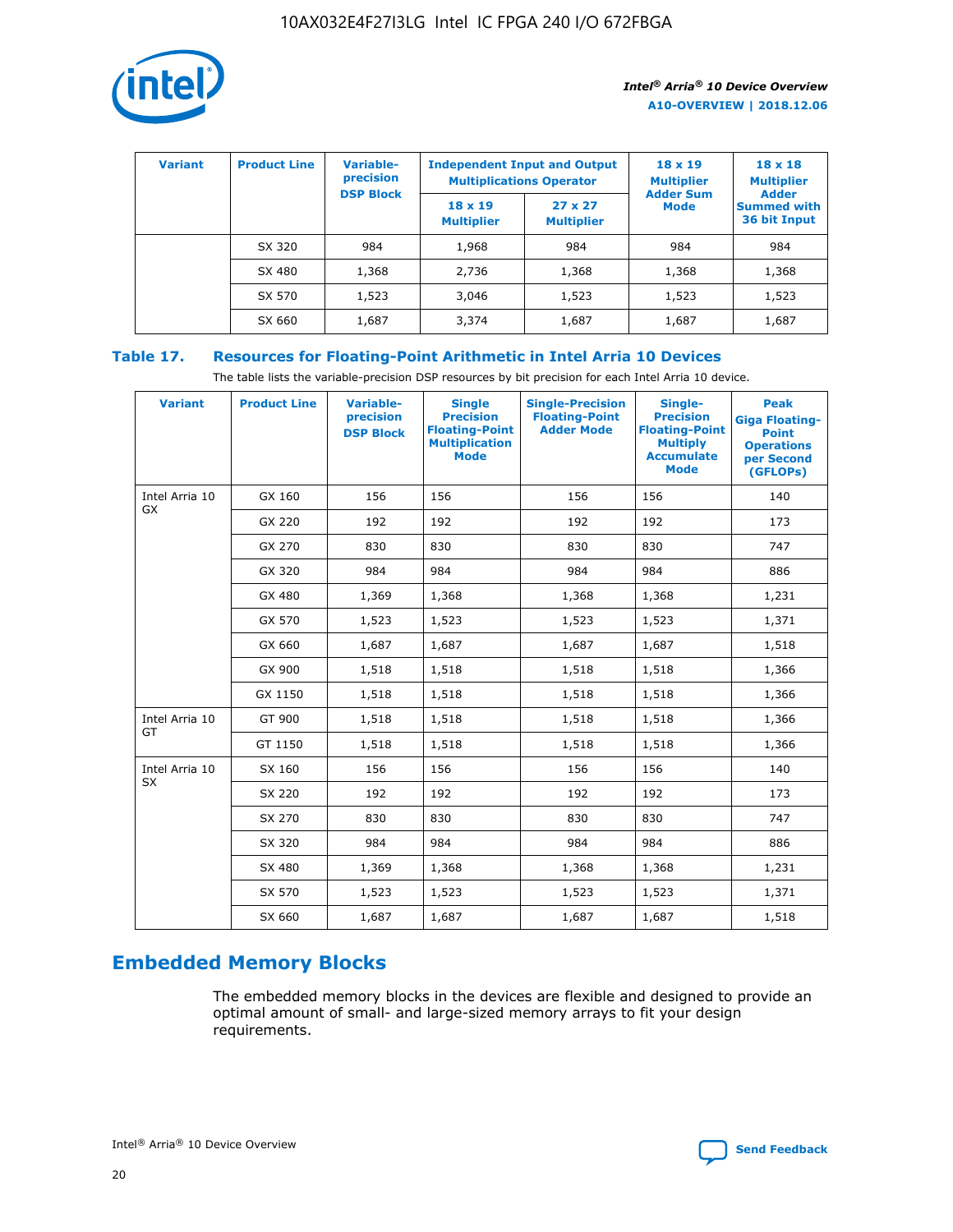| Variant | Product Line | Variable-precision DSP Block | Independent Input and Output Multiplications Operator | | 18 x 19 Multiplier Adder Sum Mode | 18 x 18 Multiplier Adder Summed with 36 bit Input |
|---|---|---|---|---|---|---|
| | | | 18 x 19 Multiplier | 27 x 27 Multiplier | | |
| | SX 320 | 984 | 1,968 | 984 | 984 | 984 |
| | SX 480 | 1,368 | 2,736 | 1,368 | 1,368 | 1,368 |
| | SX 570 | 1,523 | 3,046 | 1,523 | 1,523 | 1,523 |
| | SX 660 | 1,687 | 3,374 | 1,687 | 1,687 | 1,687 |

### Table 17. Resources for Floating-Point Arithmetic in Intel Arria 10 Devices

The table lists the variable-precision DSP resources by bit precision for each Intel Arria 10 device.

| Variant | Product Line | Variable-precision DSP Block | Single Precision Floating-Point Multiplication Mode | Single-Precision Floating-Point Adder Mode | Single-Precision Floating-Point Multiply Accumulate Mode | Peak Giga Floating-Point Operations per Second (GFLOPs) |
|---|---|---|---|---|---|---|
| Intel Arria 10 GX | GX 160 | 156 | 156 | 156 | 156 | 140 |
| | GX 220 | 192 | 192 | 192 | 192 | 173 |
| | GX 270 | 830 | 830 | 830 | 830 | 747 |
| | GX 320 | 984 | 984 | 984 | 984 | 886 |
| | GX 480 | 1,369 | 1,368 | 1,368 | 1,368 | 1,231 |
| | GX 570 | 1,523 | 1,523 | 1,523 | 1,523 | 1,371 |
| | GX 660 | 1,687 | 1,687 | 1,687 | 1,687 | 1,518 |
| | GX 900 | 1,518 | 1,518 | 1,518 | 1,518 | 1,366 |
| | GX 1150 | 1,518 | 1,518 | 1,518 | 1,518 | 1,366 |
| Intel Arria 10 GT | GT 900 | 1,518 | 1,518 | 1,518 | 1,518 | 1,366 |
| | GT 1150 | 1,518 | 1,518 | 1,518 | 1,518 | 1,366 |
| Intel Arria 10 SX | SX 160 | 156 | 156 | 156 | 156 | 140 |
| | SX 220 | 192 | 192 | 192 | 192 | 173 |
| | SX 270 | 830 | 830 | 830 | 830 | 747 |
| | SX 320 | 984 | 984 | 984 | 984 | 886 |
| | SX 480 | 1,369 | 1,368 | 1,368 | 1,368 | 1,231 |
| | SX 570 | 1,523 | 1,523 | 1,523 | 1,523 | 1,371 |
| | SX 660 | 1,687 | 1,687 | 1,687 | 1,687 | 1,518 |

## Embedded Memory Blocks

The embedded memory blocks in the devices are flexible and designed to provide an optimal amount of small- and large-sized memory arrays to fit your design requirements.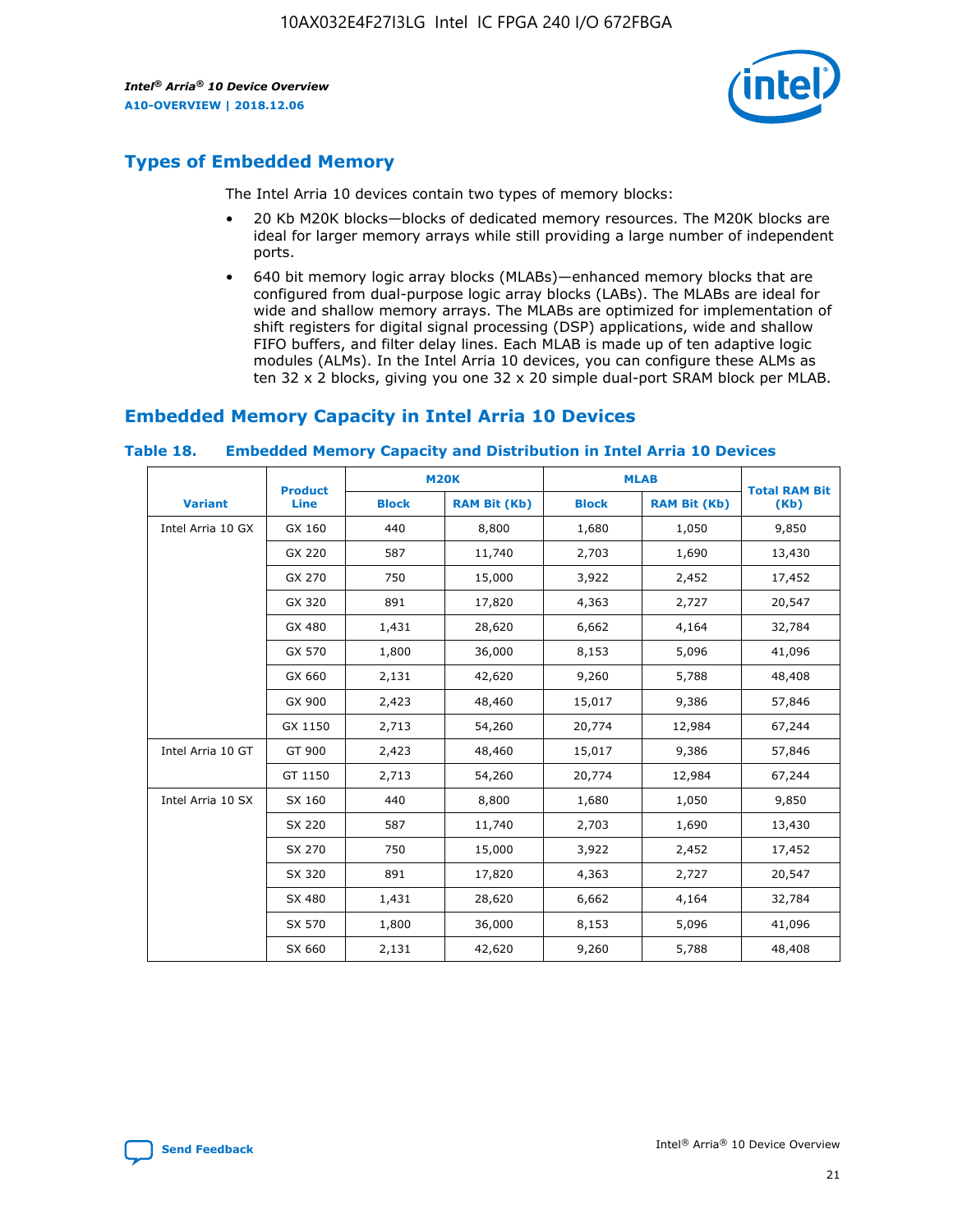## Types of Embedded Memory

The Intel Arria 10 devices contain two types of memory blocks:

- 20 Kb M20K blocks—blocks of dedicated memory resources. The M20K blocks are ideal for larger memory arrays while still providing a large number of independent ports.
- 640 bit memory logic array blocks (MLABs)—enhanced memory blocks that are configured from dual-purpose logic array blocks (LABs). The MLABs are ideal for wide and shallow memory arrays. The MLABs are optimized for implementation of shift registers for digital signal processing (DSP) applications, wide and shallow FIFO buffers, and filter delay lines. Each MLAB is made up of ten adaptive logic modules (ALMs). In the Intel Arria 10 devices, you can configure these ALMs as ten 32 x 2 blocks, giving you one 32 x 20 simple dual-port SRAM block per MLAB.

## Embedded Memory Capacity in Intel Arria 10 Devices

**Table 18. Embedded Memory Capacity and Distribution in Intel Arria 10 Devices**

| Variant | Product Line | M20K | | MLAB | | Total RAM Bit (Kb) |
|---|---|---|---|---|---|---|
| | | Block | RAM Bit (Kb) | Block | RAM Bit (Kb) | |
| Intel Arria 10 GX | GX 160 | 440 | 8,800 | 1,680 | 1,050 | 9,850 |
| | GX 220 | 587 | 11,740 | 2,703 | 1,690 | 13,430 |
| | GX 270 | 750 | 15,000 | 3,922 | 2,452 | 17,452 |
| | GX 320 | 891 | 17,820 | 4,363 | 2,727 | 20,547 |
| | GX 480 | 1,431 | 28,620 | 6,662 | 4,164 | 32,784 |
| | GX 570 | 1,800 | 36,000 | 8,153 | 5,096 | 41,096 |
| | GX 660 | 2,131 | 42,620 | 9,260 | 5,788 | 48,408 |
| | GX 900 | 2,423 | 48,460 | 15,017 | 9,386 | 57,846 |
| | GX 1150 | 2,713 | 54,260 | 20,774 | 12,984 | 67,244 |
| Intel Arria 10 GT | GT 900 | 2,423 | 48,460 | 15,017 | 9,386 | 57,846 |
| | GT 1150 | 2,713 | 54,260 | 20,774 | 12,984 | 67,244 |
| Intel Arria 10 SX | SX 160 | 440 | 8,800 | 1,680 | 1,050 | 9,850 |
| | SX 220 | 587 | 11,740 | 2,703 | 1,690 | 13,430 |
| | SX 270 | 750 | 15,000 | 3,922 | 2,452 | 17,452 |
| | SX 320 | 891 | 17,820 | 4,363 | 2,727 | 20,547 |
| | SX 480 | 1,431 | 28,620 | 6,662 | 4,164 | 32,784 |
| | SX 570 | 1,800 | 36,000 | 8,153 | 5,096 | 41,096 |
| | SX 660 | 2,131 | 42,620 | 9,260 | 5,788 | 48,408 |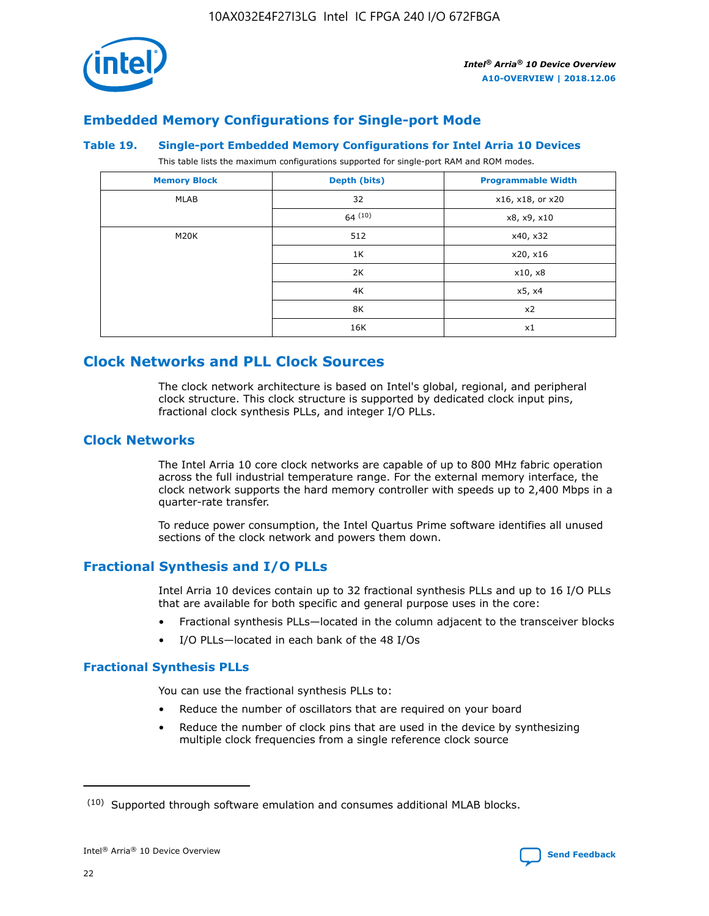## Embedded Memory Configurations for Single-port Mode

### Table 19. Single-port Embedded Memory Configurations for Intel Arria 10 Devices

This table lists the maximum configurations supported for single-port RAM and ROM modes.

| Memory Block | Depth (bits) | Programmable Width |
|---|---|---|
| MLAB | 32 | x16, x18, or x20 |
| | 64 [10] | x8, x9, x10 |
| M20K | 512 | x40, x32 |
| | 1K | x20, x16 |
| | 2K | x10, x8 |
| | 4K | x5, x4 |
| | 8K | x2 |
| | 16K | x1 |

# Clock Networks and PLL Clock Sources

The clock network architecture is based on Intel's global, regional, and peripheral clock structure. This clock structure is supported by dedicated clock input pins, fractional clock synthesis PLLs, and integer I/O PLLs.

## Clock Networks

The Intel Arria 10 core clock networks are capable of up to 800 MHz fabric operation across the full industrial temperature range. For the external memory interface, the clock network supports the hard memory controller with speeds up to 2,400 Mbps in a quarter-rate transfer.

To reduce power consumption, the Intel Quartus Prime software identifies all unused sections of the clock network and powers them down.

## Fractional Synthesis and I/O PLLs

Intel Arria 10 devices contain up to 32 fractional synthesis PLLs and up to 16 I/O PLLs that are available for both specific and general purpose uses in the core:

- Fractional synthesis PLLs—located in the column adjacent to the transceiver blocks
- I/O PLLs—located in each bank of the 48 I/Os

### Fractional Synthesis PLLs

You can use the fractional synthesis PLLs to:

- Reduce the number of oscillators that are required on your board
- Reduce the number of clock pins that are used in the device by synthesizing multiple clock frequencies from a single reference clock source

(10) Supported through software emulation and consumes additional MLAB blocks.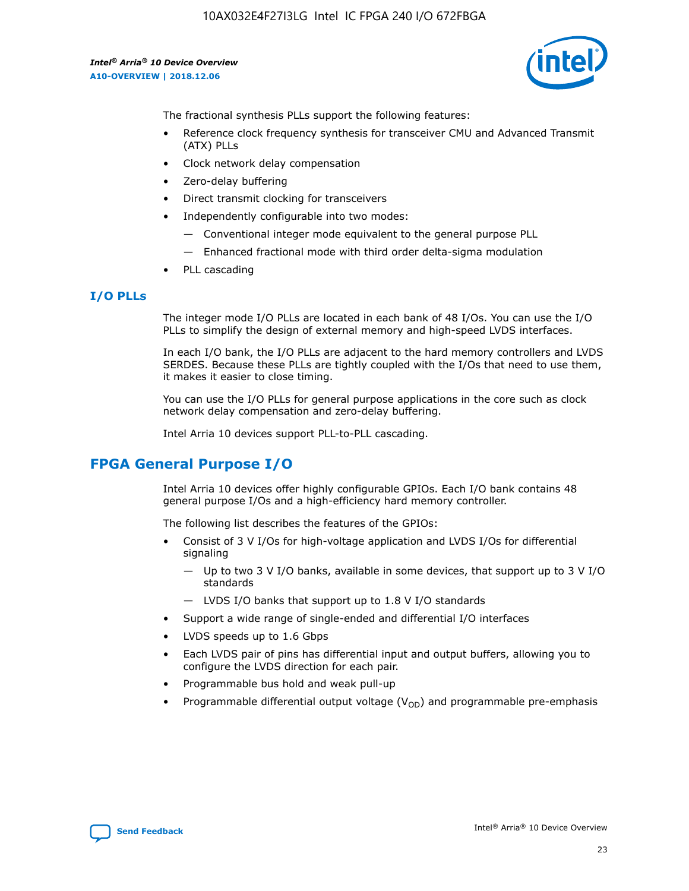The fractional synthesis PLLs support the following features:

- Reference clock frequency synthesis for transceiver CMU and Advanced Transmit (ATX) PLLs
- Clock network delay compensation
- Zero-delay buffering
- Direct transmit clocking for transceivers
- Independently configurable into two modes:
  - — Conventional integer mode equivalent to the general purpose PLL
  - — Enhanced fractional mode with third order delta-sigma modulation
- PLL cascading

### I/O PLLs

The integer mode I/O PLLs are located in each bank of 48 I/Os. You can use the I/O PLLs to simplify the design of external memory and high-speed LVDS interfaces.

In each I/O bank, the I/O PLLs are adjacent to the hard memory controllers and LVDS SERDES. Because these PLLs are tightly coupled with the I/Os that need to use them, it makes it easier to close timing.

You can use the I/O PLLs for general purpose applications in the core such as clock network delay compensation and zero-delay buffering.

Intel Arria 10 devices support PLL-to-PLL cascading.

## FPGA General Purpose I/O

Intel Arria 10 devices offer highly configurable GPIOs. Each I/O bank contains 48 general purpose I/Os and a high-efficiency hard memory controller.

The following list describes the features of the GPIOs:

- Consist of 3 V I/Os for high-voltage application and LVDS I/Os for differential signaling
  - — Up to two 3 V I/O banks, available in some devices, that support up to 3 V I/O standards
  - — LVDS I/O banks that support up to 1.8 V I/O standards
- Support a wide range of single-ended and differential I/O interfaces
- LVDS speeds up to 1.6 Gbps
- Each LVDS pair of pins has differential input and output buffers, allowing you to configure the LVDS direction for each pair.
- Programmable bus hold and weak pull-up
- Programmable differential output voltage ($V_{OD}$) and programmable pre-emphasis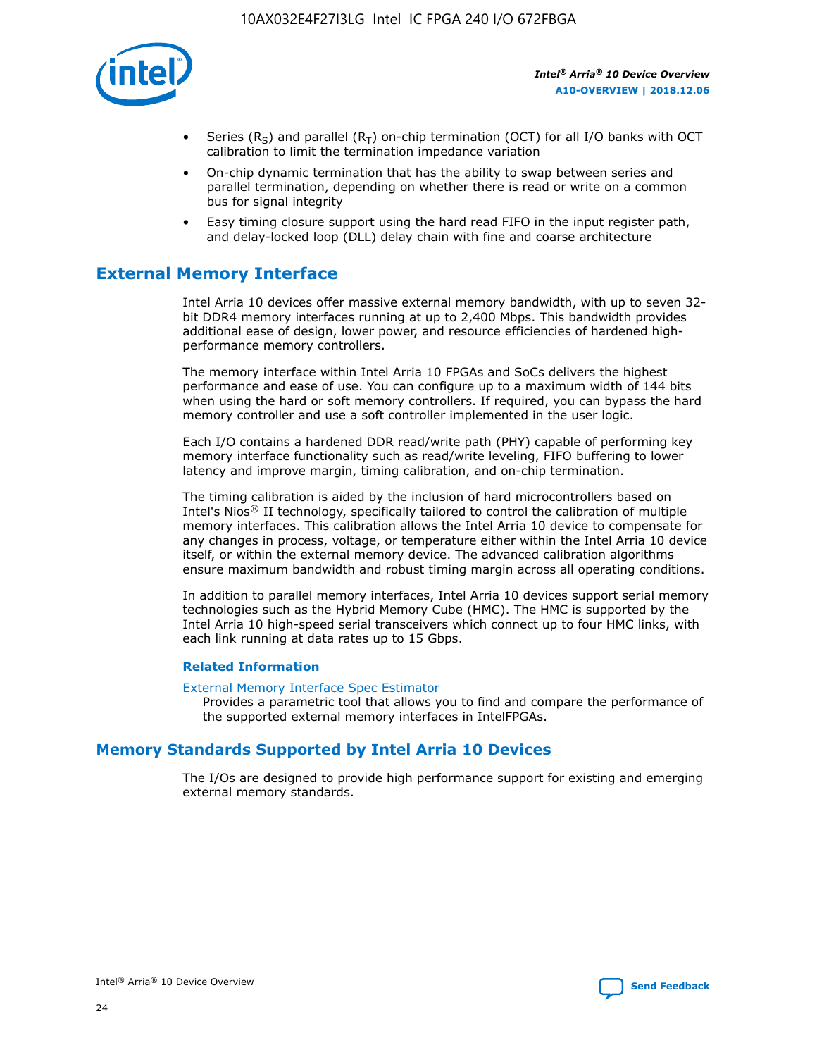- Series ($R_S$) and parallel ($R_T$) on-chip termination (OCT) for all I/O banks with OCT calibration to limit the termination impedance variation
- On-chip dynamic termination that has the ability to swap between series and parallel termination, depending on whether there is read or write on a common bus for signal integrity
- Easy timing closure support using the hard read FIFO in the input register path, and delay-locked loop (DLL) delay chain with fine and coarse architecture

## External Memory Interface

Intel Arria 10 devices offer massive external memory bandwidth, with up to seven 32-bit DDR4 memory interfaces running at up to 2,400 Mbps. This bandwidth provides additional ease of design, lower power, and resource efficiencies of hardened high-performance memory controllers.

The memory interface within Intel Arria 10 FPGAs and SoCs delivers the highest performance and ease of use. You can configure up to a maximum width of 144 bits when using the hard or soft memory controllers. If required, you can bypass the hard memory controller and use a soft controller implemented in the user logic.

Each I/O contains a hardened DDR read/write path (PHY) capable of performing key memory interface functionality such as read/write leveling, FIFO buffering to lower latency and improve margin, timing calibration, and on-chip termination.

The timing calibration is aided by the inclusion of hard microcontrollers based on Intel's Nios® II technology, specifically tailored to control the calibration of multiple memory interfaces. This calibration allows the Intel Arria 10 device to compensate for any changes in process, voltage, or temperature either within the Intel Arria 10 device itself, or within the external memory device. The advanced calibration algorithms ensure maximum bandwidth and robust timing margin across all operating conditions.

In addition to parallel memory interfaces, Intel Arria 10 devices support serial memory technologies such as the Hybrid Memory Cube (HMC). The HMC is supported by the Intel Arria 10 high-speed serial transceivers which connect up to four HMC links, with each link running at data rates up to 15 Gbps.

### Related Information

External Memory Interface Spec Estimator
  Provides a parametric tool that allows you to find and compare the performance of the supported external memory interfaces in IntelFPGAs.

## Memory Standards Supported by Intel Arria 10 Devices

The I/Os are designed to provide high performance support for existing and emerging external memory standards.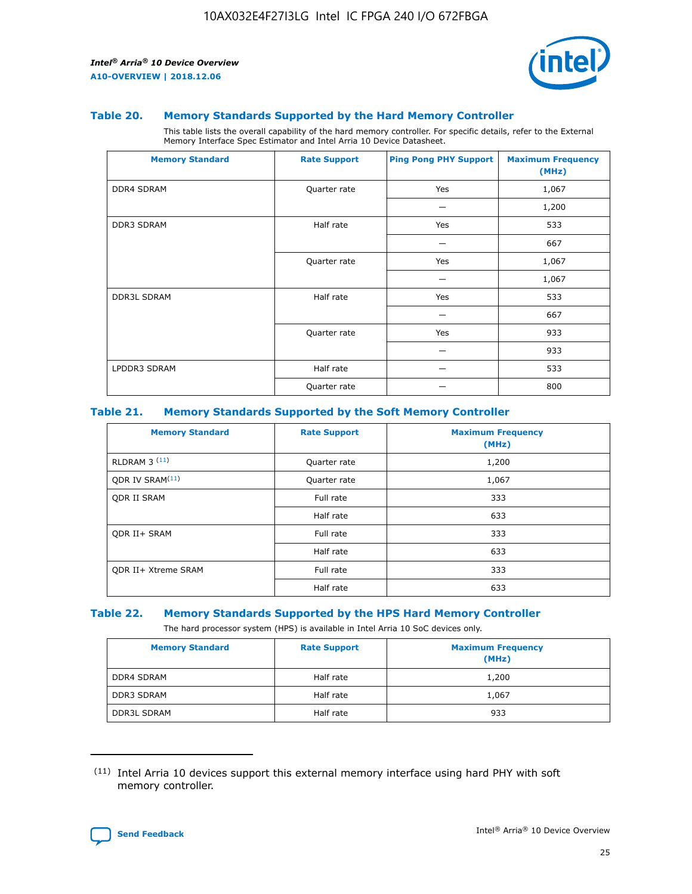### Table 20. Memory Standards Supported by the Hard Memory Controller

This table lists the overall capability of the hard memory controller. For specific details, refer to the External Memory Interface Spec Estimator and Intel Arria 10 Device Datasheet.

| Memory Standard | Rate Support | Ping Pong PHY Support | Maximum Frequency (MHz) |
|---|---|---|---|
| DDR4 SDRAM | Quarter rate | Yes | 1,067 |
| | | — | 1,200 |
| DDR3 SDRAM | Half rate | Yes | 533 |
| | | — | 667 |
| | Quarter rate | Yes | 1,067 |
| | | — | 1,067 |
| DDR3L SDRAM | Half rate | Yes | 533 |
| | | — | 667 |
| | Quarter rate | Yes | 933 |
| | | — | 933 |
| LPDDR3 SDRAM | Half rate | — | 533 |
| | Quarter rate | — | 800 |

### Table 21. Memory Standards Supported by the Soft Memory Controller

| Memory Standard | Rate Support | Maximum Frequency (MHz) |
|---|---|---|
| RLDRAM 3 [11] | Quarter rate | 1,200 |
| QDR IV SRAM[11] | Quarter rate | 1,067 |
| QDR II SRAM | Full rate | 333 |
| | Half rate | 633 |
| QDR II+ SRAM | Full rate | 333 |
| | Half rate | 633 |
| QDR II+ Xtreme SRAM | Full rate | 333 |
| | Half rate | 633 |

### Table 22. Memory Standards Supported by the HPS Hard Memory Controller

The hard processor system (HPS) is available in Intel Arria 10 SoC devices only.

| Memory Standard | Rate Support | Maximum Frequency (MHz) |
|---|---|---|
| DDR4 SDRAM | Half rate | 1,200 |
| DDR3 SDRAM | Half rate | 1,067 |
| DDR3L SDRAM | Half rate | 933 |

---

(11) Intel Arria 10 devices support this external memory interface using hard PHY with soft memory controller.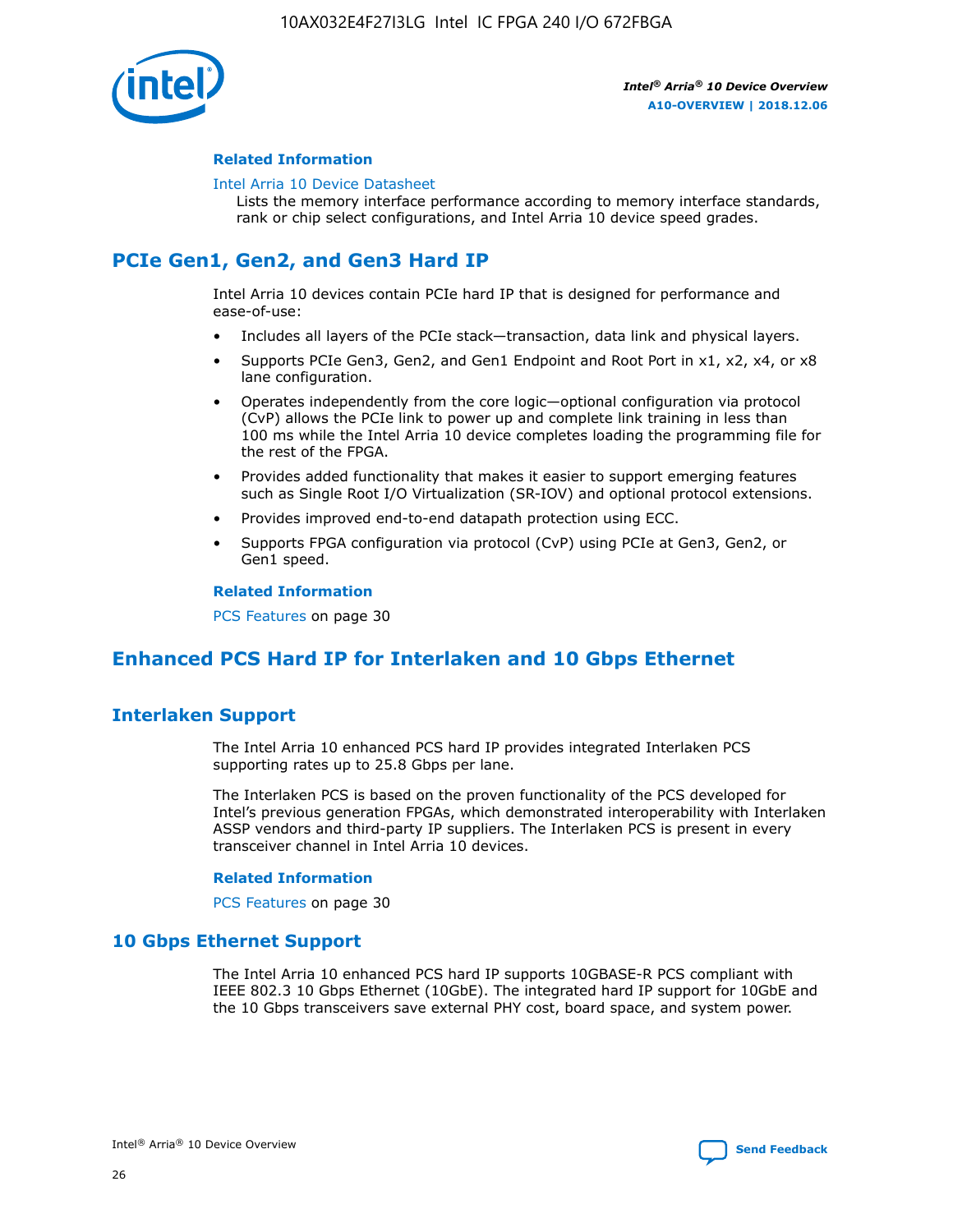#### Related Information

Intel Arria 10 Device Datasheet

Lists the memory interface performance according to memory interface standards, rank or chip select configurations, and Intel Arria 10 device speed grades.

## PCIe Gen1, Gen2, and Gen3 Hard IP

Intel Arria 10 devices contain PCIe hard IP that is designed for performance and ease-of-use:

- Includes all layers of the PCIe stack—transaction, data link and physical layers.
- Supports PCIe Gen3, Gen2, and Gen1 Endpoint and Root Port in x1, x2, x4, or x8 lane configuration.
- Operates independently from the core logic—optional configuration via protocol (CvP) allows the PCIe link to power up and complete link training in less than 100 ms while the Intel Arria 10 device completes loading the programming file for the rest of the FPGA.
- Provides added functionality that makes it easier to support emerging features such as Single Root I/O Virtualization (SR-IOV) and optional protocol extensions.
- Provides improved end-to-end datapath protection using ECC.
- Supports FPGA configuration via protocol (CvP) using PCIe at Gen3, Gen2, or Gen1 speed.

#### Related Information

PCS Features on page 30

## Enhanced PCS Hard IP for Interlaken and 10 Gbps Ethernet

### Interlaken Support

The Intel Arria 10 enhanced PCS hard IP provides integrated Interlaken PCS supporting rates up to 25.8 Gbps per lane.

The Interlaken PCS is based on the proven functionality of the PCS developed for Intel's previous generation FPGAs, which demonstrated interoperability with Interlaken ASSP vendors and third-party IP suppliers. The Interlaken PCS is present in every transceiver channel in Intel Arria 10 devices.

#### Related Information

PCS Features on page 30

### 10 Gbps Ethernet Support

The Intel Arria 10 enhanced PCS hard IP supports 10GBASE-R PCS compliant with IEEE 802.3 10 Gbps Ethernet (10GbE). The integrated hard IP support for 10GbE and the 10 Gbps transceivers save external PHY cost, board space, and system power.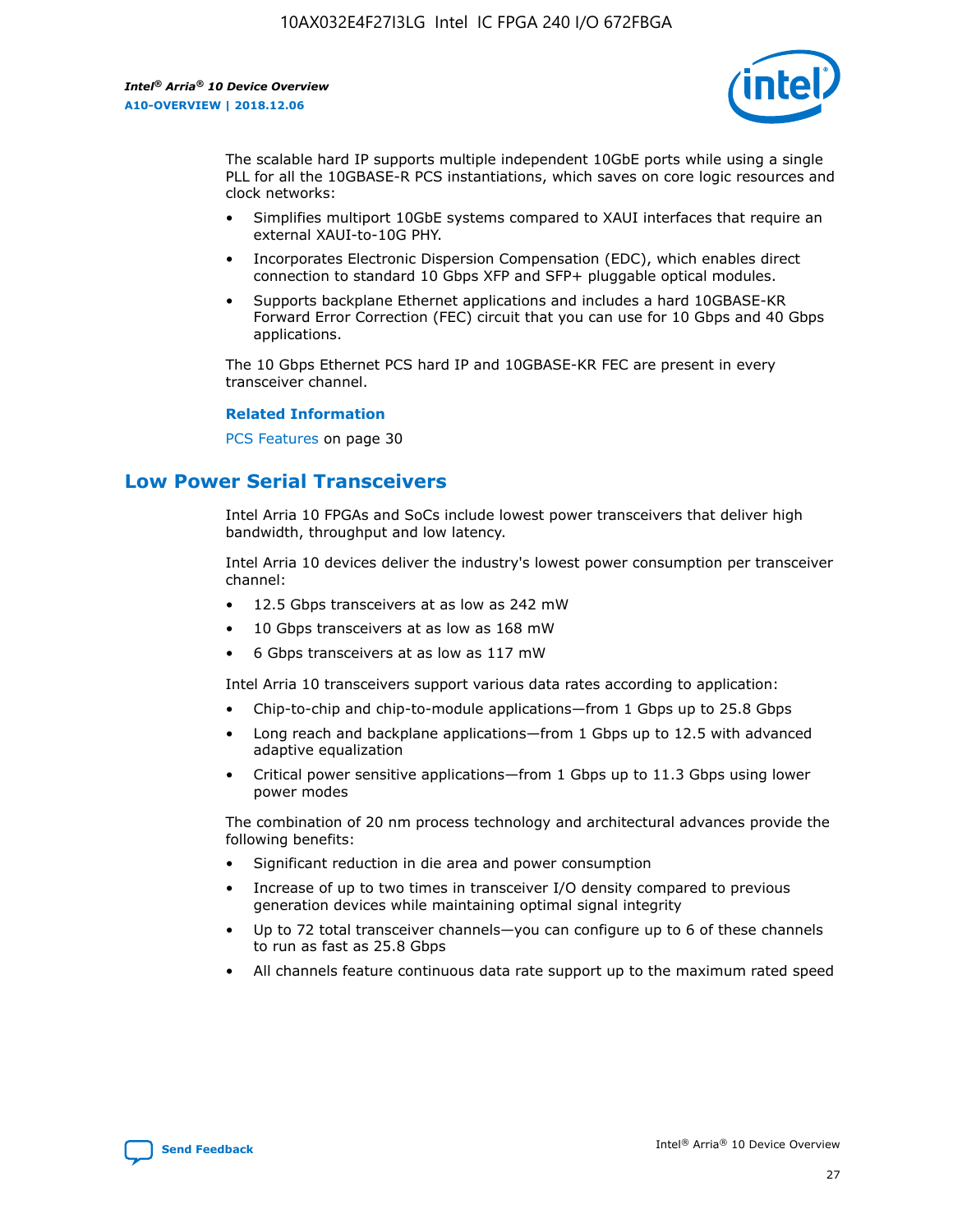The scalable hard IP supports multiple independent 10GbE ports while using a single PLL for all the 10GBASE-R PCS instantiations, which saves on core logic resources and clock networks:

- Simplifies multiport 10GbE systems compared to XAUI interfaces that require an external XAUI-to-10G PHY.
- Incorporates Electronic Dispersion Compensation (EDC), which enables direct connection to standard 10 Gbps XFP and SFP+ pluggable optical modules.
- Supports backplane Ethernet applications and includes a hard 10GBASE-KR Forward Error Correction (FEC) circuit that you can use for 10 Gbps and 40 Gbps applications.

The 10 Gbps Ethernet PCS hard IP and 10GBASE-KR FEC are present in every transceiver channel.

**Related Information**

PCS Features on page 30

## Low Power Serial Transceivers

Intel Arria 10 FPGAs and SoCs include lowest power transceivers that deliver high bandwidth, throughput and low latency.

Intel Arria 10 devices deliver the industry's lowest power consumption per transceiver channel:

- 12.5 Gbps transceivers at as low as 242 mW
- 10 Gbps transceivers at as low as 168 mW
- 6 Gbps transceivers at as low as 117 mW

Intel Arria 10 transceivers support various data rates according to application:

- Chip-to-chip and chip-to-module applications—from 1 Gbps up to 25.8 Gbps
- Long reach and backplane applications—from 1 Gbps up to 12.5 with advanced adaptive equalization
- Critical power sensitive applications—from 1 Gbps up to 11.3 Gbps using lower power modes

The combination of 20 nm process technology and architectural advances provide the following benefits:

- Significant reduction in die area and power consumption
- Increase of up to two times in transceiver I/O density compared to previous generation devices while maintaining optimal signal integrity
- Up to 72 total transceiver channels—you can configure up to 6 of these channels to run as fast as 25.8 Gbps
- All channels feature continuous data rate support up to the maximum rated speed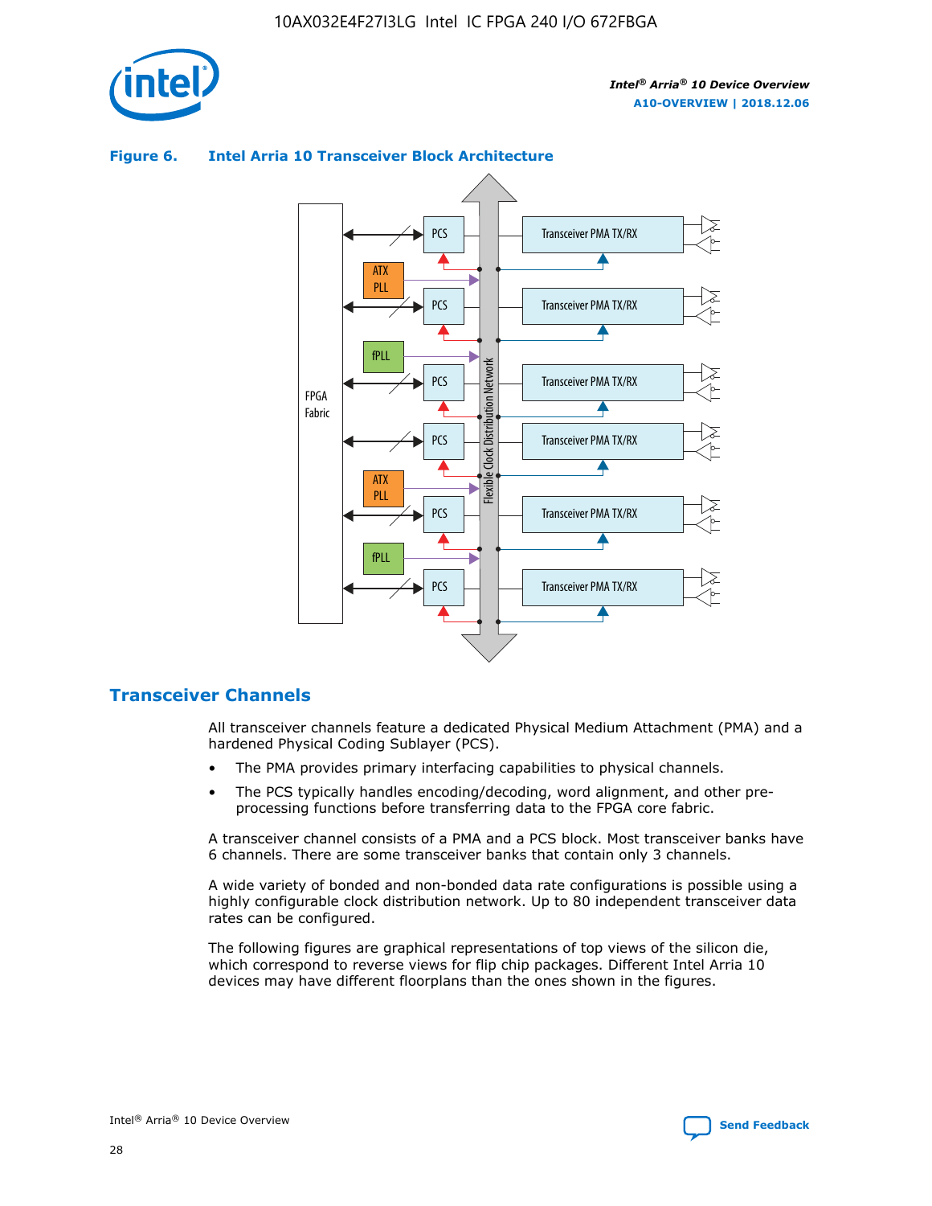**Figure 6. Intel Arria 10 Transceiver Block Architecture**

## Transceiver Channels

All transceiver channels feature a dedicated Physical Medium Attachment (PMA) and a hardened Physical Coding Sublayer (PCS).

- The PMA provides primary interfacing capabilities to physical channels.
- The PCS typically handles encoding/decoding, word alignment, and other pre-processing functions before transferring data to the FPGA core fabric.

A transceiver channel consists of a PMA and a PCS block. Most transceiver banks have 6 channels. There are some transceiver banks that contain only 3 channels.

A wide variety of bonded and non-bonded data rate configurations is possible using a highly configurable clock distribution network. Up to 80 independent transceiver data rates can be configured.

The following figures are graphical representations of top views of the silicon die, which correspond to reverse views for flip chip packages. Different Intel Arria 10 devices may have different floorplans than the ones shown in the figures.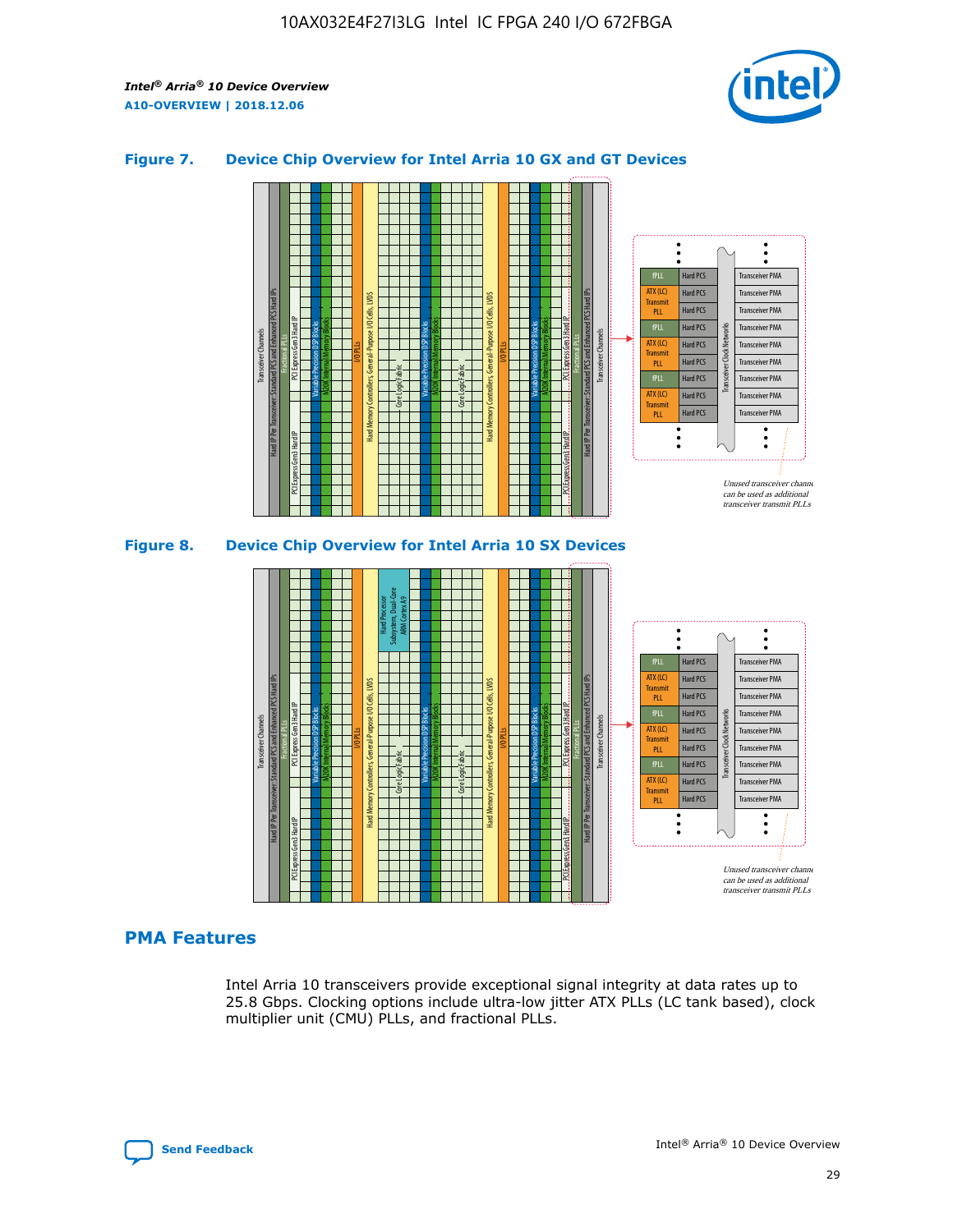## Figure 7. Device Chip Overview for Intel Arria 10 GX and GT Devices

## Figure 8. Device Chip Overview for Intel Arria 10 SX Devices

## PMA Features

Intel Arria 10 transceivers provide exceptional signal integrity at data rates up to 25.8 Gbps. Clocking options include ultra-low jitter ATX PLLs (LC tank based), clock multiplier unit (CMU) PLLs, and fractional PLLs.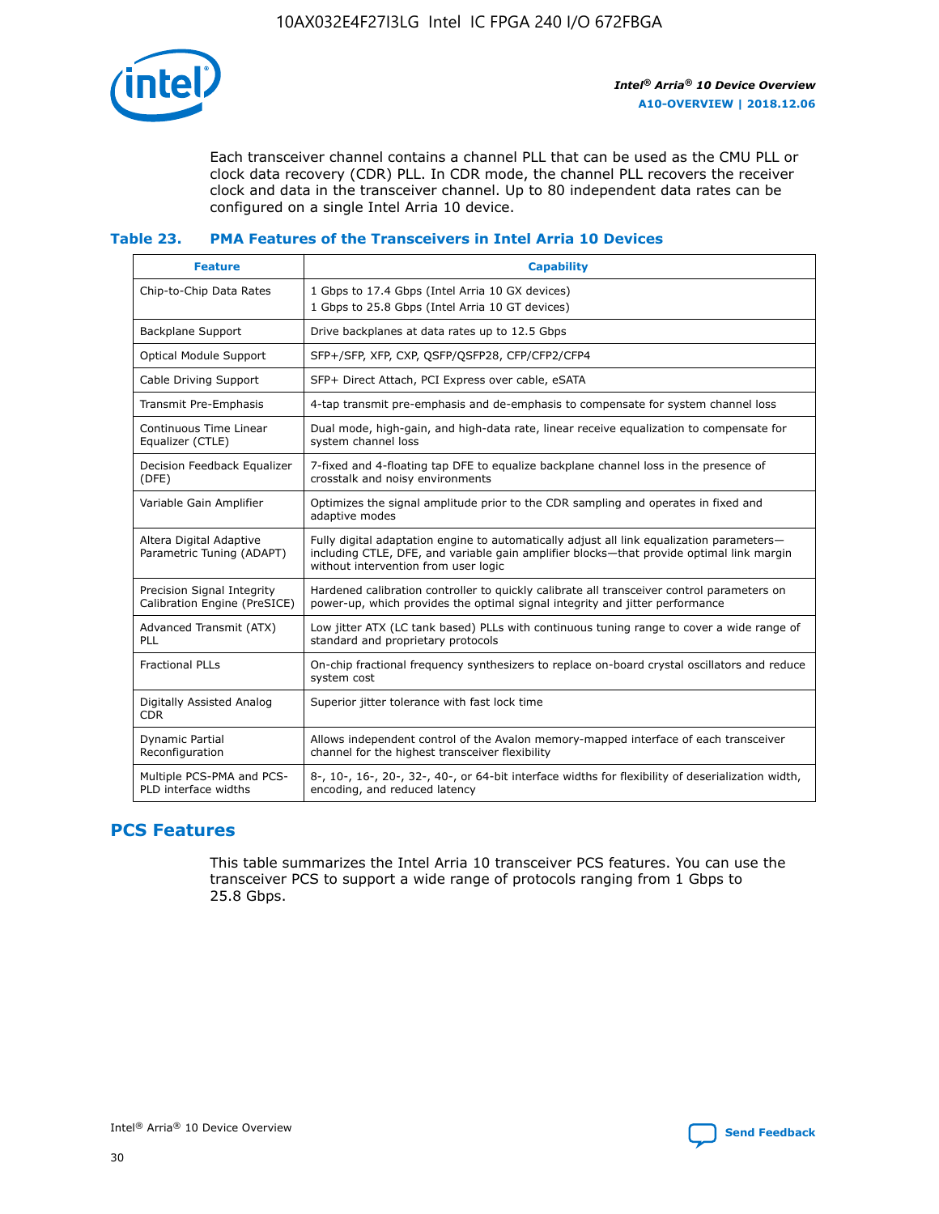Each transceiver channel contains a channel PLL that can be used as the CMU PLL or clock data recovery (CDR) PLL. In CDR mode, the channel PLL recovers the receiver clock and data in the transceiver channel. Up to 80 independent data rates can be configured on a single Intel Arria 10 device.

### Table 23. PMA Features of the Transceivers in Intel Arria 10 Devices

| Feature | Capability |
| --- | --- |
| Chip-to-Chip Data Rates | 1 Gbps to 17.4 Gbps (Intel Arria 10 GX devices)<br>1 Gbps to 25.8 Gbps (Intel Arria 10 GT devices) |
| Backplane Support | Drive backplanes at data rates up to 12.5 Gbps |
| Optical Module Support | SFP+/SFP, XFP, CXP, QSFP/QSFP28, CFP/CFP2/CFP4 |
| Cable Driving Support | SFP+ Direct Attach, PCI Express over cable, eSATA |
| Transmit Pre-Emphasis | 4-tap transmit pre-emphasis and de-emphasis to compensate for system channel loss |
| Continuous Time Linear Equalizer (CTLE) | Dual mode, high-gain, and high-data rate, linear receive equalization to compensate for system channel loss |
| Decision Feedback Equalizer (DFE) | 7-fixed and 4-floating tap DFE to equalize backplane channel loss in the presence of crosstalk and noisy environments |
| Variable Gain Amplifier | Optimizes the signal amplitude prior to the CDR sampling and operates in fixed and adaptive modes |
| Altera Digital Adaptive Parametric Tuning (ADAPT) | Fully digital adaptation engine to automatically adjust all link equalization parameters—including CTLE, DFE, and variable gain amplifier blocks—that provide optimal link margin without intervention from user logic |
| Precision Signal Integrity Calibration Engine (PreSICE) | Hardened calibration controller to quickly calibrate all transceiver control parameters on power-up, which provides the optimal signal integrity and jitter performance |
| Advanced Transmit (ATX) PLL | Low jitter ATX (LC tank based) PLLs with continuous tuning range to cover a wide range of standard and proprietary protocols |
| Fractional PLLs | On-chip fractional frequency synthesizers to replace on-board crystal oscillators and reduce system cost |
| Digitally Assisted Analog CDR | Superior jitter tolerance with fast lock time |
| Dynamic Partial Reconfiguration | Allows independent control of the Avalon memory-mapped interface of each transceiver channel for the highest transceiver flexibility |
| Multiple PCS-PMA and PCS-PLD interface widths | 8-, 10-, 16-, 20-, 32-, 40-, or 64-bit interface widths for flexibility of deserialization width, encoding, and reduced latency |

## PCS Features

This table summarizes the Intel Arria 10 transceiver PCS features. You can use the transceiver PCS to support a wide range of protocols ranging from 1 Gbps to 25.8 Gbps.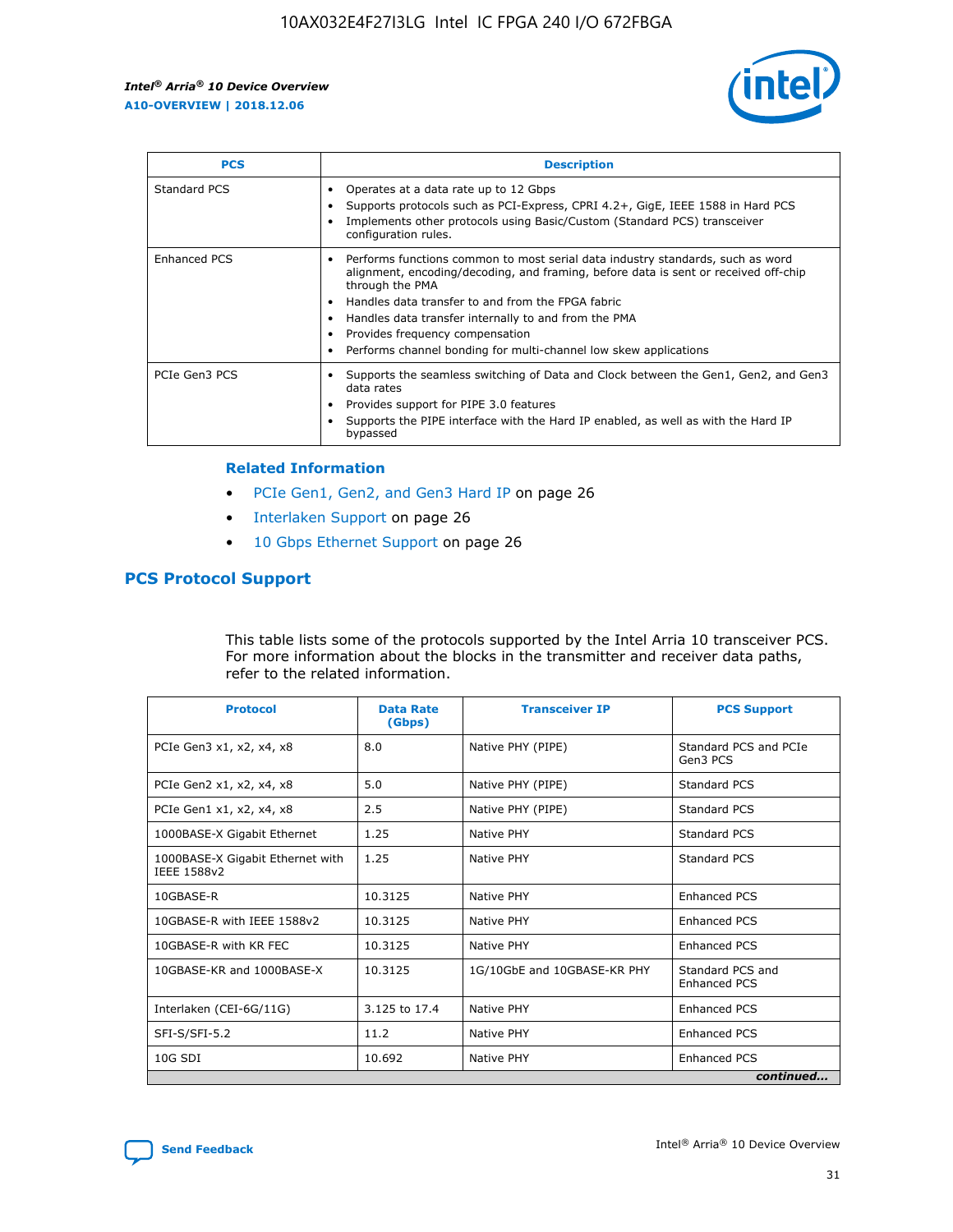| PCS | Description |
| --- | --- |
| Standard PCS | • Operates at a data rate up to 12 Gbps<br>• Supports protocols such as PCI-Express, CPRI 4.2+, GigE, IEEE 1588 in Hard PCS<br>• Implements other protocols using Basic/Custom (Standard PCS) transceiver configuration rules. |
| Enhanced PCS | • Performs functions common to most serial data industry standards, such as word alignment, encoding/decoding, and framing, before data is sent or received off-chip through the PMA<br>• Handles data transfer to and from the FPGA fabric<br>• Handles data transfer internally to and from the PMA<br>• Provides frequency compensation<br>• Performs channel bonding for multi-channel low skew applications |
| PCIe Gen3 PCS | • Supports the seamless switching of Data and Clock between the Gen1, Gen2, and Gen3 data rates<br>• Provides support for PIPE 3.0 features<br>• Supports the PIPE interface with the Hard IP enabled, as well as with the Hard IP bypassed |

#### Related Information

- PCIe Gen1, Gen2, and Gen3 Hard IP on page 26
- Interlaken Support on page 26
- 10 Gbps Ethernet Support on page 26

## PCS Protocol Support

This table lists some of the protocols supported by the Intel Arria 10 transceiver PCS. For more information about the blocks in the transmitter and receiver data paths, refer to the related information.

| Protocol | Data Rate (Gbps) | Transceiver IP | PCS Support |
| --- | --- | --- | --- |
| PCIe Gen3 x1, x2, x4, x8 | 8.0 | Native PHY (PIPE) | Standard PCS and PCIe Gen3 PCS |
| PCIe Gen2 x1, x2, x4, x8 | 5.0 | Native PHY (PIPE) | Standard PCS |
| PCIe Gen1 x1, x2, x4, x8 | 2.5 | Native PHY (PIPE) | Standard PCS |
| 1000BASE-X Gigabit Ethernet | 1.25 | Native PHY | Standard PCS |
| 1000BASE-X Gigabit Ethernet with IEEE 1588v2 | 1.25 | Native PHY | Standard PCS |
| 10GBASE-R | 10.3125 | Native PHY | Enhanced PCS |
| 10GBASE-R with IEEE 1588v2 | 10.3125 | Native PHY | Enhanced PCS |
| 10GBASE-R with KR FEC | 10.3125 | Native PHY | Enhanced PCS |
| 10GBASE-KR and 1000BASE-X | 10.3125 | 1G/10GbE and 10GBASE-KR PHY | Standard PCS and Enhanced PCS |
| Interlaken (CEI-6G/11G) | 3.125 to 17.4 | Native PHY | Enhanced PCS |
| SFI-S/SFI-5.2 | 11.2 | Native PHY | Enhanced PCS |
| 10G SDI | 10.692 | Native PHY | Enhanced PCS |

*continued...*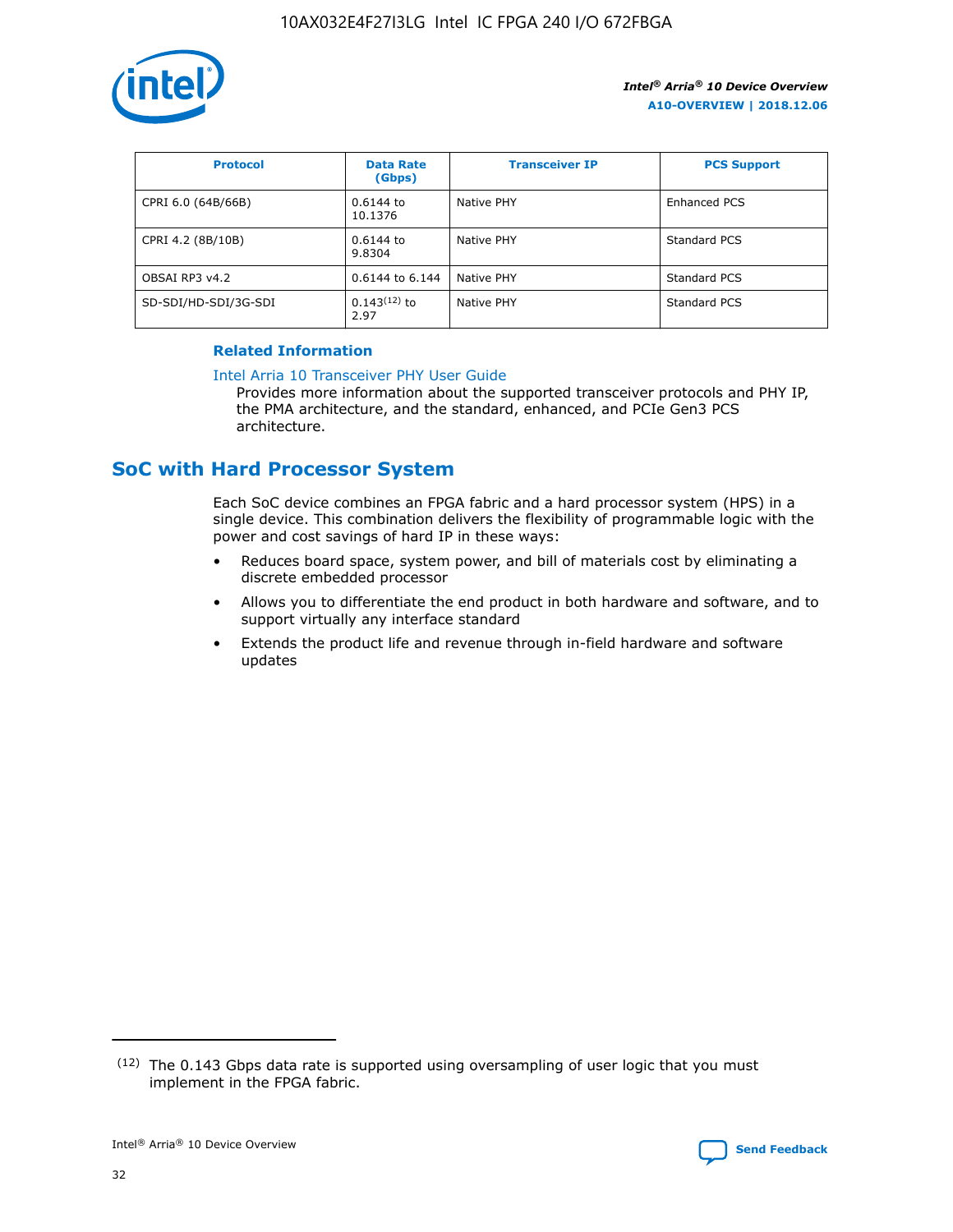| Protocol | Data Rate (Gbps) | Transceiver IP | PCS Support |
| --- | --- | --- | --- |
| CPRI 6.0 (64B/66B) | 0.6144 to 10.1376 | Native PHY | Enhanced PCS |
| CPRI 4.2 (8B/10B) | 0.6144 to 9.8304 | Native PHY | Standard PCS |
| OBSAI RP3 v4.2 | 0.6144 to 6.144 | Native PHY | Standard PCS |
| SD-SDI/HD-SDI/3G-SDI | 0.143[12] to 2.97 | Native PHY | Standard PCS |

**Related Information**

Intel Arria 10 Transceiver PHY User Guide

Provides more information about the supported transceiver protocols and PHY IP, the PMA architecture, and the standard, enhanced, and PCIe Gen3 PCS architecture.

## SoC with Hard Processor System

Each SoC device combines an FPGA fabric and a hard processor system (HPS) in a single device. This combination delivers the flexibility of programmable logic with the power and cost savings of hard IP in these ways:

- Reduces board space, system power, and bill of materials cost by eliminating a discrete embedded processor
- Allows you to differentiate the end product in both hardware and software, and to support virtually any interface standard
- Extends the product life and revenue through in-field hardware and software updates

[12] The 0.143 Gbps data rate is supported using oversampling of user logic that you must implement in the FPGA fabric.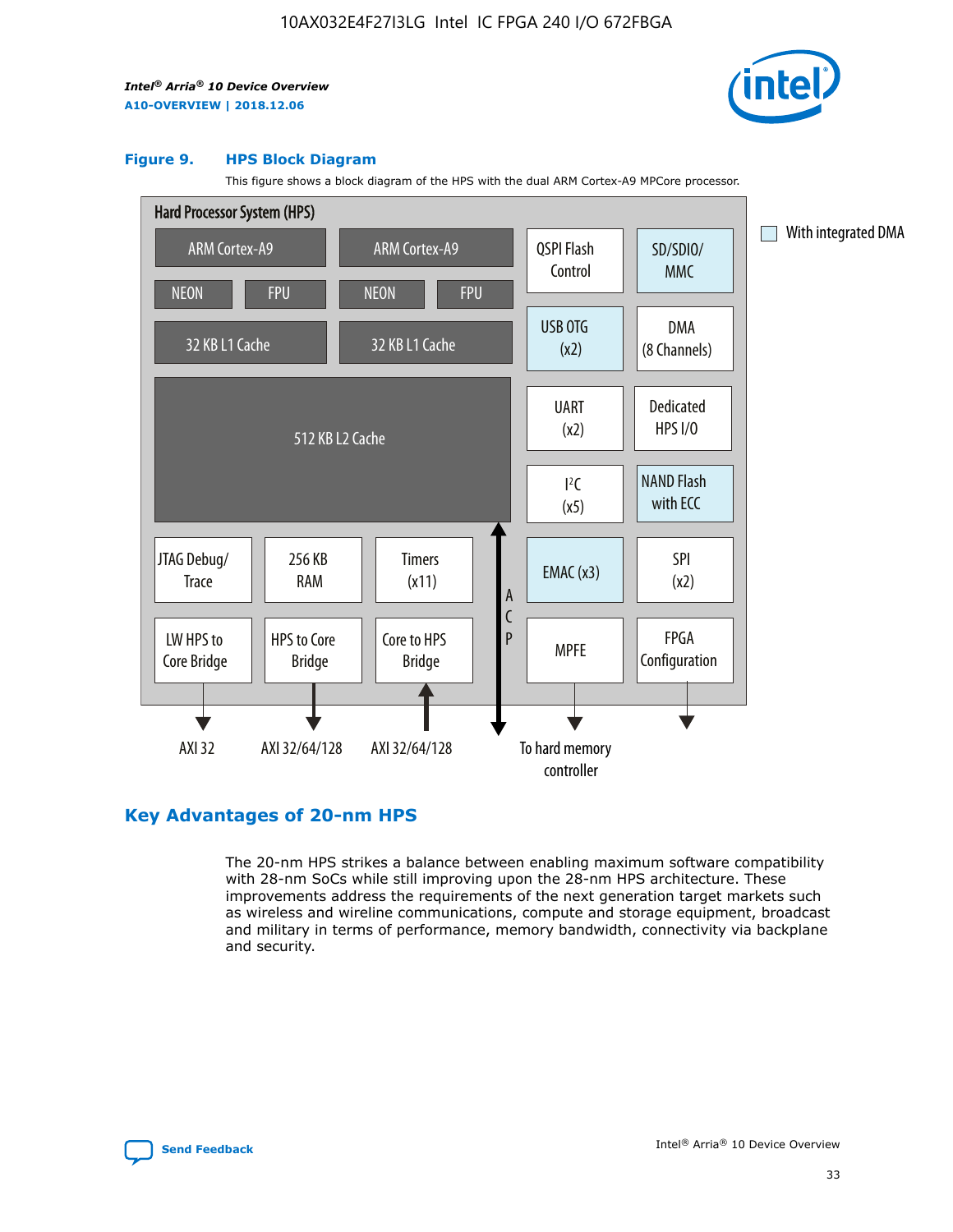**Figure 9. HPS Block Diagram**

This figure shows a block diagram of the HPS with the dual ARM Cortex-A9 MPCore processor.

Hard Processor System (HPS)

ARM Cortex-A9 | ARM Cortex-A9
NEON | FPU | NEON | FPU
32 KB L1 Cache | 32 KB L1 Cache
512 KB L2 Cache

QSPI Flash Control | SD/SDIO/ MMC
USB OTG (x2) | DMA (8 Channels)
UART (x2) | Dedicated HPS I/O
I²C (x5) | NAND Flash with ECC
JTAG Debug/ Trace | 256 KB RAM | Timers (x11) | EMAC (x3) | SPI (x2)
LW HPS to Core Bridge | HPS to Core Bridge | Core to HPS Bridge | ACP | MPFE | FPGA Configuration

AXI 32 | AXI 32/64/128 | AXI 32/64/128 | To hard memory controller

With integrated DMA

## Key Advantages of 20-nm HPS

The 20-nm HPS strikes a balance between enabling maximum software compatibility with 28-nm SoCs while still improving upon the 28-nm HPS architecture. These improvements address the requirements of the next generation target markets such as wireless and wireline communications, compute and storage equipment, broadcast and military in terms of performance, memory bandwidth, connectivity via backplane and security.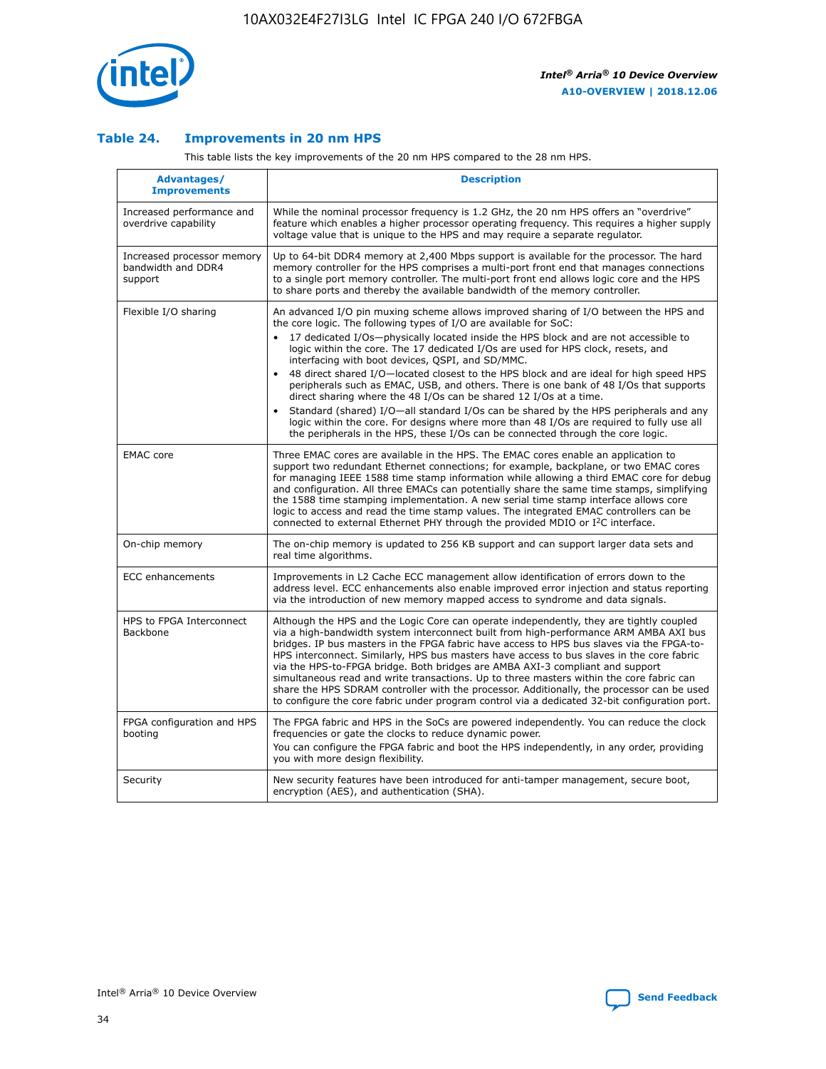### Table 24. Improvements in 20 nm HPS

This table lists the key improvements of the 20 nm HPS compared to the 28 nm HPS.

| Advantages/ Improvements | Description |
| --- | --- |
| Increased performance and overdrive capability | While the nominal processor frequency is 1.2 GHz, the 20 nm HPS offers an "overdrive" feature which enables a higher processor operating frequency. This requires a higher supply voltage value that is unique to the HPS and may require a separate regulator. |
| Increased processor memory bandwidth and DDR4 support | Up to 64-bit DDR4 memory at 2,400 Mbps support is available for the processor. The hard memory controller for the HPS comprises a multi-port front end that manages connections to a single port memory controller. The multi-port front end allows logic core and the HPS to share ports and thereby the available bandwidth of the memory controller. |
| Flexible I/O sharing | An advanced I/O pin muxing scheme allows improved sharing of I/O between the HPS and the core logic. The following types of I/O are available for SoC:<br>• 17 dedicated I/Os—physically located inside the HPS block and are not accessible to logic within the core. The 17 dedicated I/Os are used for HPS clock, resets, and interfacing with boot devices, QSPI, and SD/MMC.<br>• 48 direct shared I/O—located closest to the HPS block and are ideal for high speed HPS peripherals such as EMAC, USB, and others. There is one bank of 48 I/Os that supports direct sharing where the 48 I/Os can be shared 12 I/Os at a time.<br>• Standard (shared) I/O—all standard I/Os can be shared by the HPS peripherals and any logic within the core. For designs where more than 48 I/Os are required to fully use all the peripherals in the HPS, these I/Os can be connected through the core logic. |
| EMAC core | Three EMAC cores are available in the HPS. The EMAC cores enable an application to support two redundant Ethernet connections; for example, backplane, or two EMAC cores for managing IEEE 1588 time stamp information while allowing a third EMAC core for debug and configuration. All three EMACs can potentially share the same time stamps, simplifying the 1588 time stamping implementation. A new serial time stamp interface allows core logic to access and read the time stamp values. The integrated EMAC controllers can be connected to external Ethernet PHY through the provided MDIO or I²C interface. |
| On-chip memory | The on-chip memory is updated to 256 KB support and can support larger data sets and real time algorithms. |
| ECC enhancements | Improvements in L2 Cache ECC management allow identification of errors down to the address level. ECC enhancements also enable improved error injection and status reporting via the introduction of new memory mapped access to syndrome and data signals. |
| HPS to FPGA Interconnect Backbone | Although the HPS and the Logic Core can operate independently, they are tightly coupled via a high-bandwidth system interconnect built from high-performance ARM AMBA AXI bus bridges. IP bus masters in the FPGA fabric have access to HPS bus slaves via the FPGA-to-HPS interconnect. Similarly, HPS bus masters have access to bus slaves in the core fabric via the HPS-to-FPGA bridge. Both bridges are AMBA AXI-3 compliant and support simultaneous read and write transactions. Up to three masters within the core fabric can share the HPS SDRAM controller with the processor. Additionally, the processor can be used to configure the core fabric under program control via a dedicated 32-bit configuration port. |
| FPGA configuration and HPS booting | The FPGA fabric and HPS in the SoCs are powered independently. You can reduce the clock frequencies or gate the clocks to reduce dynamic power.<br>You can configure the FPGA fabric and boot the HPS independently, in any order, providing you with more design flexibility. |
| Security | New security features have been introduced for anti-tamper management, secure boot, encryption (AES), and authentication (SHA). |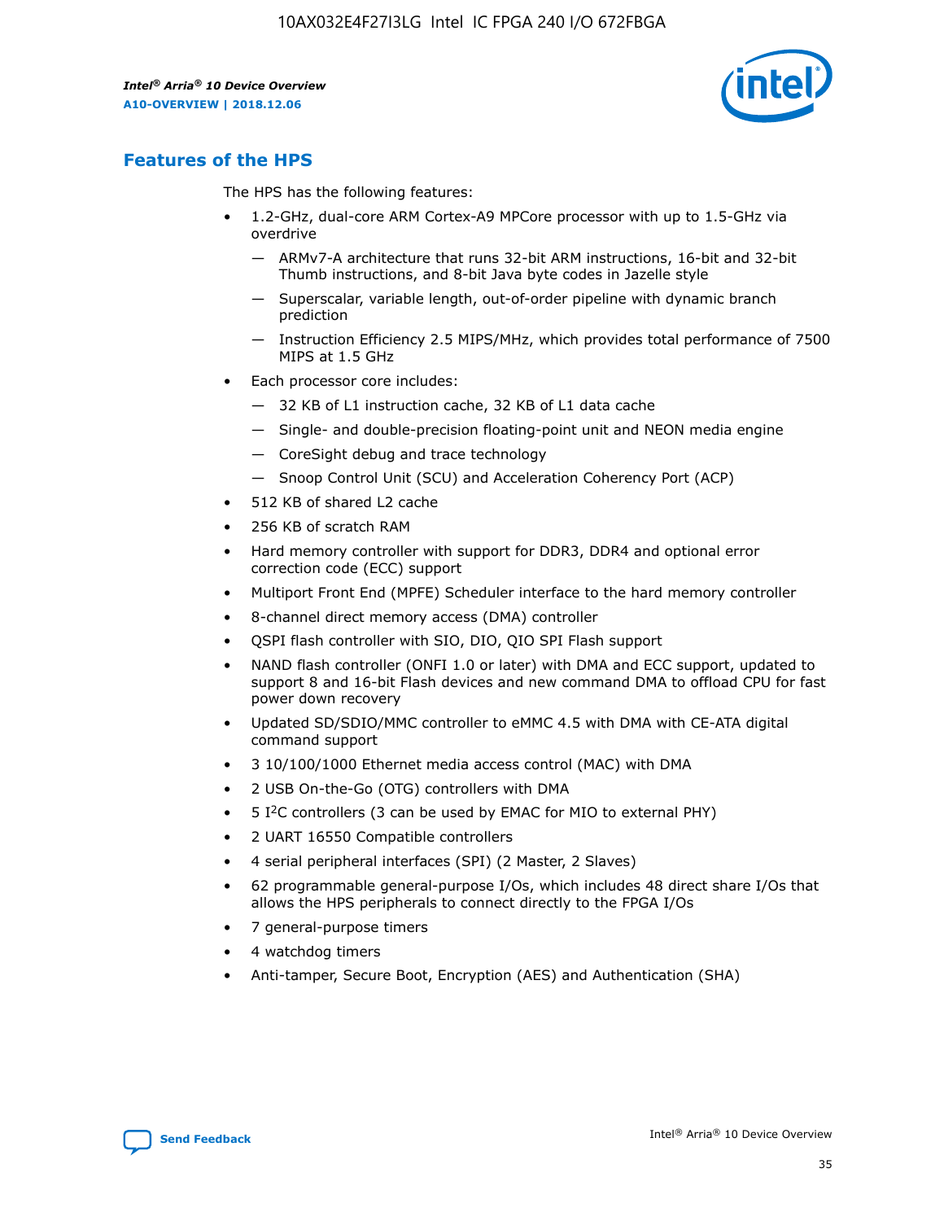## Features of the HPS

The HPS has the following features:

- 1.2-GHz, dual-core ARM Cortex-A9 MPCore processor with up to 1.5-GHz via overdrive
  - ARMv7-A architecture that runs 32-bit ARM instructions, 16-bit and 32-bit Thumb instructions, and 8-bit Java byte codes in Jazelle style
  - Superscalar, variable length, out-of-order pipeline with dynamic branch prediction
  - Instruction Efficiency 2.5 MIPS/MHz, which provides total performance of 7500 MIPS at 1.5 GHz
- Each processor core includes:
  - 32 KB of L1 instruction cache, 32 KB of L1 data cache
  - Single- and double-precision floating-point unit and NEON media engine
  - CoreSight debug and trace technology
  - Snoop Control Unit (SCU) and Acceleration Coherency Port (ACP)
- 512 KB of shared L2 cache
- 256 KB of scratch RAM
- Hard memory controller with support for DDR3, DDR4 and optional error correction code (ECC) support
- Multiport Front End (MPFE) Scheduler interface to the hard memory controller
- 8-channel direct memory access (DMA) controller
- QSPI flash controller with SIO, DIO, QIO SPI Flash support
- NAND flash controller (ONFI 1.0 or later) with DMA and ECC support, updated to support 8 and 16-bit Flash devices and new command DMA to offload CPU for fast power down recovery
- Updated SD/SDIO/MMC controller to eMMC 4.5 with DMA with CE-ATA digital command support
- 3 10/100/1000 Ethernet media access control (MAC) with DMA
- 2 USB On-the-Go (OTG) controllers with DMA
- 5 I$^2$C controllers (3 can be used by EMAC for MIO to external PHY)
- 2 UART 16550 Compatible controllers
- 4 serial peripheral interfaces (SPI) (2 Master, 2 Slaves)
- 62 programmable general-purpose I/Os, which includes 48 direct share I/Os that allows the HPS peripherals to connect directly to the FPGA I/Os
- 7 general-purpose timers
- 4 watchdog timers
- Anti-tamper, Secure Boot, Encryption (AES) and Authentication (SHA)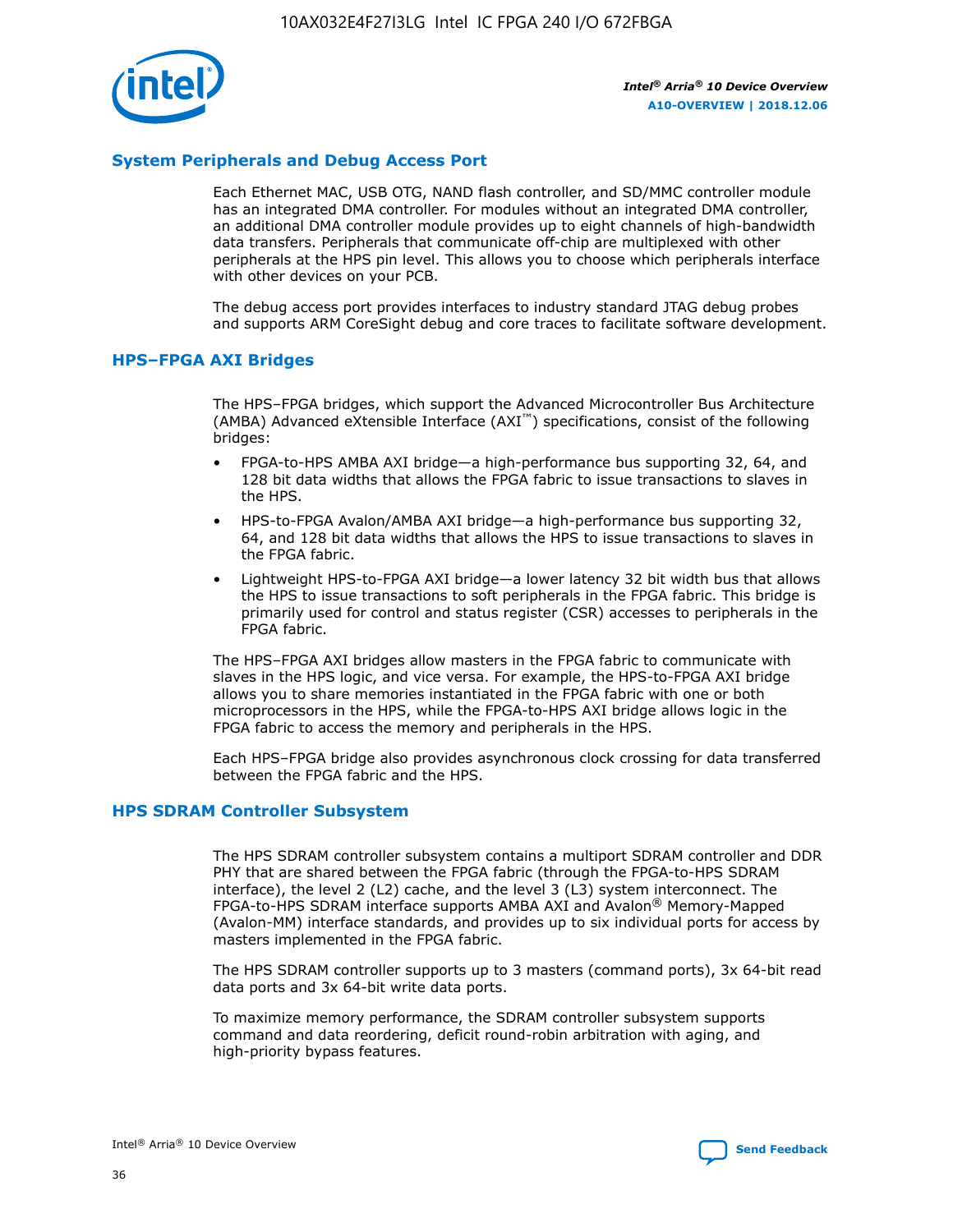## System Peripherals and Debug Access Port

Each Ethernet MAC, USB OTG, NAND flash controller, and SD/MMC controller module has an integrated DMA controller. For modules without an integrated DMA controller, an additional DMA controller module provides up to eight channels of high-bandwidth data transfers. Peripherals that communicate off-chip are multiplexed with other peripherals at the HPS pin level. This allows you to choose which peripherals interface with other devices on your PCB.

The debug access port provides interfaces to industry standard JTAG debug probes and supports ARM CoreSight debug and core traces to facilitate software development.

## HPS–FPGA AXI Bridges

The HPS–FPGA bridges, which support the Advanced Microcontroller Bus Architecture (AMBA) Advanced eXtensible Interface (AXI™) specifications, consist of the following bridges:

- FPGA-to-HPS AMBA AXI bridge—a high-performance bus supporting 32, 64, and 128 bit data widths that allows the FPGA fabric to issue transactions to slaves in the HPS.
- HPS-to-FPGA Avalon/AMBA AXI bridge—a high-performance bus supporting 32, 64, and 128 bit data widths that allows the HPS to issue transactions to slaves in the FPGA fabric.
- Lightweight HPS-to-FPGA AXI bridge—a lower latency 32 bit width bus that allows the HPS to issue transactions to soft peripherals in the FPGA fabric. This bridge is primarily used for control and status register (CSR) accesses to peripherals in the FPGA fabric.

The HPS–FPGA AXI bridges allow masters in the FPGA fabric to communicate with slaves in the HPS logic, and vice versa. For example, the HPS-to-FPGA AXI bridge allows you to share memories instantiated in the FPGA fabric with one or both microprocessors in the HPS, while the FPGA-to-HPS AXI bridge allows logic in the FPGA fabric to access the memory and peripherals in the HPS.

Each HPS–FPGA bridge also provides asynchronous clock crossing for data transferred between the FPGA fabric and the HPS.

## HPS SDRAM Controller Subsystem

The HPS SDRAM controller subsystem contains a multiport SDRAM controller and DDR PHY that are shared between the FPGA fabric (through the FPGA-to-HPS SDRAM interface), the level 2 (L2) cache, and the level 3 (L3) system interconnect. The FPGA-to-HPS SDRAM interface supports AMBA AXI and Avalon® Memory-Mapped (Avalon-MM) interface standards, and provides up to six individual ports for access by masters implemented in the FPGA fabric.

The HPS SDRAM controller supports up to 3 masters (command ports), 3x 64-bit read data ports and 3x 64-bit write data ports.

To maximize memory performance, the SDRAM controller subsystem supports command and data reordering, deficit round-robin arbitration with aging, and high-priority bypass features.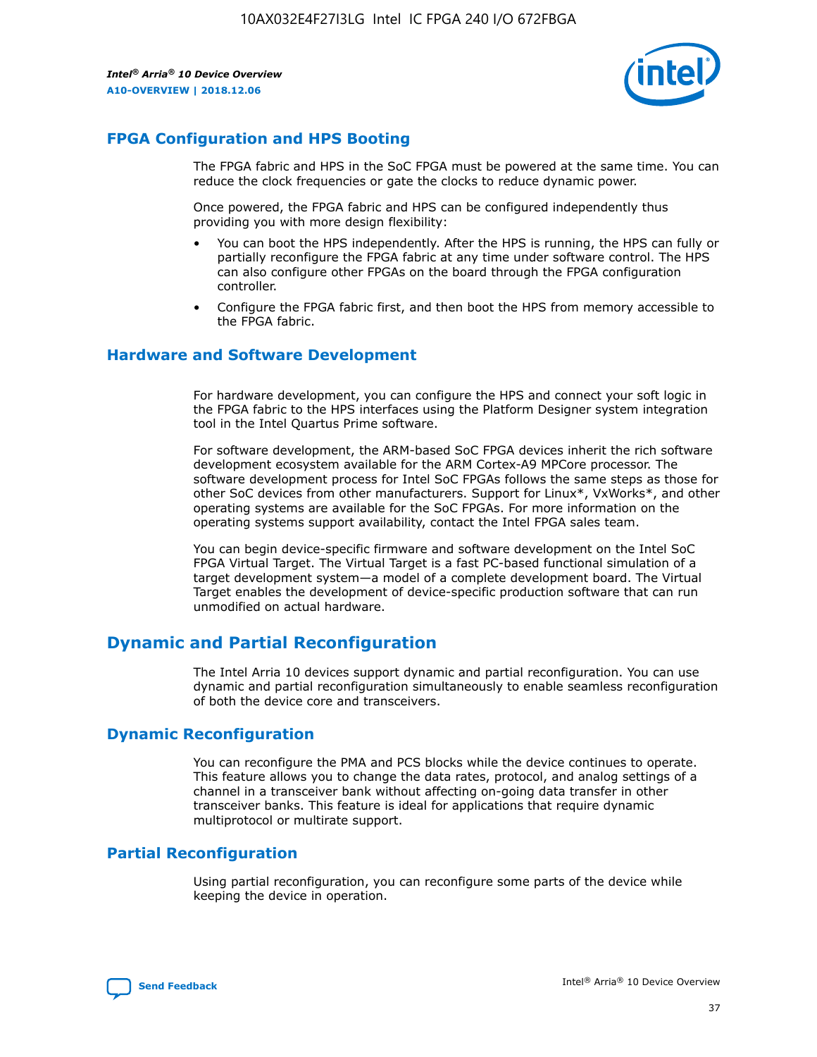## FPGA Configuration and HPS Booting

The FPGA fabric and HPS in the SoC FPGA must be powered at the same time. You can reduce the clock frequencies or gate the clocks to reduce dynamic power.

Once powered, the FPGA fabric and HPS can be configured independently thus providing you with more design flexibility:

- You can boot the HPS independently. After the HPS is running, the HPS can fully or partially reconfigure the FPGA fabric at any time under software control. The HPS can also configure other FPGAs on the board through the FPGA configuration controller.
- Configure the FPGA fabric first, and then boot the HPS from memory accessible to the FPGA fabric.

## Hardware and Software Development

For hardware development, you can configure the HPS and connect your soft logic in the FPGA fabric to the HPS interfaces using the Platform Designer system integration tool in the Intel Quartus Prime software.

For software development, the ARM-based SoC FPGA devices inherit the rich software development ecosystem available for the ARM Cortex-A9 MPCore processor. The software development process for Intel SoC FPGAs follows the same steps as those for other SoC devices from other manufacturers. Support for Linux*, VxWorks*, and other operating systems are available for the SoC FPGAs. For more information on the operating systems support availability, contact the Intel FPGA sales team.

You can begin device-specific firmware and software development on the Intel SoC FPGA Virtual Target. The Virtual Target is a fast PC-based functional simulation of a target development system—a model of a complete development board. The Virtual Target enables the development of device-specific production software that can run unmodified on actual hardware.

# Dynamic and Partial Reconfiguration

The Intel Arria 10 devices support dynamic and partial reconfiguration. You can use dynamic and partial reconfiguration simultaneously to enable seamless reconfiguration of both the device core and transceivers.

## Dynamic Reconfiguration

You can reconfigure the PMA and PCS blocks while the device continues to operate. This feature allows you to change the data rates, protocol, and analog settings of a channel in a transceiver bank without affecting on-going data transfer in other transceiver banks. This feature is ideal for applications that require dynamic multiprotocol or multirate support.

## Partial Reconfiguration

Using partial reconfiguration, you can reconfigure some parts of the device while keeping the device in operation.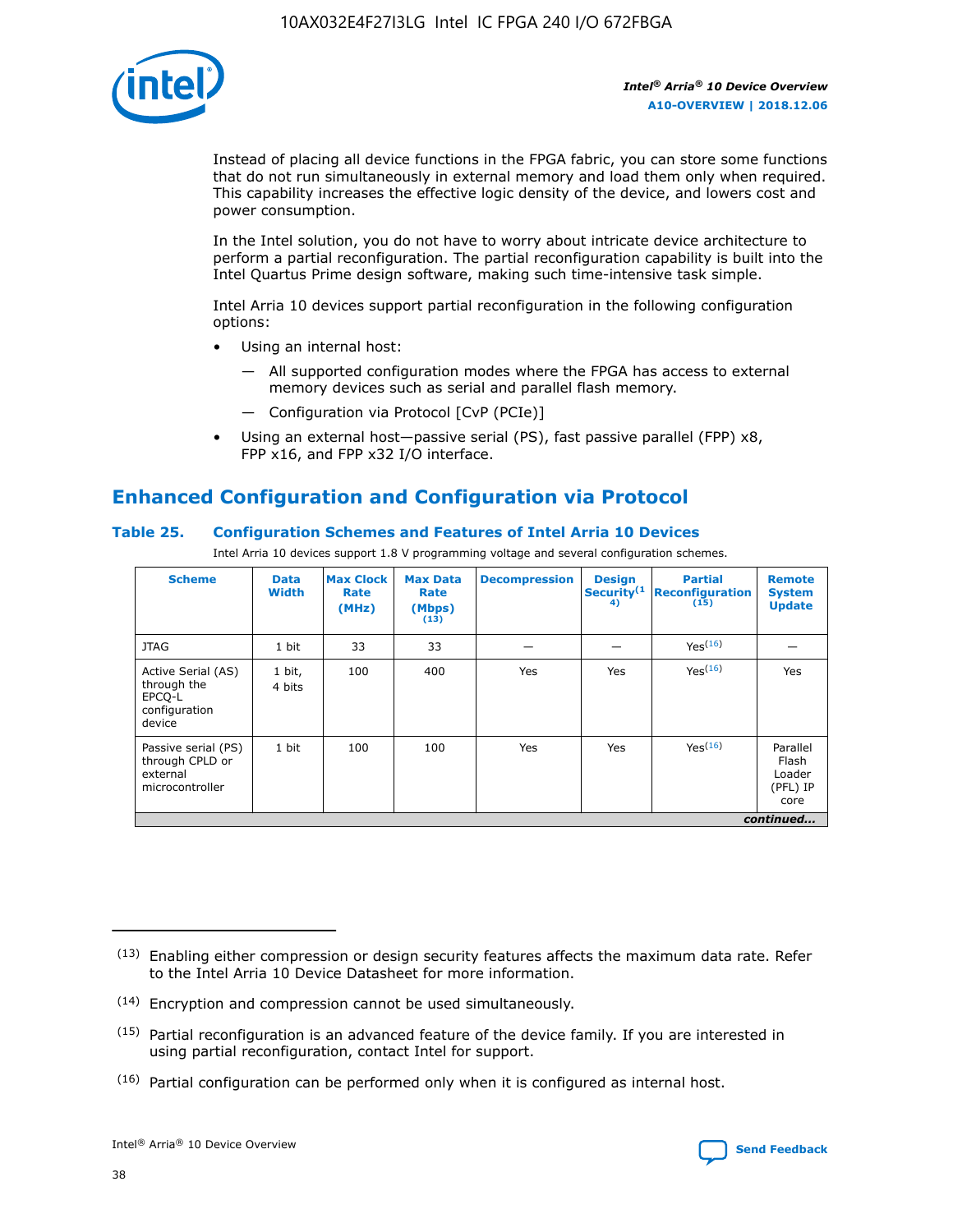Instead of placing all device functions in the FPGA fabric, you can store some functions that do not run simultaneously in external memory and load them only when required. This capability increases the effective logic density of the device, and lowers cost and power consumption.

In the Intel solution, you do not have to worry about intricate device architecture to perform a partial reconfiguration. The partial reconfiguration capability is built into the Intel Quartus Prime design software, making such time-intensive task simple.

Intel Arria 10 devices support partial reconfiguration in the following configuration options:

- Using an internal host:
  - All supported configuration modes where the FPGA has access to external memory devices such as serial and parallel flash memory.
  - Configuration via Protocol [CvP (PCIe)]
- Using an external host—passive serial (PS), fast passive parallel (FPP) x8, FPP x16, and FPP x32 I/O interface.

## Enhanced Configuration and Configuration via Protocol

### Table 25. Configuration Schemes and Features of Intel Arria 10 Devices

Intel Arria 10 devices support 1.8 V programming voltage and several configuration schemes.

| Scheme | Data Width | Max Clock Rate (MHz) | Max Data Rate (Mbps) (13) | Decompression | Design Security (14) | Partial Reconfiguration (15) | Remote System Update |
|---|---|---|---|---|---|---|---|
| JTAG | 1 bit | 33 | 33 | — | — | Yes (16) | — |
| Active Serial (AS) through the EPCQ-L configuration device | 1 bit, 4 bits | 100 | 400 | Yes | Yes | Yes (16) | Yes |
| Passive serial (PS) through CPLD or external microcontroller | 1 bit | 100 | 100 | Yes | Yes | Yes (16) | Parallel Flash Loader (PFL) IP core |

*continued...*

(13) Enabling either compression or design security features affects the maximum data rate. Refer to the Intel Arria 10 Device Datasheet for more information.

(14) Encryption and compression cannot be used simultaneously.

(15) Partial reconfiguration is an advanced feature of the device family. If you are interested in using partial reconfiguration, contact Intel for support.

(16) Partial configuration can be performed only when it is configured as internal host.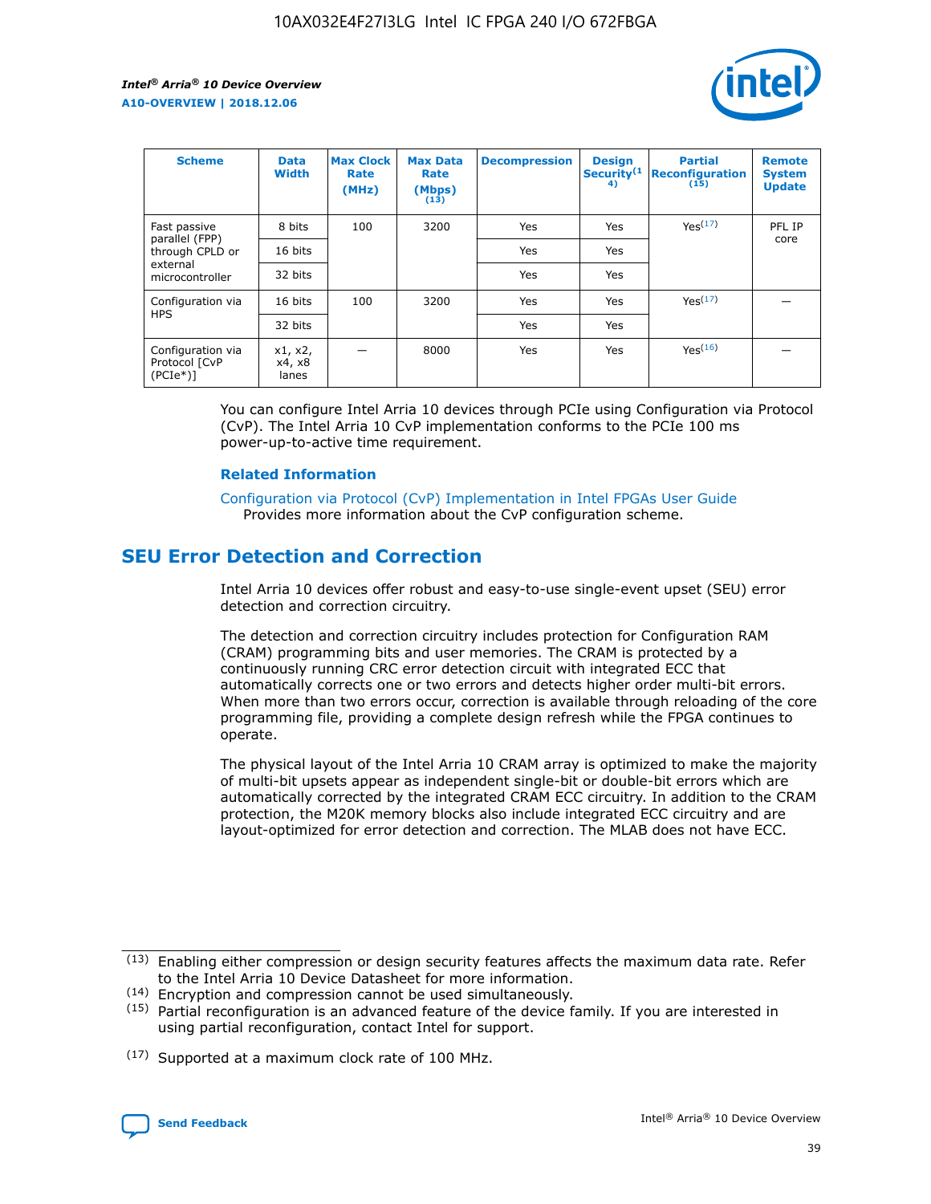| Scheme | Data Width | Max Clock Rate (MHz) | Max Data Rate (Mbps) (13) | Decompression | Design Security(14) | Partial Reconfiguration (15) | Remote System Update |
|---|---|---|---|---|---|---|---|
| Fast passive parallel (FPP) through CPLD or external microcontroller | 8 bits | 100 | 3200 | Yes | Yes | Yes(17) | PFL IP core |
| | 16 bits | | | Yes | Yes | | |
| | 32 bits | | | Yes | Yes | | |
| Configuration via HPS | 16 bits | 100 | 3200 | Yes | Yes | Yes(17) | — |
| | 32 bits | | | Yes | Yes | | |
| Configuration via Protocol [CvP (PCIe*)] | x1, x2, x4, x8 lanes | — | 8000 | Yes | Yes | Yes(16) | — |

You can configure Intel Arria 10 devices through PCIe using Configuration via Protocol (CvP). The Intel Arria 10 CvP implementation conforms to the PCIe 100 ms power-up-to-active time requirement.

**Related Information**

Configuration via Protocol (CvP) Implementation in Intel FPGAs User Guide
Provides more information about the CvP configuration scheme.

## SEU Error Detection and Correction

Intel Arria 10 devices offer robust and easy-to-use single-event upset (SEU) error detection and correction circuitry.

The detection and correction circuitry includes protection for Configuration RAM (CRAM) programming bits and user memories. The CRAM is protected by a continuously running CRC error detection circuit with integrated ECC that automatically corrects one or two errors and detects higher order multi-bit errors. When more than two errors occur, correction is available through reloading of the core programming file, providing a complete design refresh while the FPGA continues to operate.

The physical layout of the Intel Arria 10 CRAM array is optimized to make the majority of multi-bit upsets appear as independent single-bit or double-bit errors which are automatically corrected by the integrated CRAM ECC circuitry. In addition to the CRAM protection, the M20K memory blocks also include integrated ECC circuitry and are layout-optimized for error detection and correction. The MLAB does not have ECC.

(13) Enabling either compression or design security features affects the maximum data rate. Refer to the Intel Arria 10 Device Datasheet for more information.

(14) Encryption and compression cannot be used simultaneously.

(15) Partial reconfiguration is an advanced feature of the device family. If you are interested in using partial reconfiguration, contact Intel for support.

(17) Supported at a maximum clock rate of 100 MHz.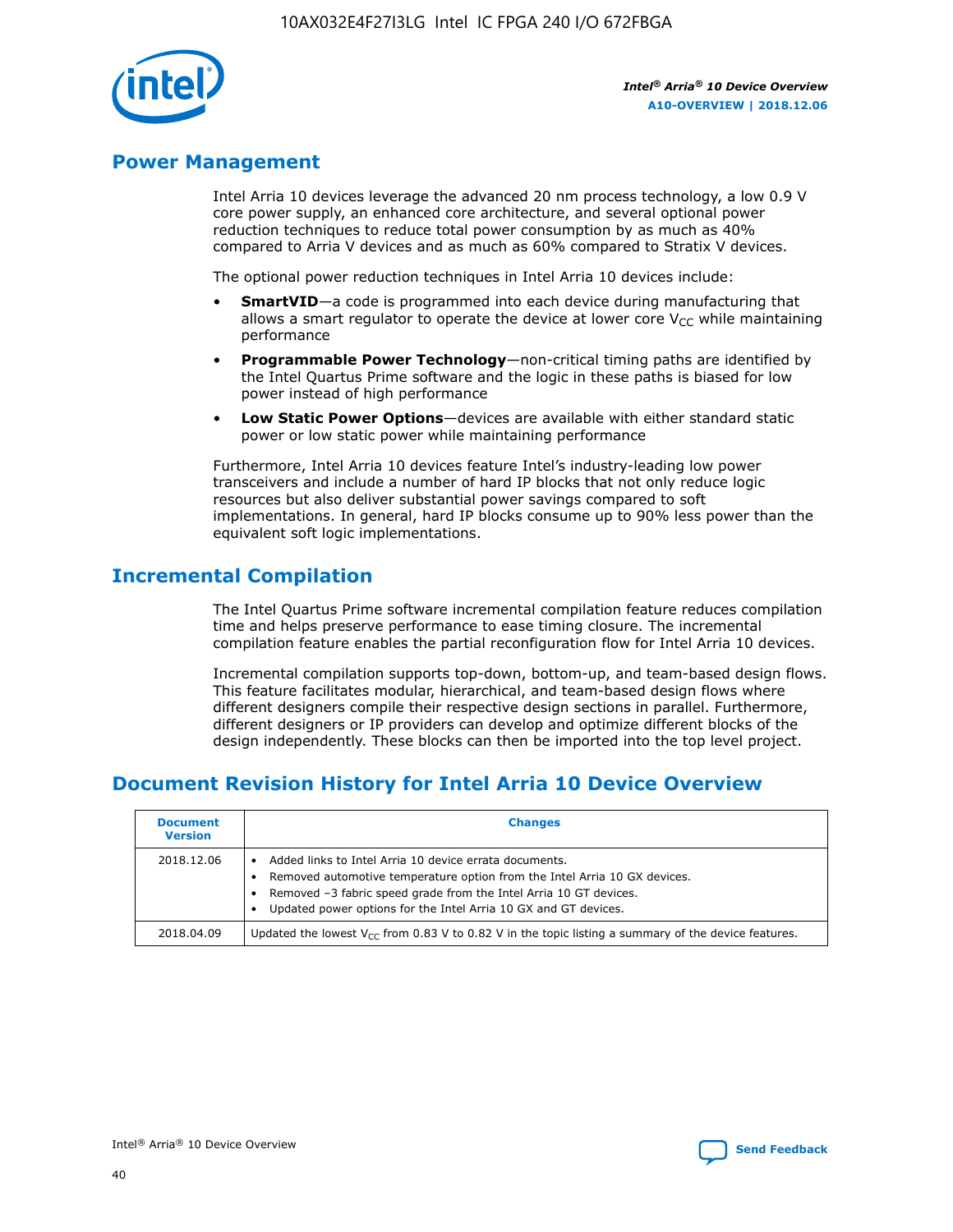## Power Management

Intel Arria 10 devices leverage the advanced 20 nm process technology, a low 0.9 V core power supply, an enhanced core architecture, and several optional power reduction techniques to reduce total power consumption by as much as 40% compared to Arria V devices and as much as 60% compared to Stratix V devices.

The optional power reduction techniques in Intel Arria 10 devices include:

- **SmartVID**—a code is programmed into each device during manufacturing that allows a smart regulator to operate the device at lower core $V_{CC}$ while maintaining performance
- **Programmable Power Technology**—non-critical timing paths are identified by the Intel Quartus Prime software and the logic in these paths is biased for low power instead of high performance
- **Low Static Power Options**—devices are available with either standard static power or low static power while maintaining performance

Furthermore, Intel Arria 10 devices feature Intel's industry-leading low power transceivers and include a number of hard IP blocks that not only reduce logic resources but also deliver substantial power savings compared to soft implementations. In general, hard IP blocks consume up to 90% less power than the equivalent soft logic implementations.

## Incremental Compilation

The Intel Quartus Prime software incremental compilation feature reduces compilation time and helps preserve performance to ease timing closure. The incremental compilation feature enables the partial reconfiguration flow for Intel Arria 10 devices.

Incremental compilation supports top-down, bottom-up, and team-based design flows. This feature facilitates modular, hierarchical, and team-based design flows where different designers compile their respective design sections in parallel. Furthermore, different designers or IP providers can develop and optimize different blocks of the design independently. These blocks can then be imported into the top level project.

## Document Revision History for Intel Arria 10 Device Overview

| Document Version | Changes |
|---|---|
| 2018.12.06 | • Added links to Intel Arria 10 device errata documents.<br>• Removed automotive temperature option from the Intel Arria 10 GX devices.<br>• Removed –3 fabric speed grade from the Intel Arria 10 GT devices.<br>• Updated power options for the Intel Arria 10 GX and GT devices. |
| 2018.04.09 | Updated the lowest $V_{CC}$ from 0.83 V to 0.82 V in the topic listing a summary of the device features. |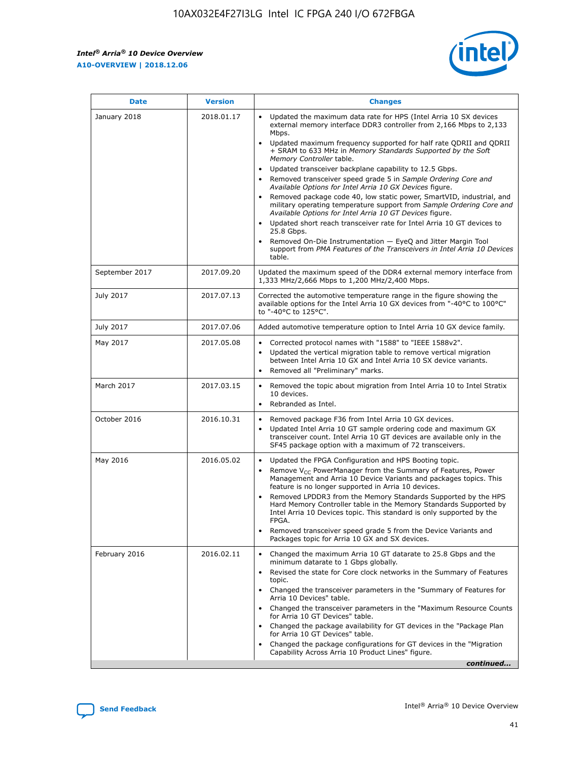| Date | Version | Changes |
| --- | --- | --- |
| January 2018 | 2018.01.17 | • Updated the maximum data rate for HPS (Intel Arria 10 SX devices external memory interface DDR3 controller from 2,166 Mbps to 2,133 Mbps.<br>• Updated maximum frequency supported for half rate QDRII and QDRII + SRAM to 633 MHz in *Memory Standards Supported by the Soft Memory Controller* table.<br>• Updated transceiver backplane capability to 12.5 Gbps.<br>• Removed transceiver speed grade 5 in *Sample Ordering Core and Available Options for Intel Arria 10 GX Devices* figure.<br>• Removed package code 40, low static power, SmartVID, industrial, and military operating temperature support from *Sample Ordering Core and Available Options for Intel Arria 10 GT Devices* figure.<br>• Updated short reach transceiver rate for Intel Arria 10 GT devices to 25.8 Gbps.<br>• Removed On-Die Instrumentation — EyeQ and Jitter Margin Tool support from *PMA Features of the Transceivers in Intel Arria 10 Devices* table. |
| September 2017 | 2017.09.20 | Updated the maximum speed of the DDR4 external memory interface from 1,333 MHz/2,666 Mbps to 1,200 MHz/2,400 Mbps. |
| July 2017 | 2017.07.13 | Corrected the automotive temperature range in the figure showing the available options for the Intel Arria 10 GX devices from "-40°C to 100°C" to "-40°C to 125°C". |
| July 2017 | 2017.07.06 | Added automotive temperature option to Intel Arria 10 GX device family. |
| May 2017 | 2017.05.08 | • Corrected protocol names with "1588" to "IEEE 1588v2".<br>• Updated the vertical migration table to remove vertical migration between Intel Arria 10 GX and Intel Arria 10 SX device variants.<br>• Removed all "Preliminary" marks. |
| March 2017 | 2017.03.15 | • Removed the topic about migration from Intel Arria 10 to Intel Stratix 10 devices.<br>• Rebranded as Intel. |
| October 2016 | 2016.10.31 | • Removed package F36 from Intel Arria 10 GX devices.<br>• Updated Intel Arria 10 GT sample ordering code and maximum GX transceiver count. Intel Arria 10 GT devices are available only in the SF45 package option with a maximum of 72 transceivers. |
| May 2016 | 2016.05.02 | • Updated the FPGA Configuration and HPS Booting topic.<br>• Remove $V_{CC}$ PowerManager from the Summary of Features, Power Management and Arria 10 Device Variants and packages topics. This feature is no longer supported in Arria 10 devices.<br>• Removed LPDDR3 from the Memory Standards Supported by the HPS Hard Memory Controller table in the Memory Standards Supported by Intel Arria 10 Devices topic. This standard is only supported by the FPGA.<br>• Removed transceiver speed grade 5 from the Device Variants and Packages topic for Arria 10 GX and SX devices. |
| February 2016 | 2016.02.11 | • Changed the maximum Arria 10 GT datarate to 25.8 Gbps and the minimum datarate to 1 Gbps globally.<br>• Revised the state for Core clock networks in the Summary of Features topic.<br>• Changed the transceiver parameters in the "Summary of Features for Arria 10 Devices" table.<br>• Changed the transceiver parameters in the "Maximum Resource Counts for Arria 10 GT Devices" table.<br>• Changed the package availability for GT devices in the "Package Plan for Arria 10 GT Devices" table.<br>• Changed the package configurations for GT devices in the "Migration Capability Across Arria 10 Product Lines" figure. |

*continued...*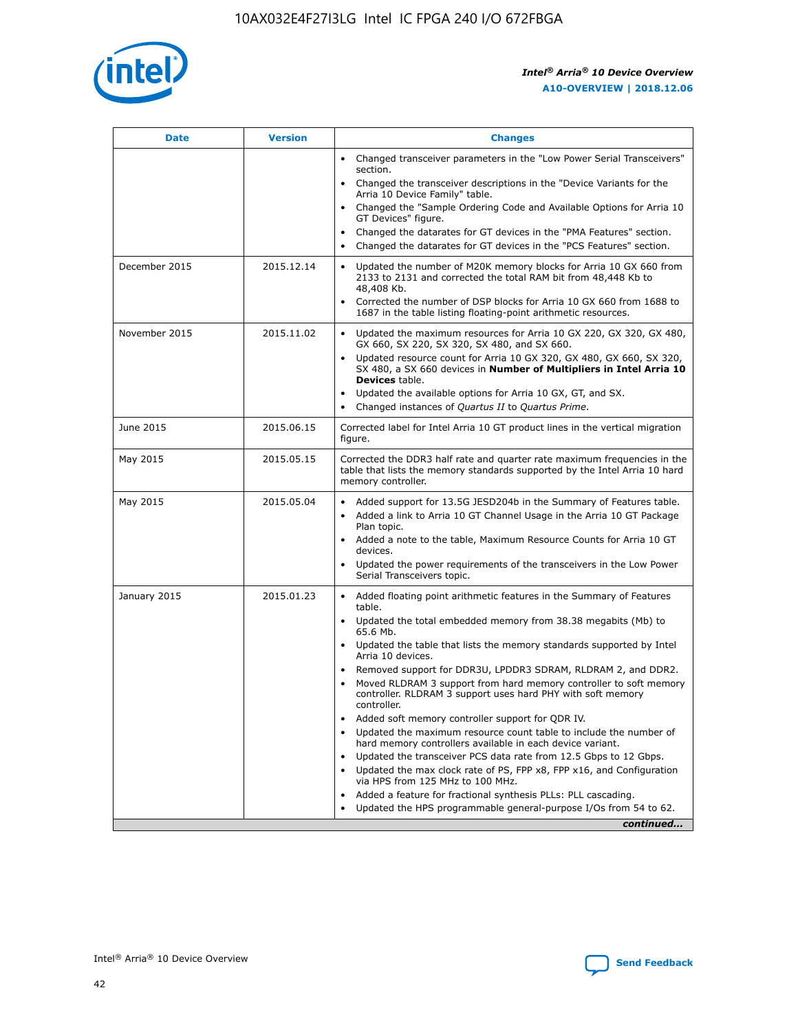| Date | Version | Changes |
| --- | --- | --- |
| | | • Changed transceiver parameters in the "Low Power Serial Transceivers" section.<br>• Changed the transceiver descriptions in the "Device Variants for the Arria 10 Device Family" table.<br>• Changed the "Sample Ordering Code and Available Options for Arria 10 GT Devices" figure.<br>• Changed the datarates for GT devices in the "PMA Features" section.<br>• Changed the datarates for GT devices in the "PCS Features" section. |
| December 2015 | 2015.12.14 | • Updated the number of M20K memory blocks for Arria 10 GX 660 from 2133 to 2131 and corrected the total RAM bit from 48,448 Kb to 48,408 Kb.<br>• Corrected the number of DSP blocks for Arria 10 GX 660 from 1688 to 1687 in the table listing floating-point arithmetic resources. |
| November 2015 | 2015.11.02 | • Updated the maximum resources for Arria 10 GX 220, GX 320, GX 480, GX 660, SX 220, SX 320, SX 480, and SX 660.<br>• Updated resource count for Arria 10 GX 320, GX 480, GX 660, SX 320, SX 480, a SX 660 devices in **Number of Multipliers in Intel Arria 10 Devices** table.<br>• Updated the available options for Arria 10 GX, GT, and SX.<br>• Changed instances of *Quartus II* to *Quartus Prime*. |
| June 2015 | 2015.06.15 | Corrected label for Intel Arria 10 GT product lines in the vertical migration figure. |
| May 2015 | 2015.05.15 | Corrected the DDR3 half rate and quarter rate maximum frequencies in the table that lists the memory standards supported by the Intel Arria 10 hard memory controller. |
| May 2015 | 2015.05.04 | • Added support for 13.5G JESD204b in the Summary of Features table.<br>• Added a link to Arria 10 GT Channel Usage in the Arria 10 GT Package Plan topic.<br>• Added a note to the table, Maximum Resource Counts for Arria 10 GT devices.<br>• Updated the power requirements of the transceivers in the Low Power Serial Transceivers topic. |
| January 2015 | 2015.01.23 | • Added floating point arithmetic features in the Summary of Features table.<br>• Updated the total embedded memory from 38.38 megabits (Mb) to 65.6 Mb.<br>• Updated the table that lists the memory standards supported by Intel Arria 10 devices.<br>• Removed support for DDR3U, LPDDR3 SDRAM, RLDRAM 2, and DDR2.<br>• Moved RLDRAM 3 support from hard memory controller to soft memory controller. RLDRAM 3 support uses hard PHY with soft memory controller.<br>• Added soft memory controller support for QDR IV.<br>• Updated the maximum resource count table to include the number of hard memory controllers available in each device variant.<br>• Updated the transceiver PCS data rate from 12.5 Gbps to 12 Gbps.<br>• Updated the max clock rate of PS, FPP x8, FPP x16, and Configuration via HPS from 125 MHz to 100 MHz.<br>• Added a feature for fractional synthesis PLLs: PLL cascading.<br>• Updated the HPS programmable general-purpose I/Os from 54 to 62. |

*continued...*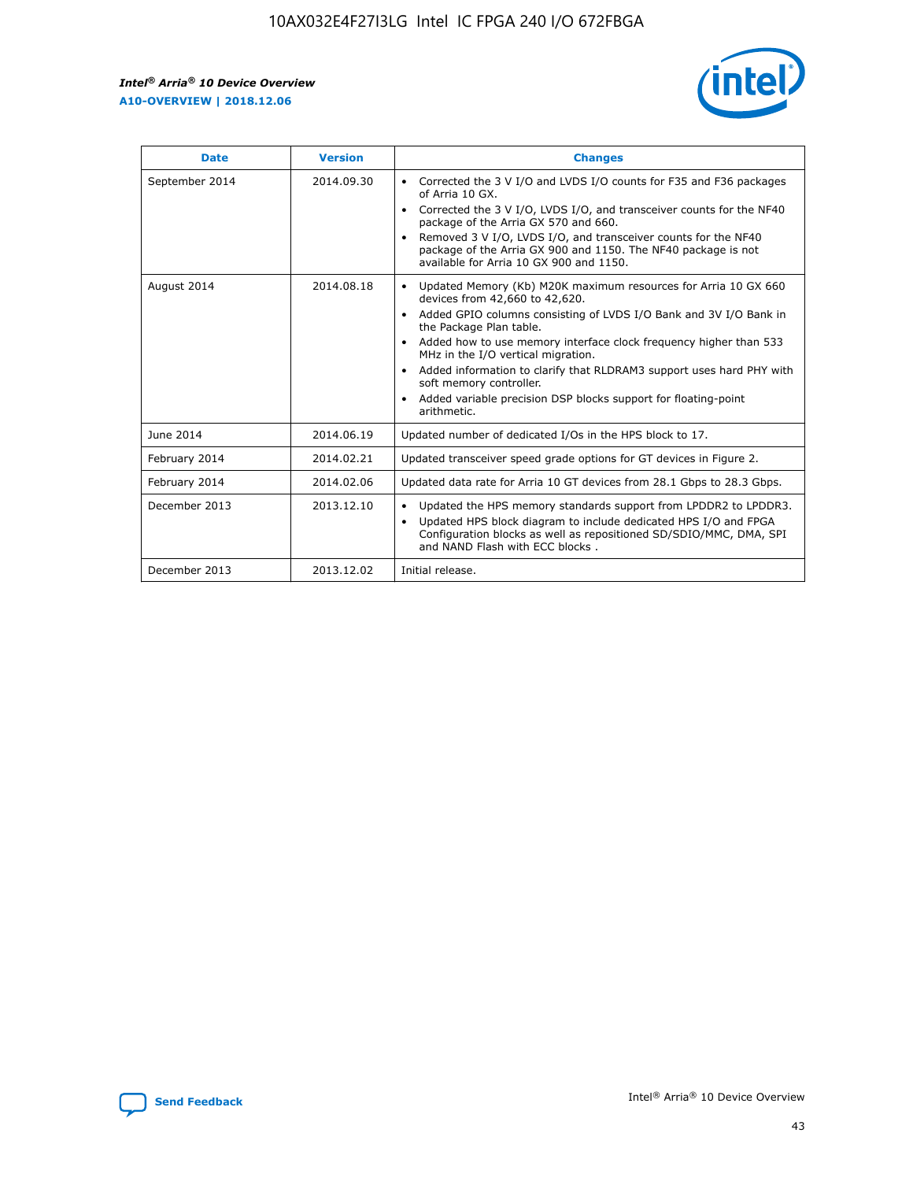| Date | Version | Changes |
| --- | --- | --- |
| September 2014 | 2014.09.30 | • Corrected the 3 V I/O and LVDS I/O counts for F35 and F36 packages of Arria 10 GX.<br>• Corrected the 3 V I/O, LVDS I/O, and transceiver counts for the NF40 package of the Arria GX 570 and 660.<br>• Removed 3 V I/O, LVDS I/O, and transceiver counts for the NF40 package of the Arria GX 900 and 1150. The NF40 package is not available for Arria 10 GX 900 and 1150. |
| August 2014 | 2014.08.18 | • Updated Memory (Kb) M20K maximum resources for Arria 10 GX 660 devices from 42,660 to 42,620.<br>• Added GPIO columns consisting of LVDS I/O Bank and 3V I/O Bank in the Package Plan table.<br>• Added how to use memory interface clock frequency higher than 533 MHz in the I/O vertical migration.<br>• Added information to clarify that RLDRAM3 support uses hard PHY with soft memory controller.<br>• Added variable precision DSP blocks support for floating-point arithmetic. |
| June 2014 | 2014.06.19 | Updated number of dedicated I/Os in the HPS block to 17. |
| February 2014 | 2014.02.21 | Updated transceiver speed grade options for GT devices in Figure 2. |
| February 2014 | 2014.02.06 | Updated data rate for Arria 10 GT devices from 28.1 Gbps to 28.3 Gbps. |
| December 2013 | 2013.12.10 | • Updated the HPS memory standards support from LPDDR2 to LPDDR3.<br>• Updated HPS block diagram to include dedicated HPS I/O and FPGA Configuration blocks as well as repositioned SD/SDIO/MMC, DMA, SPI and NAND Flash with ECC blocks . |
| December 2013 | 2013.12.02 | Initial release. |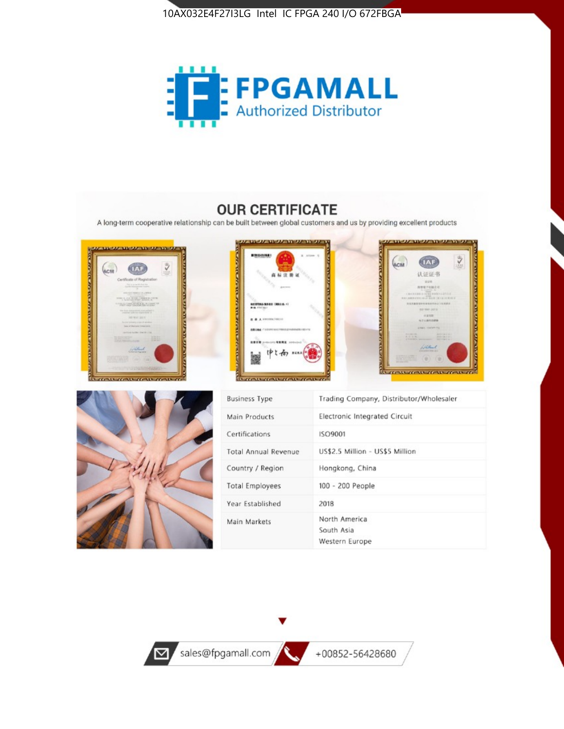FPGAMALL

Authorized Distributor

## OUR CERTIFICATE

A long-term cooperative relationship can be built between global customers and us by providing excellent products

| | |
|---|---|
| Business Type | Trading Company, Distributor/Wholesaler |
| Main Products | Electronic Integrated Circuit |
| Certifications | ISO9001 |
| Total Annual Revenue | US$2.5 Million - US$5 Million |
| Country / Region | Hongkong, China |
| Total Employees | 100 - 200 People |
| Year Established | 2018 |
| Main Markets | North America<br>South Asia<br>Western Europe |

sales@fpgamall.com

+00852-56428680